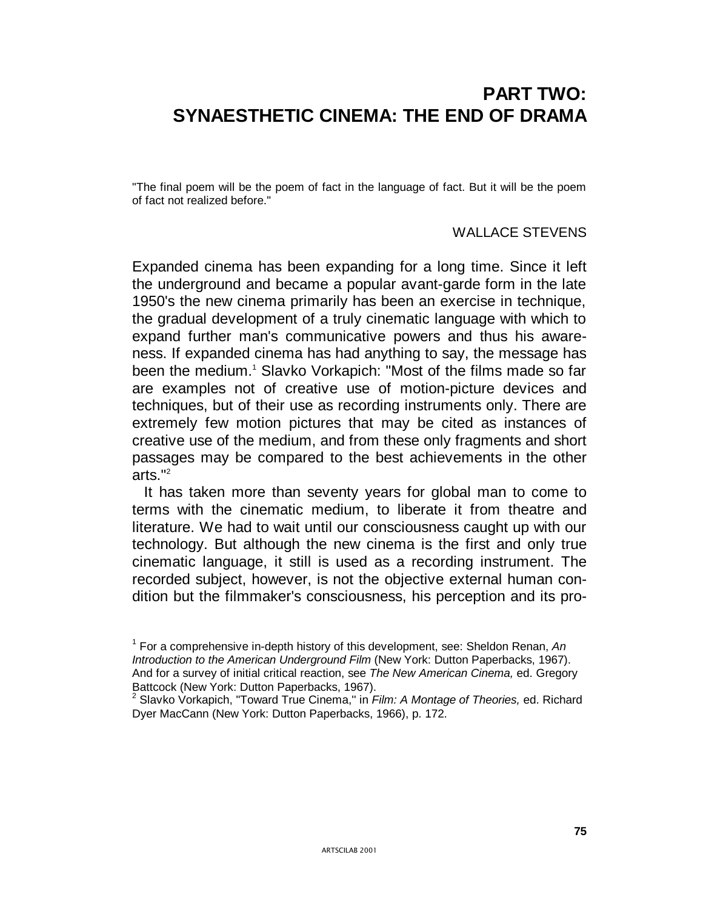# PART TWO: SYNAESTHETIC CINEMA: THE END OF DRAMA

"The final poem will be the poem of fact in the language of fact. But it will be the poem of fact not realized before."

WALLACE STEVENS

Expanded cinema has been expanding for a long time. Since it left the underground and became a popular avant-garde form in the late 1950's the new cinema primarily has been an exercise in technique, the gradual development of a truly cinematic language with which to expand further man's communicative powers and thus his awareness. If expanded cinema has had anything to say, the message has been the medium.[1] Slavko Vorkapich: "Most of the films made so far are examples not of creative use of motion-picture devices and techniques, but of their use as recording instruments only. There are extremely few motion pictures that may be cited as instances of creative use of the medium, and from these only fragments and short passages may be compared to the best achievements in the other arts."[2]

It has taken more than seventy years for global man to come to terms with the cinematic medium, to liberate it from theatre and literature. We had to wait until our consciousness caught up with our technology. But although the new cinema is the first and only true cinematic language, it still is used as a recording instrument. The recorded subject, however, is not the objective external human condition but the filmmaker's consciousness, his perception and its pro-

[1] For a comprehensive in-depth history of this development, see: Sheldon Renan, *An Introduction to the American Underground Film* (New York: Dutton Paperbacks, 1967). And for a survey of initial critical reaction, see *The New American Cinema,* ed. Gregory Battcock (New York: Dutton Paperbacks, 1967).

[2] Slavko Vorkapich, "Toward True Cinema," in *Film: A Montage of Theories,* ed. Richard Dyer MacCann (New York: Dutton Paperbacks, 1966), p. 172.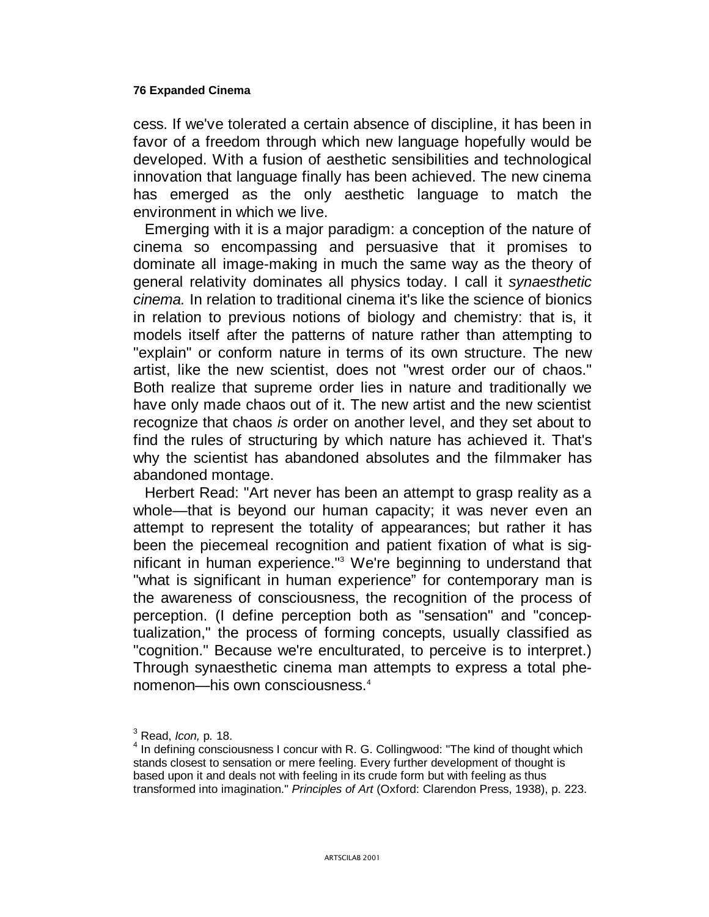cess. If we've tolerated a certain absence of discipline, it has been in favor of a freedom through which new language hopefully would be developed. With a fusion of aesthetic sensibilities and technological innovation that language finally has been achieved. The new cinema has emerged as the only aesthetic language to match the environment in which we live.

Emerging with it is a major paradigm: a conception of the nature of cinema so encompassing and persuasive that it promises to dominate all image-making in much the same way as the theory of general relativity dominates all physics today. I call it *synaesthetic cinema.* In relation to traditional cinema it's like the science of bionics in relation to previous notions of biology and chemistry: that is, it models itself after the patterns of nature rather than attempting to "explain" or conform nature in terms of its own structure. The new artist, like the new scientist, does not "wrest order our of chaos." Both realize that supreme order lies in nature and traditionally we have only made chaos out of it. The new artist and the new scientist recognize that chaos *is* order on another level, and they set about to find the rules of structuring by which nature has achieved it. That's why the scientist has abandoned absolutes and the filmmaker has abandoned montage.

Herbert Read: "Art never has been an attempt to grasp reality as a whole—that is beyond our human capacity; it was never even an attempt to represent the totality of appearances; but rather it has been the piecemeal recognition and patient fixation of what is significant in human experience."[3] We're beginning to understand that "what is significant in human experience" for contemporary man is the awareness of consciousness, the recognition of the process of perception. (I define perception both as "sensation" and "conceptualization," the process of forming concepts, usually classified as "cognition." Because we're enculturated, to perceive is to interpret.) Through synaesthetic cinema man attempts to express a total phenomenon—his own consciousness.[4]

---

[3] Read, *Icon,* p. 18.

[4] In defining consciousness I concur with R. G. Collingwood: "The kind of thought which stands closest to sensation or mere feeling. Every further development of thought is based upon it and deals not with feeling in its crude form but with feeling as thus transformed into imagination." *Principles of Art* (Oxford: Clarendon Press, 1938), p. 223.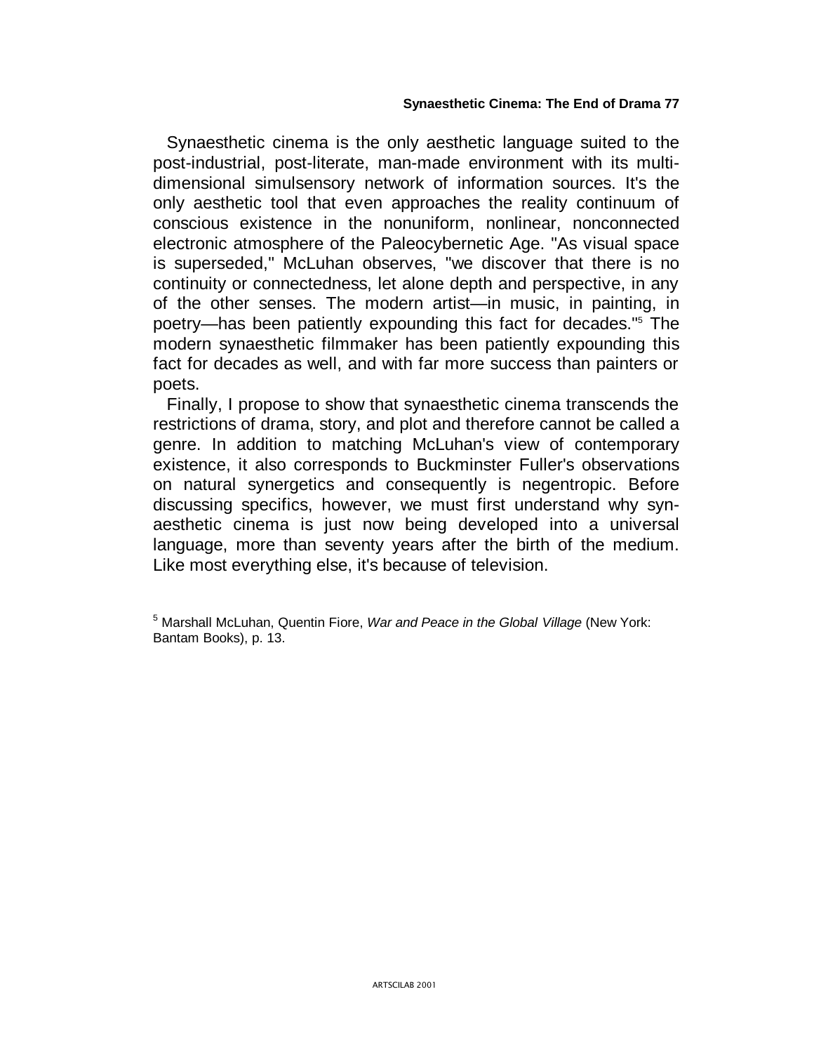Synaesthetic cinema is the only aesthetic language suited to the post-industrial, post-literate, man-made environment with its multidimensional simulsensory network of information sources. It's the only aesthetic tool that even approaches the reality continuum of conscious existence in the nonuniform, nonlinear, nonconnected electronic atmosphere of the Paleocybernetic Age. "As visual space is superseded," McLuhan observes, "we discover that there is no continuity or connectedness, let alone depth and perspective, in any of the other senses. The modern artist—in music, in painting, in poetry—has been patiently expounding this fact for decades."[5] The modern synaesthetic filmmaker has been patiently expounding this fact for decades as well, and with far more success than painters or poets.

Finally, I propose to show that synaesthetic cinema transcends the restrictions of drama, story, and plot and therefore cannot be called a genre. In addition to matching McLuhan's view of contemporary existence, it also corresponds to Buckminster Fuller's observations on natural synergetics and consequently is negentropic. Before discussing specifics, however, we must first understand why synaesthetic cinema is just now being developed into a universal language, more than seventy years after the birth of the medium. Like most everything else, it's because of television.

[5] Marshall McLuhan, Quentin Fiore, *War and Peace in the Global Village* (New York: Bantam Books), p. 13.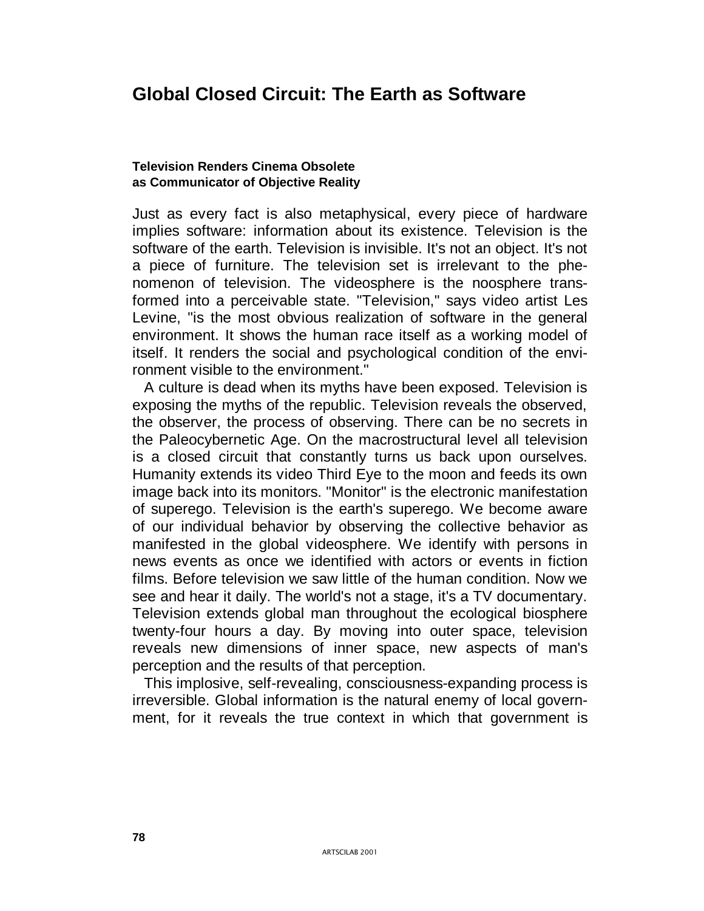# Global Closed Circuit: The Earth as Software

### Television Renders Cinema Obsolete as Communicator of Objective Reality

Just as every fact is also metaphysical, every piece of hardware implies software: information about its existence. Television is the software of the earth. Television is invisible. It's not an object. It's not a piece of furniture. The television set is irrelevant to the phenomenon of television. The videosphere is the noosphere transformed into a perceivable state. "Television," says video artist Les Levine, "is the most obvious realization of software in the general environment. It shows the human race itself as a working model of itself. It renders the social and psychological condition of the environment visible to the environment."

A culture is dead when its myths have been exposed. Television is exposing the myths of the republic. Television reveals the observed, the observer, the process of observing. There can be no secrets in the Paleocybernetic Age. On the macrostructural level all television is a closed circuit that constantly turns us back upon ourselves. Humanity extends its video Third Eye to the moon and feeds its own image back into its monitors. "Monitor" is the electronic manifestation of superego. Television is the earth's superego. We become aware of our individual behavior by observing the collective behavior as manifested in the global videosphere. We identify with persons in news events as once we identified with actors or events in fiction films. Before television we saw little of the human condition. Now we see and hear it daily. The world's not a stage, it's a TV documentary. Television extends global man throughout the ecological biosphere twenty-four hours a day. By moving into outer space, television reveals new dimensions of inner space, new aspects of man's perception and the results of that perception.

This implosive, self-revealing, consciousness-expanding process is irreversible. Global information is the natural enemy of local government, for it reveals the true context in which that government is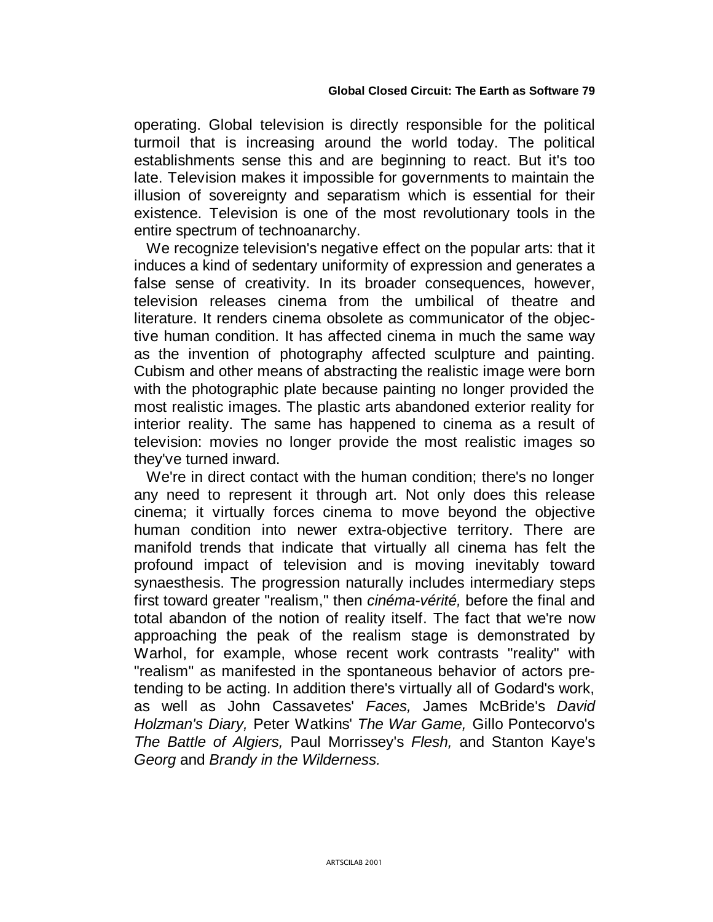operating. Global television is directly responsible for the political turmoil that is increasing around the world today. The political establishments sense this and are beginning to react. But it's too late. Television makes it impossible for governments to maintain the illusion of sovereignty and separatism which is essential for their existence. Television is one of the most revolutionary tools in the entire spectrum of technoanarchy.

We recognize television's negative effect on the popular arts: that it induces a kind of sedentary uniformity of expression and generates a false sense of creativity. In its broader consequences, however, television releases cinema from the umbilical of theatre and literature. It renders cinema obsolete as communicator of the objective human condition. It has affected cinema in much the same way as the invention of photography affected sculpture and painting. Cubism and other means of abstracting the realistic image were born with the photographic plate because painting no longer provided the most realistic images. The plastic arts abandoned exterior reality for interior reality. The same has happened to cinema as a result of television: movies no longer provide the most realistic images so they've turned inward.

We're in direct contact with the human condition; there's no longer any need to represent it through art. Not only does this release cinema; it virtually forces cinema to move beyond the objective human condition into newer extra-objective territory. There are manifold trends that indicate that virtually all cinema has felt the profound impact of television and is moving inevitably toward synaesthesis. The progression naturally includes intermediary steps first toward greater "realism," then *cinéma-vérité,* before the final and total abandon of the notion of reality itself. The fact that we're now approaching the peak of the realism stage is demonstrated by Warhol, for example, whose recent work contrasts "reality" with "realism" as manifested in the spontaneous behavior of actors pretending to be acting. In addition there's virtually all of Godard's work, as well as John Cassavetes' *Faces,* James McBride's *David Holzman's Diary,* Peter Watkins' *The War Game,* Gillo Pontecorvo's *The Battle of Algiers,* Paul Morrissey's *Flesh,* and Stanton Kaye's *Georg* and *Brandy in the Wilderness.*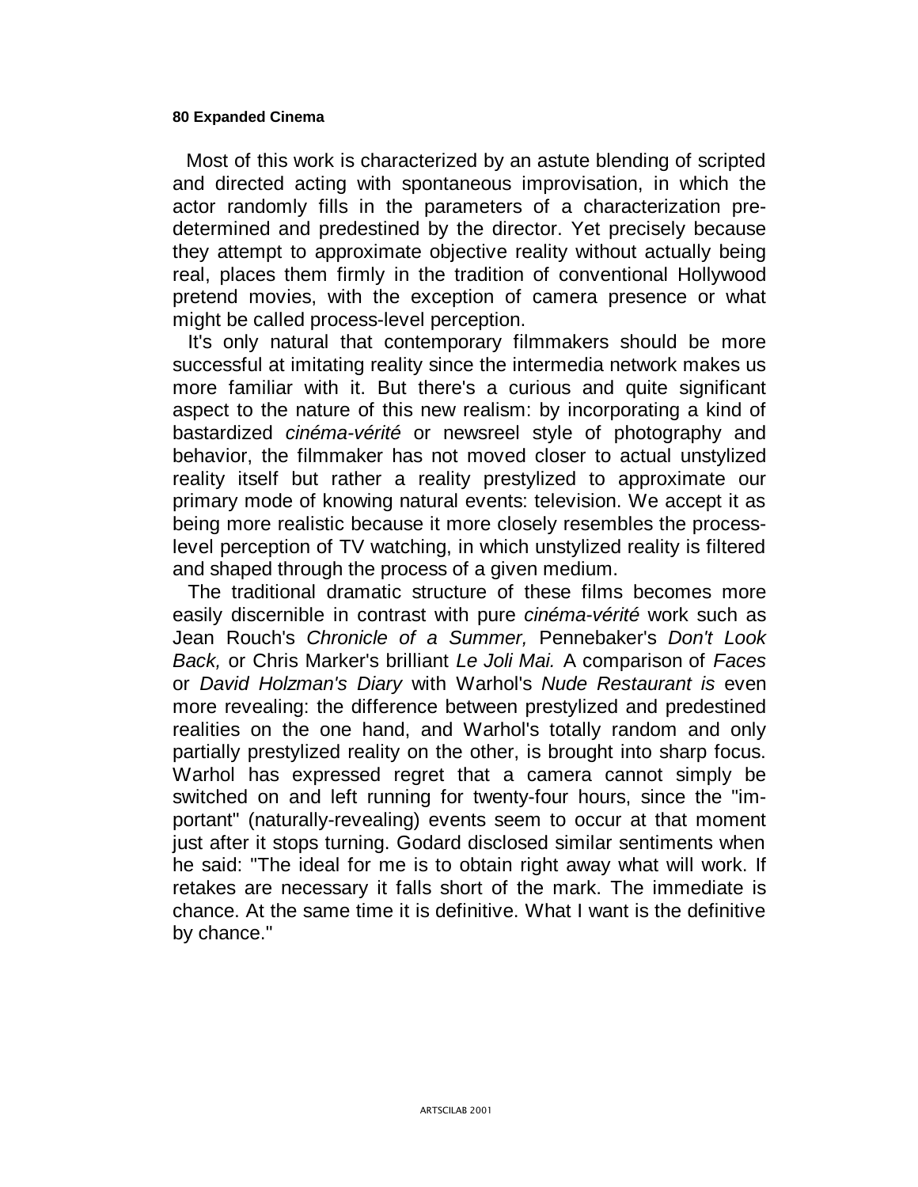Most of this work is characterized by an astute blending of scripted and directed acting with spontaneous improvisation, in which the actor randomly fills in the parameters of a characterization predetermined and predestined by the director. Yet precisely because they attempt to approximate objective reality without actually being real, places them firmly in the tradition of conventional Hollywood pretend movies, with the exception of camera presence or what might be called process-level perception.

It's only natural that contemporary filmmakers should be more successful at imitating reality since the intermedia network makes us more familiar with it. But there's a curious and quite significant aspect to the nature of this new realism: by incorporating a kind of bastardized *cinéma-vérité* or newsreel style of photography and behavior, the filmmaker has not moved closer to actual unstylized reality itself but rather a reality prestylized to approximate our primary mode of knowing natural events: television. We accept it as being more realistic because it more closely resembles the process-level perception of TV watching, in which unstylized reality is filtered and shaped through the process of a given medium.

The traditional dramatic structure of these films becomes more easily discernible in contrast with pure *cinéma-vérité* work such as Jean Rouch's *Chronicle of a Summer,* Pennebaker's *Don't Look Back,* or Chris Marker's brilliant *Le Joli Mai.* A comparison of *Faces* or *David Holzman's Diary* with Warhol's *Nude Restaurant is* even more revealing: the difference between prestylized and predestined realities on the one hand, and Warhol's totally random and only partially prestylized reality on the other, is brought into sharp focus. Warhol has expressed regret that a camera cannot simply be switched on and left running for twenty-four hours, since the "important" (naturally-revealing) events seem to occur at that moment just after it stops turning. Godard disclosed similar sentiments when he said: "The ideal for me is to obtain right away what will work. If retakes are necessary it falls short of the mark. The immediate is chance. At the same time it is definitive. What I want is the definitive by chance."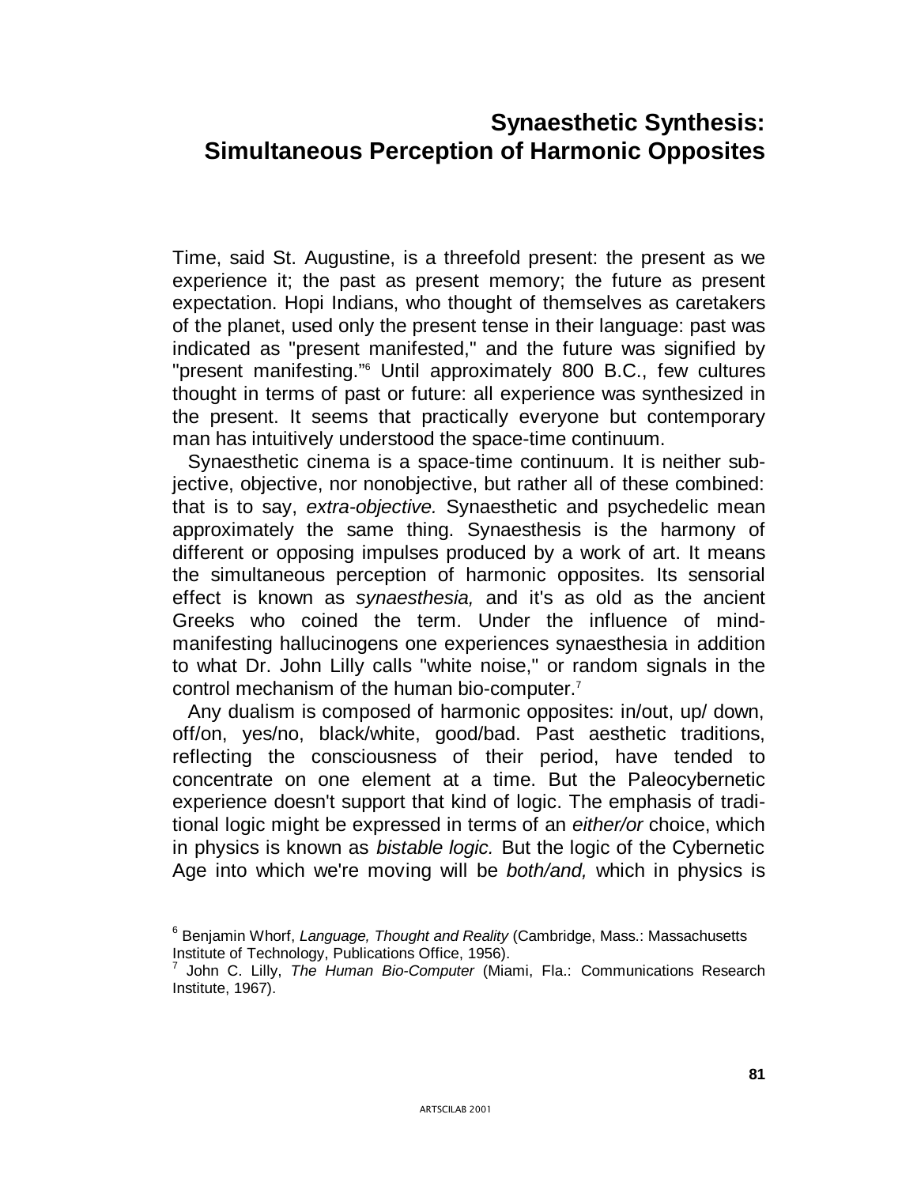## Synaesthetic Synthesis: Simultaneous Perception of Harmonic Opposites

Time, said St. Augustine, is a threefold present: the present as we experience it; the past as present memory; the future as present expectation. Hopi Indians, who thought of themselves as caretakers of the planet, used only the present tense in their language: past was indicated as "present manifested," and the future was signified by "present manifesting."[6] Until approximately 800 B.C., few cultures thought in terms of past or future: all experience was synthesized in the present. It seems that practically everyone but contemporary man has intuitively understood the space-time continuum.

Synaesthetic cinema is a space-time continuum. It is neither subjective, objective, nor nonobjective, but rather all of these combined: that is to say, *extra-objective.* Synaesthetic and psychedelic mean approximately the same thing. Synaesthesis is the harmony of different or opposing impulses produced by a work of art. It means the simultaneous perception of harmonic opposites. Its sensorial effect is known as *synaesthesia,* and it's as old as the ancient Greeks who coined the term. Under the influence of mind-manifesting hallucinogens one experiences synaesthesia in addition to what Dr. John Lilly calls "white noise," or random signals in the control mechanism of the human bio-computer.[7]

Any dualism is composed of harmonic opposites: in/out, up/ down, off/on, yes/no, black/white, good/bad. Past aesthetic traditions, reflecting the consciousness of their period, have tended to concentrate on one element at a time. But the Paleocybernetic experience doesn't support that kind of logic. The emphasis of traditional logic might be expressed in terms of an *either/or* choice, which in physics is known as *bistable logic.* But the logic of the Cybernetic Age into which we're moving will be *both/and,* which in physics is

[6] Benjamin Whorf, *Language, Thought and Reality* (Cambridge, Mass.: Massachusetts Institute of Technology, Publications Office, 1956).

[7] John C. Lilly, *The Human Bio-Computer* (Miami, Fla.: Communications Research Institute, 1967).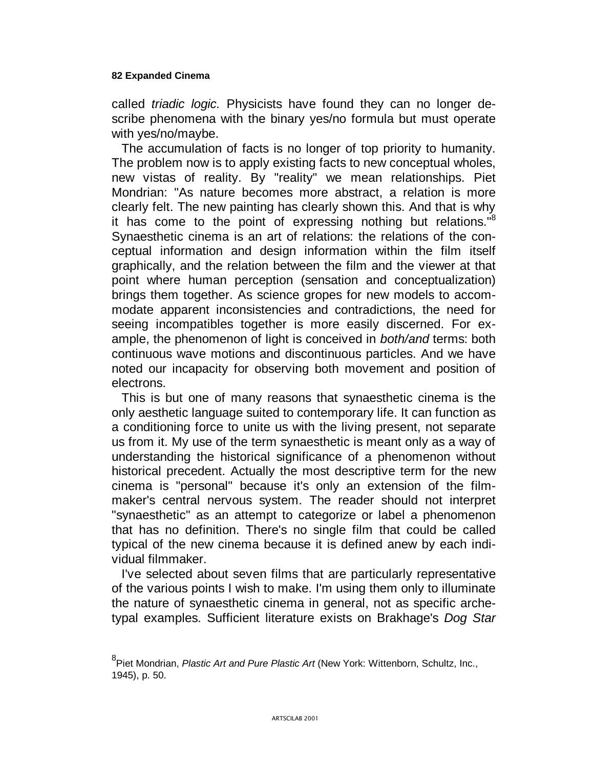called *triadic logic.* Physicists have found they can no longer describe phenomena with the binary yes/no formula but must operate with yes/no/maybe.

The accumulation of facts is no longer of top priority to humanity. The problem now is to apply existing facts to new conceptual wholes, new vistas of reality. By "reality" we mean relationships. Piet Mondrian: "As nature becomes more abstract, a relation is more clearly felt. The new painting has clearly shown this. And that is why it has come to the point of expressing nothing but relations."[8] Synaesthetic cinema is an art of relations: the relations of the conceptual information and design information within the film itself graphically, and the relation between the film and the viewer at that point where human perception (sensation and conceptualization) brings them together. As science gropes for new models to accommodate apparent inconsistencies and contradictions, the need for seeing incompatibles together is more easily discerned. For example, the phenomenon of light is conceived in *both/and* terms: both continuous wave motions and discontinuous particles. And we have noted our incapacity for observing both movement and position of electrons.

This is but one of many reasons that synaesthetic cinema is the only aesthetic language suited to contemporary life. It can function as a conditioning force to unite us with the living present, not separate us from it. My use of the term synaesthetic is meant only as a way of understanding the historical significance of a phenomenon without historical precedent. Actually the most descriptive term for the new cinema is "personal" because it's only an extension of the filmmaker's central nervous system. The reader should not interpret "synaesthetic" as an attempt to categorize or label a phenomenon that has no definition. There's no single film that could be called typical of the new cinema because it is defined anew by each individual filmmaker.

I've selected about seven films that are particularly representative of the various points I wish to make. I'm using them only to illuminate the nature of synaesthetic cinema in general, not as specific archetypal examples. Sufficient literature exists on Brakhage's *Dog Star*

[8] Piet Mondrian, *Plastic Art and Pure Plastic Art* (New York: Wittenborn, Schultz, Inc., 1945), p. 50.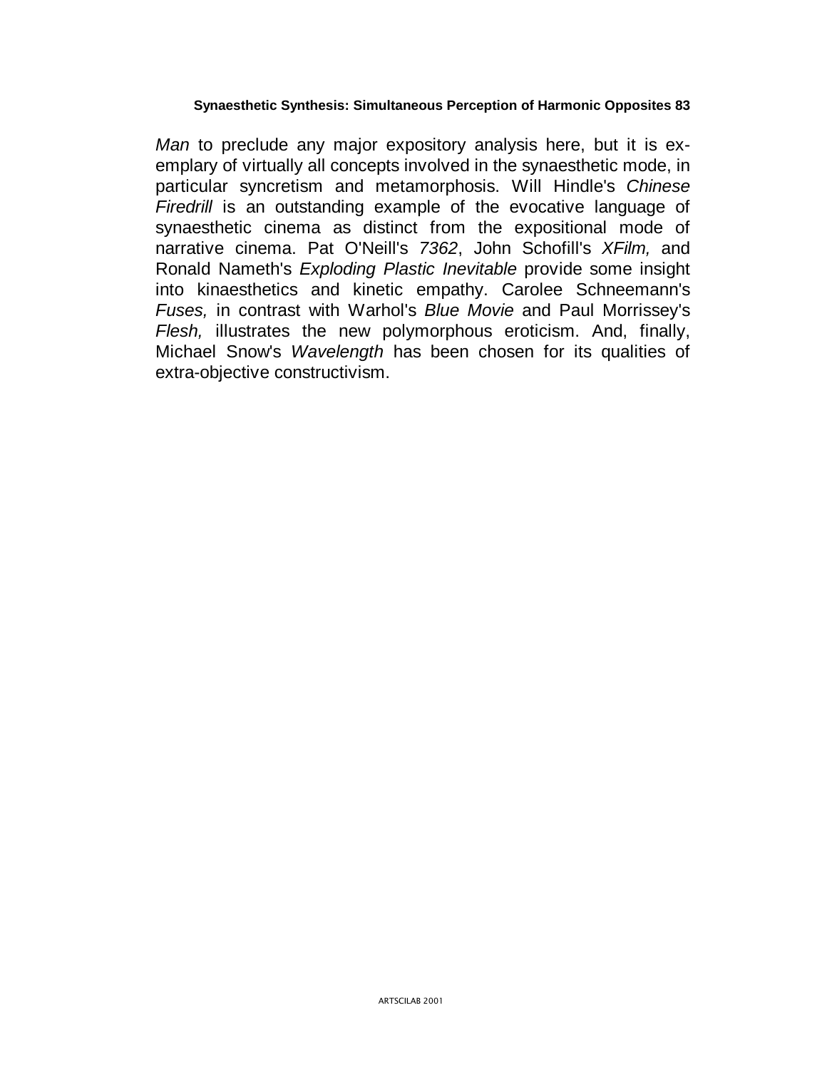*Man* to preclude any major expository analysis here, but it is exemplary of virtually all concepts involved in the synaesthetic mode, in particular syncretism and metamorphosis. Will Hindle's *Chinese Firedrill* is an outstanding example of the evocative language of synaesthetic cinema as distinct from the expositional mode of narrative cinema. Pat O'Neill's *7362*, John Schofill's *XFilm,* and Ronald Nameth's *Exploding Plastic Inevitable* provide some insight into kinaesthetics and kinetic empathy. Carolee Schneemann's *Fuses,* in contrast with Warhol's *Blue Movie* and Paul Morrissey's *Flesh,* illustrates the new polymorphous eroticism. And, finally, Michael Snow's *Wavelength* has been chosen for its qualities of extra-objective constructivism.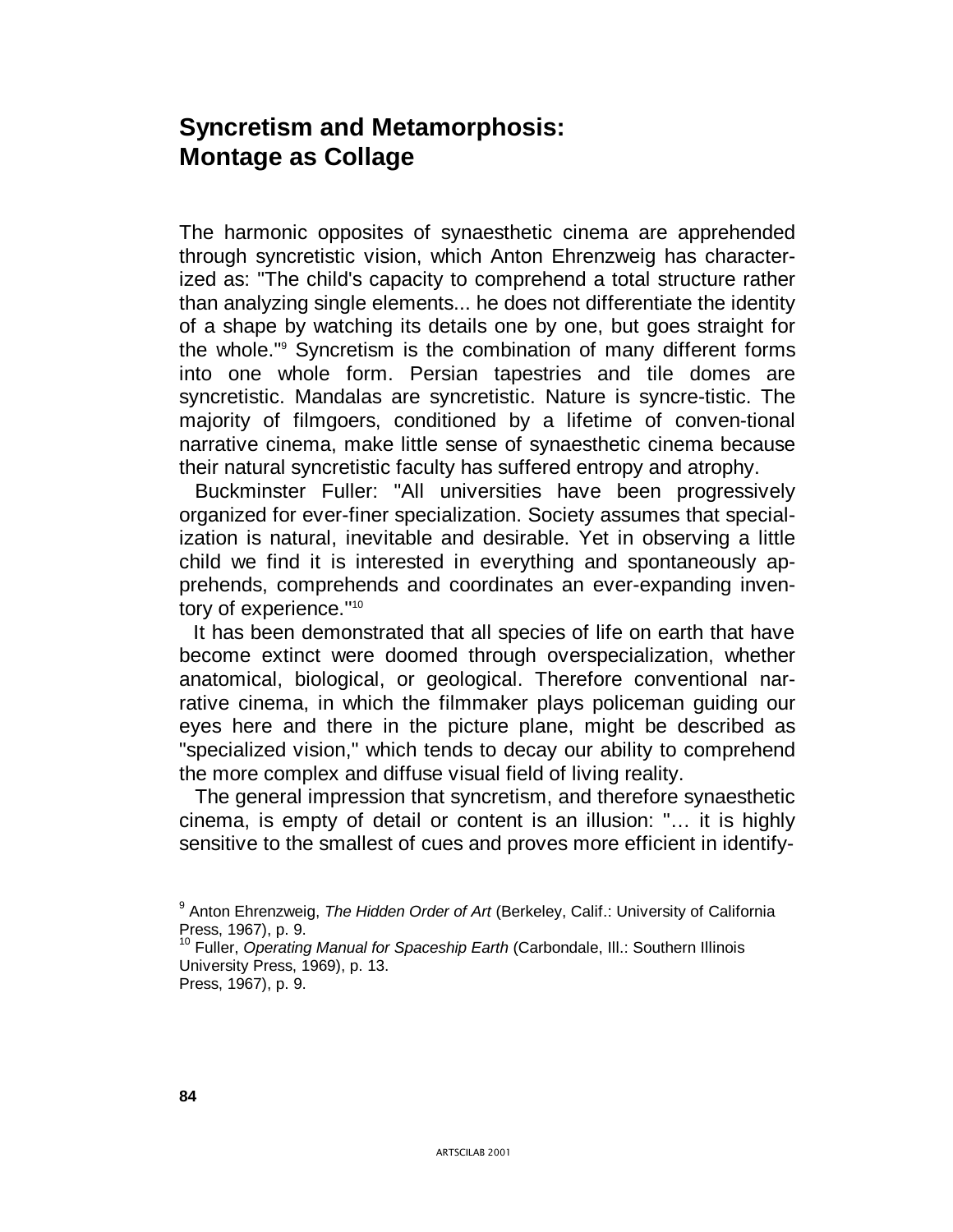## Syncretism and Metamorphosis: Montage as Collage

The harmonic opposites of synaesthetic cinema are apprehended through syncretistic vision, which Anton Ehrenzweig has characterized as: "The child's capacity to comprehend a total structure rather than analyzing single elements... he does not differentiate the identity of a shape by watching its details one by one, but goes straight for the whole."[9] Syncretism is the combination of many different forms into one whole form. Persian tapestries and tile domes are syncretistic. Mandalas are syncretistic. Nature is syncre-tistic. The majority of filmgoers, conditioned by a lifetime of conven-tional narrative cinema, make little sense of synaesthetic cinema because their natural syncretistic faculty has suffered entropy and atrophy.

Buckminster Fuller: "All universities have been progressively organized for ever-finer specialization. Society assumes that specialization is natural, inevitable and desirable. Yet in observing a little child we find it is interested in everything and spontaneously apprehends, comprehends and coordinates an ever-expanding inventory of experience."[10]

It has been demonstrated that all species of life on earth that have become extinct were doomed through overspecialization, whether anatomical, biological, or geological. Therefore conventional narrative cinema, in which the filmmaker plays policeman guiding our eyes here and there in the picture plane, might be described as "specialized vision," which tends to decay our ability to comprehend the more complex and diffuse visual field of living reality.

The general impression that syncretism, and therefore synaesthetic cinema, is empty of detail or content is an illusion: "… it is highly sensitive to the smallest of cues and proves more efficient in identify-

[9] Anton Ehrenzweig, *The Hidden Order of Art* (Berkeley, Calif.: University of California Press, 1967), p. 9.
[10] Fuller, *Operating Manual for Spaceship Earth* (Carbondale, Ill.: Southern Illinois University Press, 1969), p. 13.
Press, 1967), p. 9.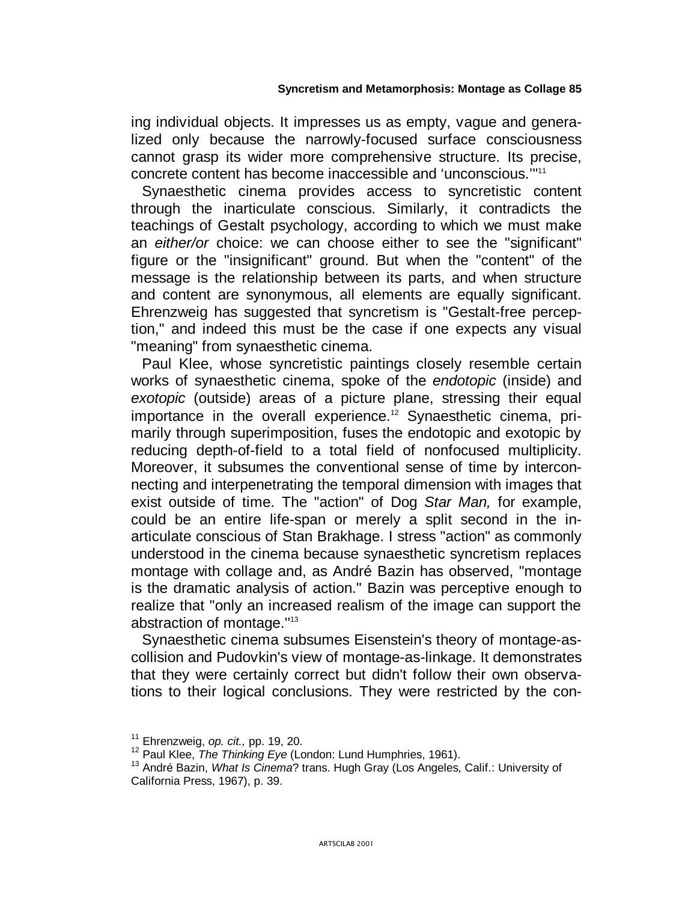ing individual objects. It impresses us as empty, vague and generalized only because the narrowly-focused surface consciousness cannot grasp its wider more comprehensive structure. Its precise, concrete content has become inaccessible and 'unconscious.'"[11]

Synaesthetic cinema provides access to syncretistic content through the inarticulate conscious. Similarly, it contradicts the teachings of Gestalt psychology, according to which we must make an *either/or* choice: we can choose either to see the "significant" figure or the "insignificant" ground. But when the "content" of the message is the relationship between its parts, and when structure and content are synonymous, all elements are equally significant. Ehrenzweig has suggested that syncretism is "Gestalt-free perception," and indeed this must be the case if one expects any visual "meaning" from synaesthetic cinema.

Paul Klee, whose syncretistic paintings closely resemble certain works of synaesthetic cinema, spoke of the *endotopic* (inside) and *exotopic* (outside) areas of a picture plane, stressing their equal importance in the overall experience.[12] Synaesthetic cinema, primarily through superimposition, fuses the endotopic and exotopic by reducing depth-of-field to a total field of nonfocused multiplicity. Moreover, it subsumes the conventional sense of time by interconnecting and interpenetrating the temporal dimension with images that exist outside of time. The "action" of Dog *Star Man,* for example, could be an entire life-span or merely a split second in the inarticulate conscious of Stan Brakhage. I stress "action" as commonly understood in the cinema because synaesthetic syncretism replaces montage with collage and, as André Bazin has observed, "montage is the dramatic analysis of action." Bazin was perceptive enough to realize that "only an increased realism of the image can support the abstraction of montage."[13]

Synaesthetic cinema subsumes Eisenstein's theory of montage-as-collision and Pudovkin's view of montage-as-linkage. It demonstrates that they were certainly correct but didn't follow their own observations to their logical conclusions. They were restricted by the con-

[11] Ehrenzweig, *op. cit.,* pp. 19, 20.

[12] Paul Klee, *The Thinking Eye* (London: Lund Humphries, 1961).

[13] André Bazin, *What Is Cinema*? trans. Hugh Gray (Los Angeles, Calif.: University of California Press, 1967), p. 39.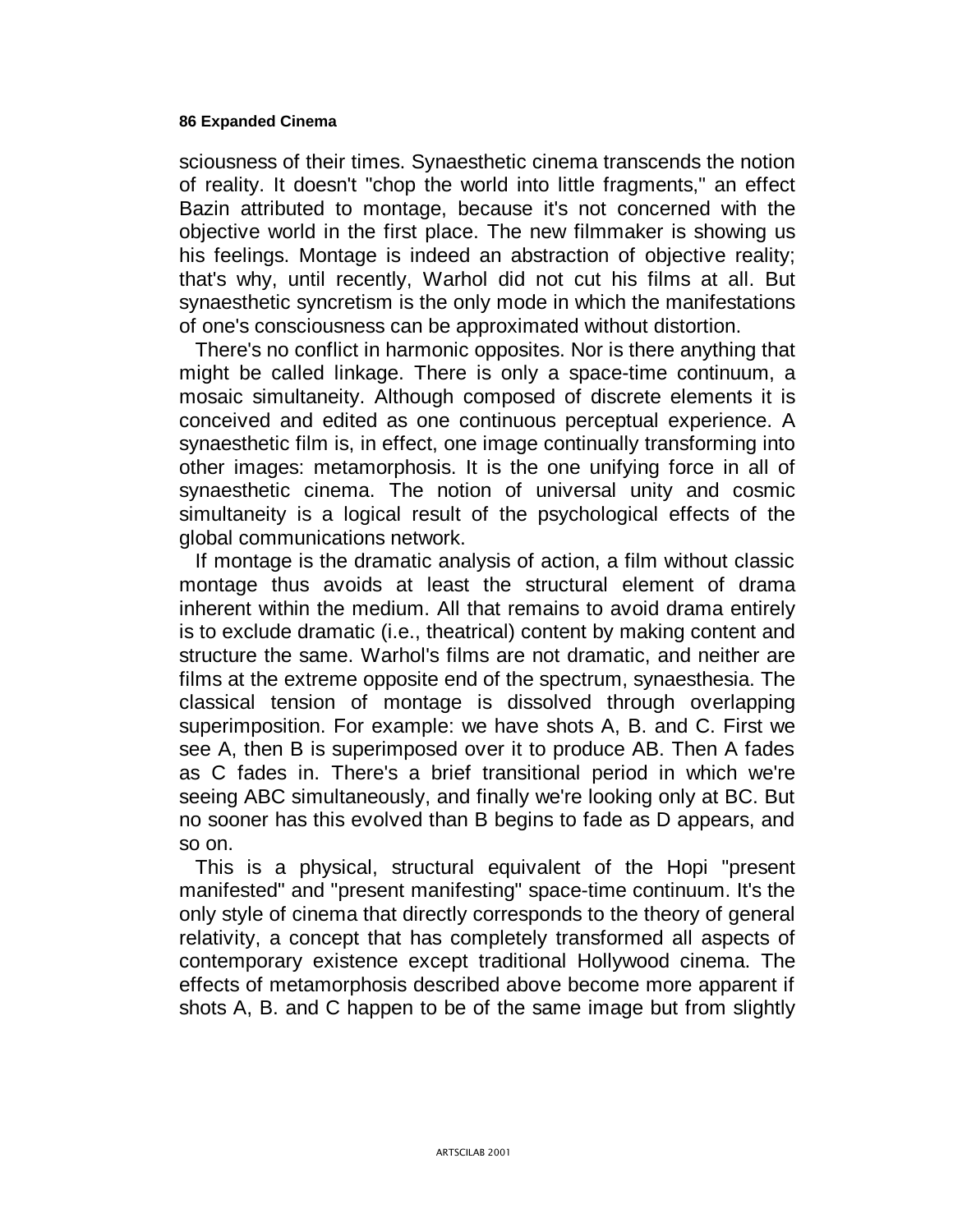sciousness of their times. Synaesthetic cinema transcends the notion of reality. It doesn't "chop the world into little fragments," an effect Bazin attributed to montage, because it's not concerned with the objective world in the first place. The new filmmaker is showing us his feelings. Montage is indeed an abstraction of objective reality; that's why, until recently, Warhol did not cut his films at all. But synaesthetic syncretism is the only mode in which the manifestations of one's consciousness can be approximated without distortion.

There's no conflict in harmonic opposites. Nor is there anything that might be called linkage. There is only a space-time continuum, a mosaic simultaneity. Although composed of discrete elements it is conceived and edited as one continuous perceptual experience. A synaesthetic film is, in effect, one image continually transforming into other images: metamorphosis. It is the one unifying force in all of synaesthetic cinema. The notion of universal unity and cosmic simultaneity is a logical result of the psychological effects of the global communications network.

If montage is the dramatic analysis of action, a film without classic montage thus avoids at least the structural element of drama inherent within the medium. All that remains to avoid drama entirely is to exclude dramatic (i.e., theatrical) content by making content and structure the same. Warhol's films are not dramatic, and neither are films at the extreme opposite end of the spectrum, synaesthesia. The classical tension of montage is dissolved through overlapping superimposition. For example: we have shots A, B. and C. First we see A, then B is superimposed over it to produce AB. Then A fades as C fades in. There's a brief transitional period in which we're seeing ABC simultaneously, and finally we're looking only at BC. But no sooner has this evolved than B begins to fade as D appears, and so on.

This is a physical, structural equivalent of the Hopi "present manifested" and "present manifesting" space-time continuum. It's the only style of cinema that directly corresponds to the theory of general relativity, a concept that has completely transformed all aspects of contemporary existence except traditional Hollywood cinema. The effects of metamorphosis described above become more apparent if shots A, B. and C happen to be of the same image but from slightly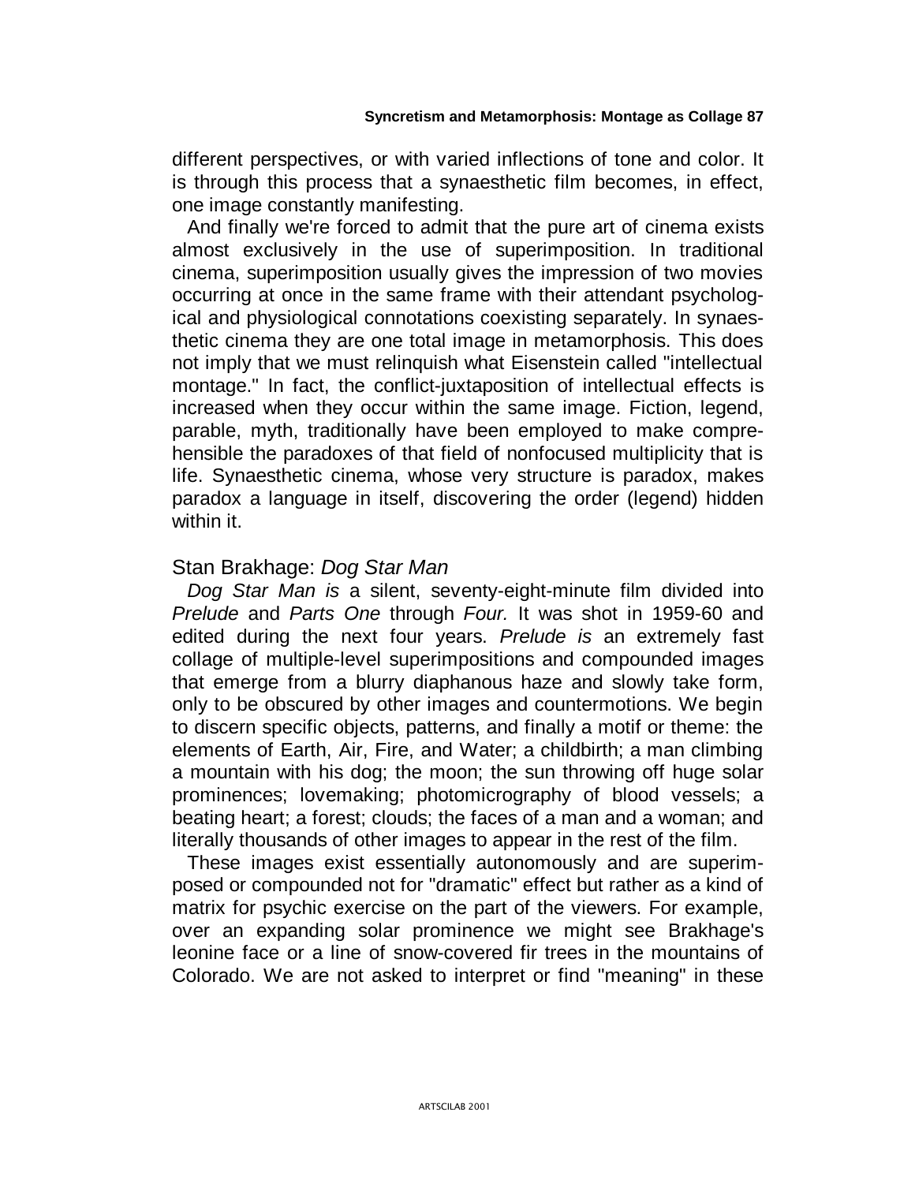different perspectives, or with varied inflections of tone and color. It is through this process that a synaesthetic film becomes, in effect, one image constantly manifesting.

And finally we're forced to admit that the pure art of cinema exists almost exclusively in the use of superimposition. In traditional cinema, superimposition usually gives the impression of two movies occurring at once in the same frame with their attendant psychological and physiological connotations coexisting separately. In synaesthetic cinema they are one total image in metamorphosis. This does not imply that we must relinquish what Eisenstein called "intellectual montage." In fact, the conflict-juxtaposition of intellectual effects is increased when they occur within the same image. Fiction, legend, parable, myth, traditionally have been employed to make comprehensible the paradoxes of that field of nonfocused multiplicity that is life. Synaesthetic cinema, whose very structure is paradox, makes paradox a language in itself, discovering the order (legend) hidden within it.

## Stan Brakhage: *Dog Star Man*

*Dog Star Man is* a silent, seventy-eight-minute film divided into *Prelude* and *Parts One* through *Four.* It was shot in 1959-60 and edited during the next four years. *Prelude is* an extremely fast collage of multiple-level superimpositions and compounded images that emerge from a blurry diaphanous haze and slowly take form, only to be obscured by other images and countermotions. We begin to discern specific objects, patterns, and finally a motif or theme: the elements of Earth, Air, Fire, and Water; a childbirth; a man climbing a mountain with his dog; the moon; the sun throwing off huge solar prominences; lovemaking; photomicrography of blood vessels; a beating heart; a forest; clouds; the faces of a man and a woman; and literally thousands of other images to appear in the rest of the film.

These images exist essentially autonomously and are superimposed or compounded not for "dramatic" effect but rather as a kind of matrix for psychic exercise on the part of the viewers. For example, over an expanding solar prominence we might see Brakhage's leonine face or a line of snow-covered fir trees in the mountains of Colorado. We are not asked to interpret or find "meaning" in these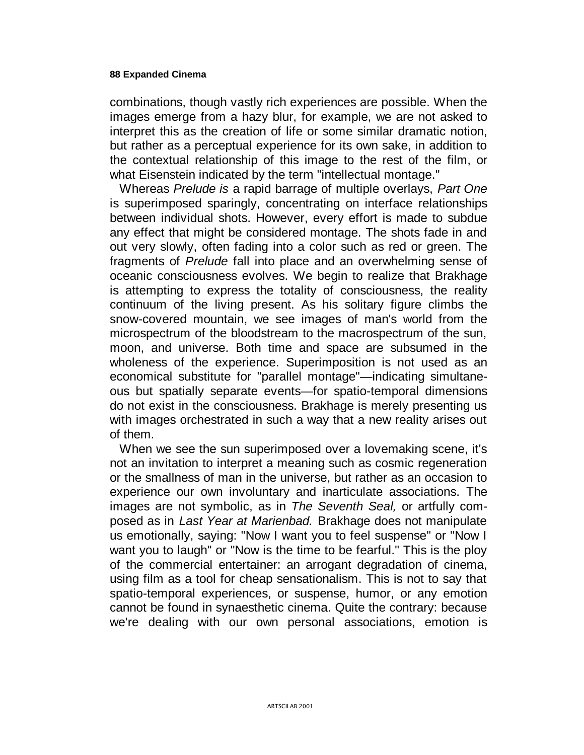combinations, though vastly rich experiences are possible. When the images emerge from a hazy blur, for example, we are not asked to interpret this as the creation of life or some similar dramatic notion, but rather as a perceptual experience for its own sake, in addition to the contextual relationship of this image to the rest of the film, or what Eisenstein indicated by the term "intellectual montage."

Whereas *Prelude is* a rapid barrage of multiple overlays, *Part One* is superimposed sparingly, concentrating on interface relationships between individual shots. However, every effort is made to subdue any effect that might be considered montage. The shots fade in and out very slowly, often fading into a color such as red or green. The fragments of *Prelude* fall into place and an overwhelming sense of oceanic consciousness evolves. We begin to realize that Brakhage is attempting to express the totality of consciousness, the reality continuum of the living present. As his solitary figure climbs the snow-covered mountain, we see images of man's world from the microspectrum of the bloodstream to the macrospectrum of the sun, moon, and universe. Both time and space are subsumed in the wholeness of the experience. Superimposition is not used as an economical substitute for "parallel montage"—indicating simultaneous but spatially separate events—for spatio-temporal dimensions do not exist in the consciousness. Brakhage is merely presenting us with images orchestrated in such a way that a new reality arises out of them.

When we see the sun superimposed over a lovemaking scene, it's not an invitation to interpret a meaning such as cosmic regeneration or the smallness of man in the universe, but rather as an occasion to experience our own involuntary and inarticulate associations. The images are not symbolic, as in *The Seventh Seal,* or artfully composed as in *Last Year at Marienbad.* Brakhage does not manipulate us emotionally, saying: "Now I want you to feel suspense" or "Now I want you to laugh" or "Now is the time to be fearful." This is the ploy of the commercial entertainer: an arrogant degradation of cinema, using film as a tool for cheap sensationalism. This is not to say that spatio-temporal experiences, or suspense, humor, or any emotion cannot be found in synaesthetic cinema. Quite the contrary: because we're dealing with our own personal associations, emotion is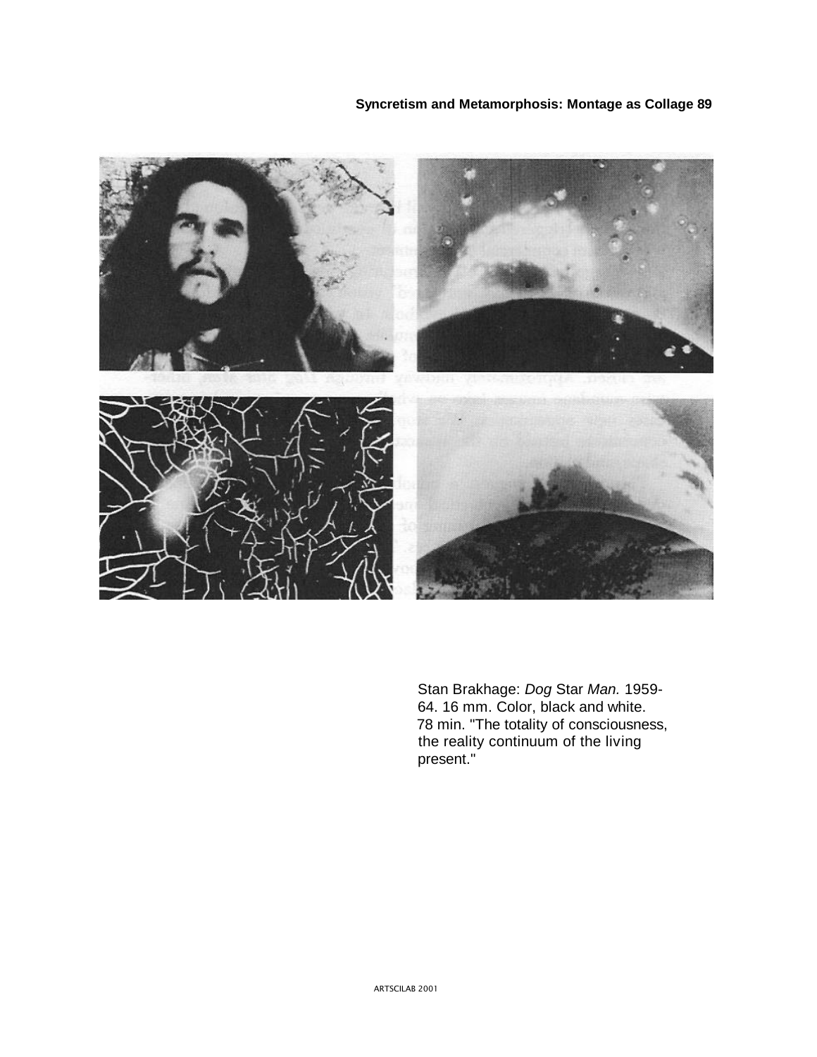Stan Brakhage: *Dog* Star *Man.* 1959-64. 16 mm. Color, black and white. 78 min. "The totality of consciousness, the reality continuum of the living present."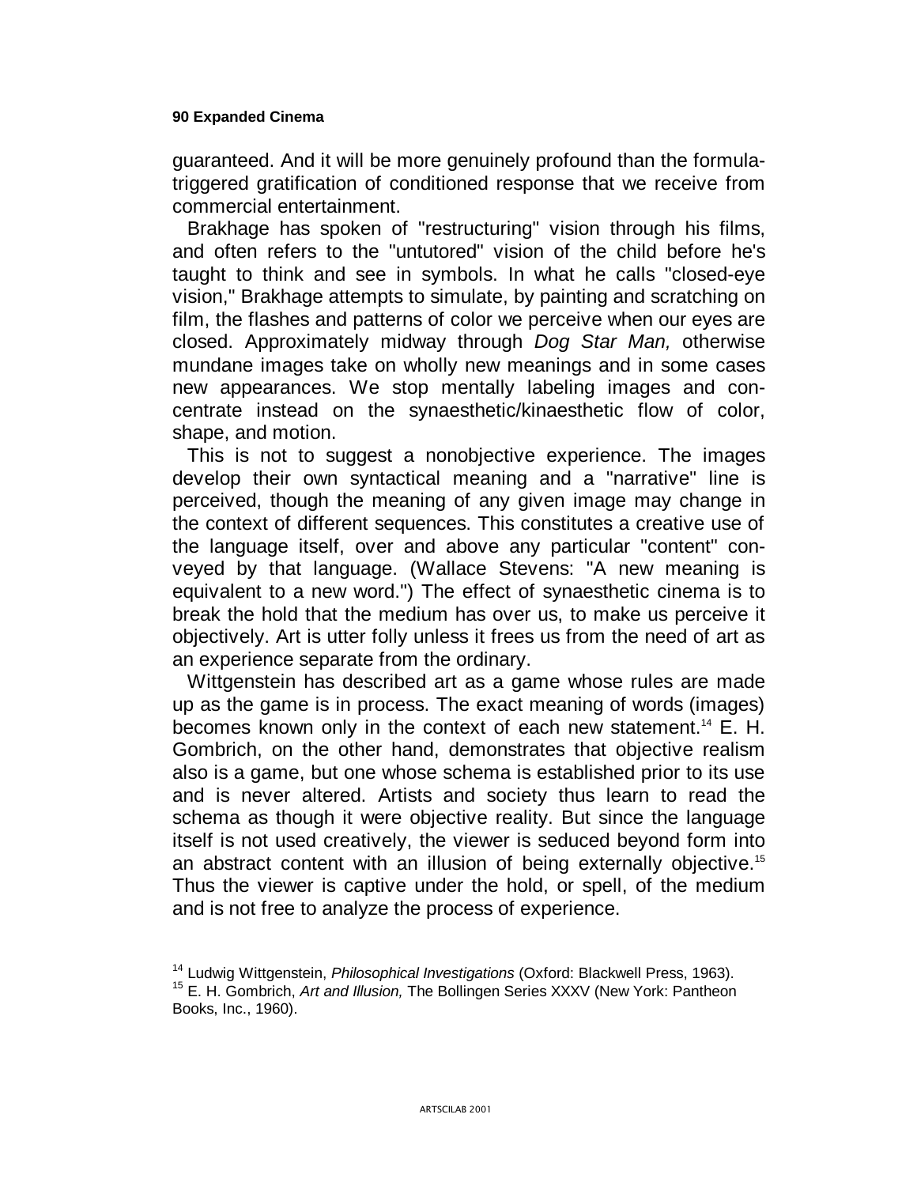guaranteed. And it will be more genuinely profound than the formula-triggered gratification of conditioned response that we receive from commercial entertainment.

Brakhage has spoken of "restructuring" vision through his films, and often refers to the "untutored" vision of the child before he's taught to think and see in symbols. In what he calls "closed-eye vision," Brakhage attempts to simulate, by painting and scratching on film, the flashes and patterns of color we perceive when our eyes are closed. Approximately midway through *Dog Star Man,* otherwise mundane images take on wholly new meanings and in some cases new appearances. We stop mentally labeling images and concentrate instead on the synaesthetic/kinaesthetic flow of color, shape, and motion.

This is not to suggest a nonobjective experience. The images develop their own syntactical meaning and a "narrative" line is perceived, though the meaning of any given image may change in the context of different sequences. This constitutes a creative use of the language itself, over and above any particular "content" conveyed by that language. (Wallace Stevens: "A new meaning is equivalent to a new word.") The effect of synaesthetic cinema is to break the hold that the medium has over us, to make us perceive it objectively. Art is utter folly unless it frees us from the need of art as an experience separate from the ordinary.

Wittgenstein has described art as a game whose rules are made up as the game is in process. The exact meaning of words (images) becomes known only in the context of each new statement.[14] E. H. Gombrich, on the other hand, demonstrates that objective realism also is a game, but one whose schema is established prior to its use and is never altered. Artists and society thus learn to read the schema as though it were objective reality. But since the language itself is not used creatively, the viewer is seduced beyond form into an abstract content with an illusion of being externally objective.[15] Thus the viewer is captive under the hold, or spell, of the medium and is not free to analyze the process of experience.

[14] Ludwig Wittgenstein, *Philosophical Investigations* (Oxford: Blackwell Press, 1963).

[15] E. H. Gombrich, *Art and Illusion,* The Bollingen Series XXXV (New York: Pantheon Books, Inc., 1960).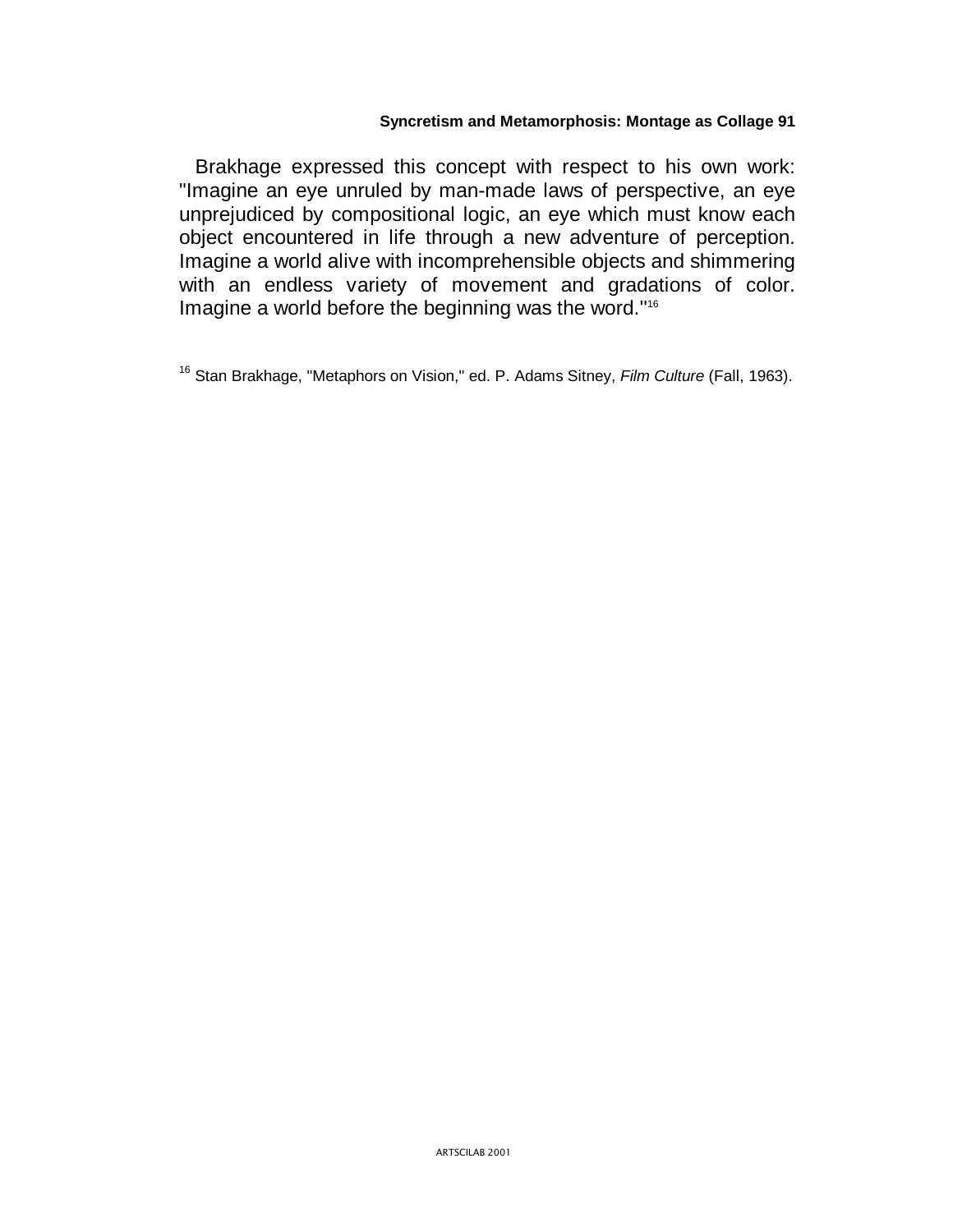Brakhage expressed this concept with respect to his own work: "Imagine an eye unruled by man-made laws of perspective, an eye unprejudiced by compositional logic, an eye which must know each object encountered in life through a new adventure of perception. Imagine a world alive with incomprehensible objects and shimmering with an endless variety of movement and gradations of color. Imagine a world before the beginning was the word."[16]

[16] Stan Brakhage, "Metaphors on Vision," ed. P. Adams Sitney, *Film Culture* (Fall, 1963).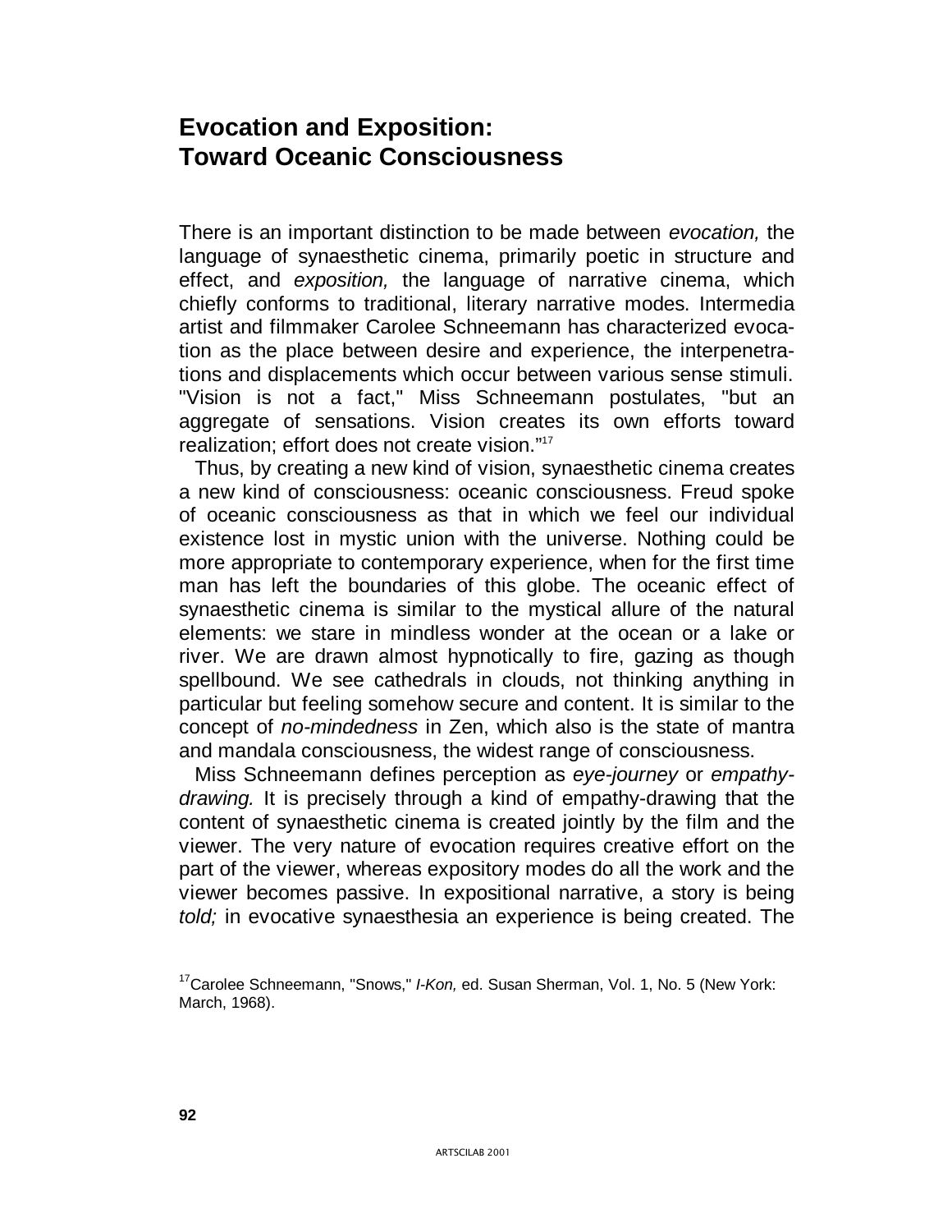## Evocation and Exposition: Toward Oceanic Consciousness

There is an important distinction to be made between *evocation,* the language of synaesthetic cinema, primarily poetic in structure and effect, and *exposition,* the language of narrative cinema, which chiefly conforms to traditional, literary narrative modes. Intermedia artist and filmmaker Carolee Schneemann has characterized evocation as the place between desire and experience, the interpenetrations and displacements which occur between various sense stimuli. "Vision is not a fact," Miss Schneemann postulates, "but an aggregate of sensations. Vision creates its own efforts toward realization; effort does not create vision."[17]

Thus, by creating a new kind of vision, synaesthetic cinema creates a new kind of consciousness: oceanic consciousness. Freud spoke of oceanic consciousness as that in which we feel our individual existence lost in mystic union with the universe. Nothing could be more appropriate to contemporary experience, when for the first time man has left the boundaries of this globe. The oceanic effect of synaesthetic cinema is similar to the mystical allure of the natural elements: we stare in mindless wonder at the ocean or a lake or river. We are drawn almost hypnotically to fire, gazing as though spellbound. We see cathedrals in clouds, not thinking anything in particular but feeling somehow secure and content. It is similar to the concept of *no-mindedness* in Zen, which also is the state of mantra and mandala consciousness, the widest range of consciousness.

Miss Schneemann defines perception as *eye-journey* or *empathy-drawing.* It is precisely through a kind of empathy-drawing that the content of synaesthetic cinema is created jointly by the film and the viewer. The very nature of evocation requires creative effort on the part of the viewer, whereas expository modes do all the work and the viewer becomes passive. In expositional narrative, a story is being *told;* in evocative synaesthesia an experience is being created. The

[17] Carolee Schneemann, "Snows," *I-Kon,* ed. Susan Sherman, Vol. 1, No. 5 (New York: March, 1968).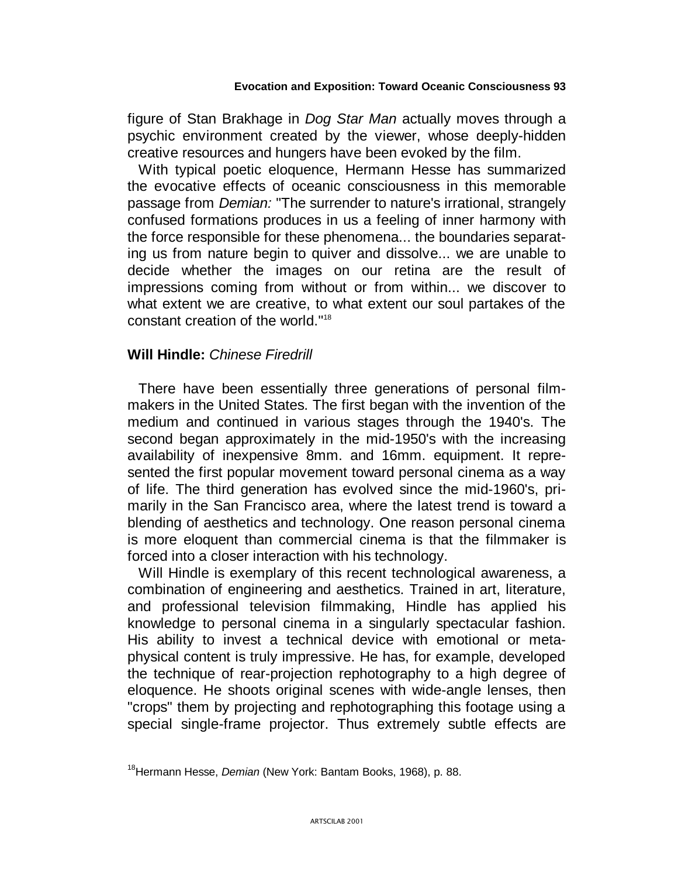figure of Stan Brakhage in *Dog Star Man* actually moves through a psychic environment created by the viewer, whose deeply-hidden creative resources and hungers have been evoked by the film.

With typical poetic eloquence, Hermann Hesse has summarized the evocative effects of oceanic consciousness in this memorable passage from *Demian:* "The surrender to nature's irrational, strangely confused formations produces in us a feeling of inner harmony with the force responsible for these phenomena... the boundaries separating us from nature begin to quiver and dissolve... we are unable to decide whether the images on our retina are the result of impressions coming from without or from within... we discover to what extent we are creative, to what extent our soul partakes of the constant creation of the world."[18]

### **Will Hindle:** *Chinese Firedrill*

There have been essentially three generations of personal filmmakers in the United States. The first began with the invention of the medium and continued in various stages through the 1940's. The second began approximately in the mid-1950's with the increasing availability of inexpensive 8mm. and 16mm. equipment. It represented the first popular movement toward personal cinema as a way of life. The third generation has evolved since the mid-1960's, primarily in the San Francisco area, where the latest trend is toward a blending of aesthetics and technology. One reason personal cinema is more eloquent than commercial cinema is that the filmmaker is forced into a closer interaction with his technology.

Will Hindle is exemplary of this recent technological awareness, a combination of engineering and aesthetics. Trained in art, literature, and professional television filmmaking, Hindle has applied his knowledge to personal cinema in a singularly spectacular fashion. His ability to invest a technical device with emotional or metaphysical content is truly impressive. He has, for example, developed the technique of rear-projection rephotography to a high degree of eloquence. He shoots original scenes with wide-angle lenses, then "crops" them by projecting and rephotographing this footage using a special single-frame projector. Thus extremely subtle effects are

[18] Hermann Hesse, *Demian* (New York: Bantam Books, 1968), p. 88.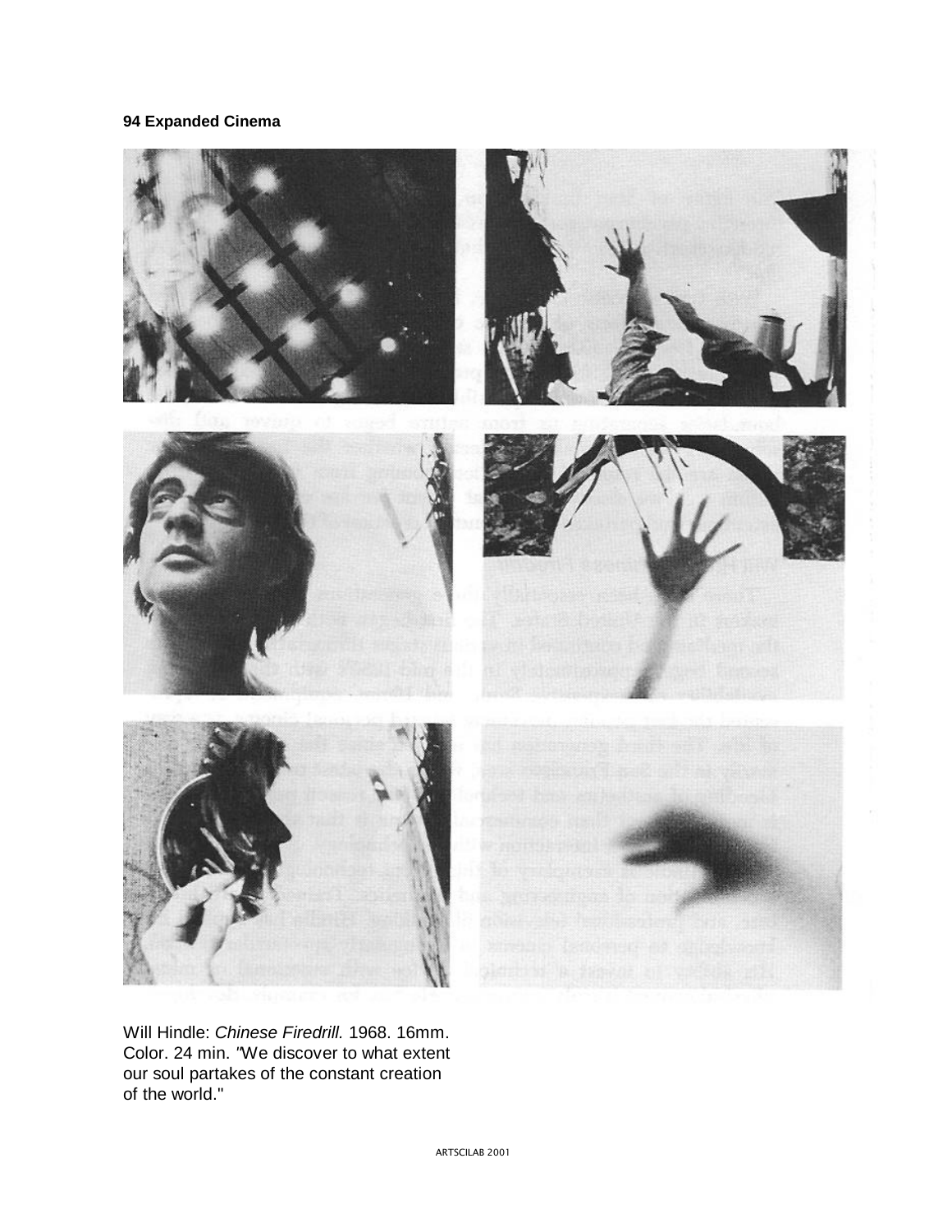Will Hindle: *Chinese Firedrill.* 1968. 16mm. Color. 24 min. "We discover to what extent our soul partakes of the constant creation of the world."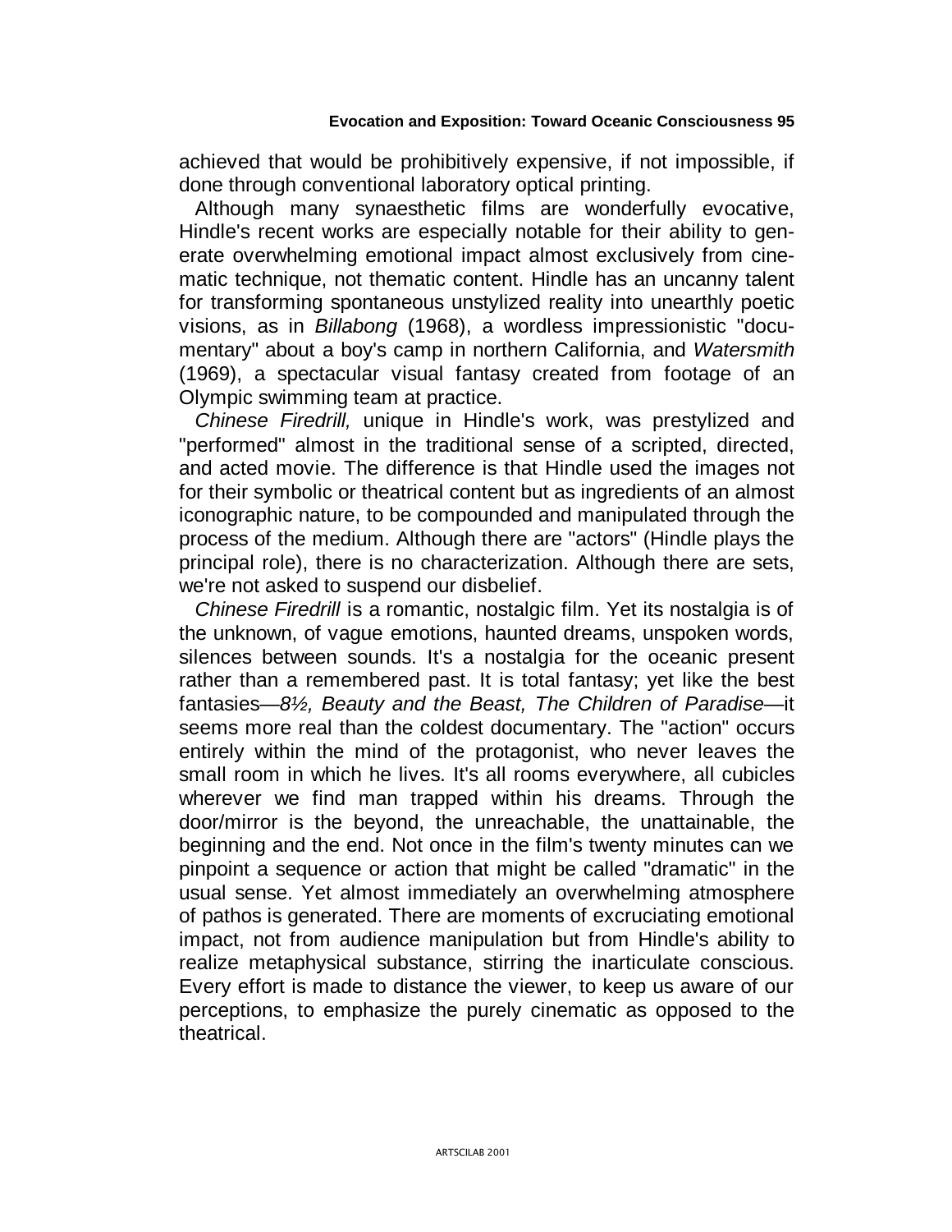achieved that would be prohibitively expensive, if not impossible, if done through conventional laboratory optical printing.

Although many synaesthetic films are wonderfully evocative, Hindle's recent works are especially notable for their ability to generate overwhelming emotional impact almost exclusively from cinematic technique, not thematic content. Hindle has an uncanny talent for transforming spontaneous unstylized reality into unearthly poetic visions, as in *Billabong* (1968), a wordless impressionistic "documentary" about a boy's camp in northern California, and *Watersmith* (1969), a spectacular visual fantasy created from footage of an Olympic swimming team at practice.

*Chinese Firedrill,* unique in Hindle's work, was prestylized and "performed" almost in the traditional sense of a scripted, directed, and acted movie. The difference is that Hindle used the images not for their symbolic or theatrical content but as ingredients of an almost iconographic nature, to be compounded and manipulated through the process of the medium. Although there are "actors" (Hindle plays the principal role), there is no characterization. Although there are sets, we're not asked to suspend our disbelief.

*Chinese Firedrill* is a romantic, nostalgic film. Yet its nostalgia is of the unknown, of vague emotions, haunted dreams, unspoken words, silences between sounds. It's a nostalgia for the oceanic present rather than a remembered past. It is total fantasy; yet like the best fantasies—*8½, Beauty and the Beast, The Children of Paradise*—it seems more real than the coldest documentary. The "action" occurs entirely within the mind of the protagonist, who never leaves the small room in which he lives. It's all rooms everywhere, all cubicles wherever we find man trapped within his dreams. Through the door/mirror is the beyond, the unreachable, the unattainable, the beginning and the end. Not once in the film's twenty minutes can we pinpoint a sequence or action that might be called "dramatic" in the usual sense. Yet almost immediately an overwhelming atmosphere of pathos is generated. There are moments of excruciating emotional impact, not from audience manipulation but from Hindle's ability to realize metaphysical substance, stirring the inarticulate conscious. Every effort is made to distance the viewer, to keep us aware of our perceptions, to emphasize the purely cinematic as opposed to the theatrical.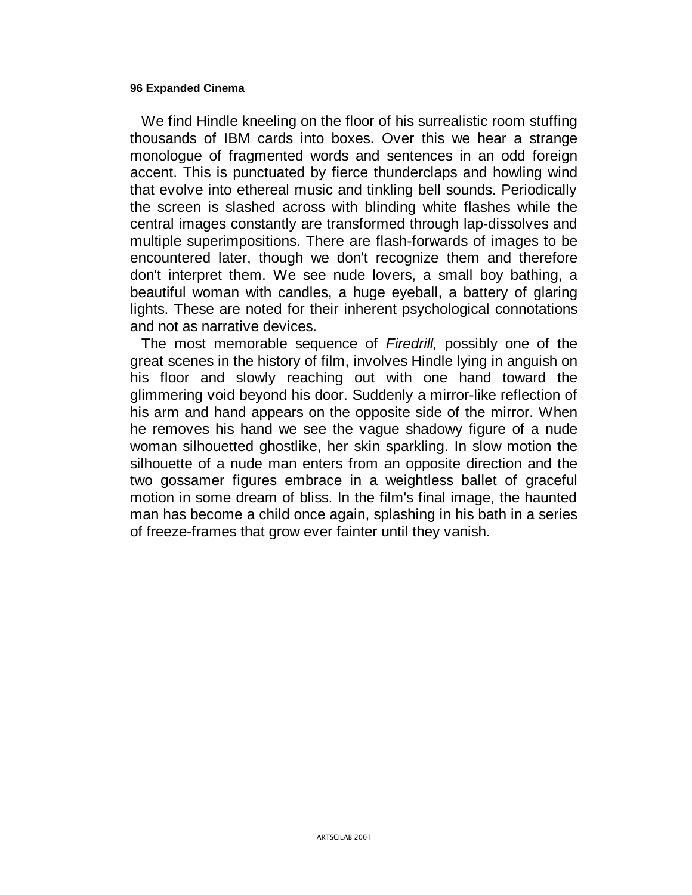We find Hindle kneeling on the floor of his surrealistic room stuffing thousands of IBM cards into boxes. Over this we hear a strange monologue of fragmented words and sentences in an odd foreign accent. This is punctuated by fierce thunderclaps and howling wind that evolve into ethereal music and tinkling bell sounds. Periodically the screen is slashed across with blinding white flashes while the central images constantly are transformed through lap-dissolves and multiple superimpositions. There are flash-forwards of images to be encountered later, though we don't recognize them and therefore don't interpret them. We see nude lovers, a small boy bathing, a beautiful woman with candles, a huge eyeball, a battery of glaring lights. These are noted for their inherent psychological connotations and not as narrative devices.

The most memorable sequence of *Firedrill,* possibly one of the great scenes in the history of film, involves Hindle lying in anguish on his floor and slowly reaching out with one hand toward the glimmering void beyond his door. Suddenly a mirror-like reflection of his arm and hand appears on the opposite side of the mirror. When he removes his hand we see the vague shadowy figure of a nude woman silhouetted ghostlike, her skin sparkling. In slow motion the silhouette of a nude man enters from an opposite direction and the two gossamer figures embrace in a weightless ballet of graceful motion in some dream of bliss. In the film's final image, the haunted man has become a child once again, splashing in his bath in a series of freeze-frames that grow ever fainter until they vanish.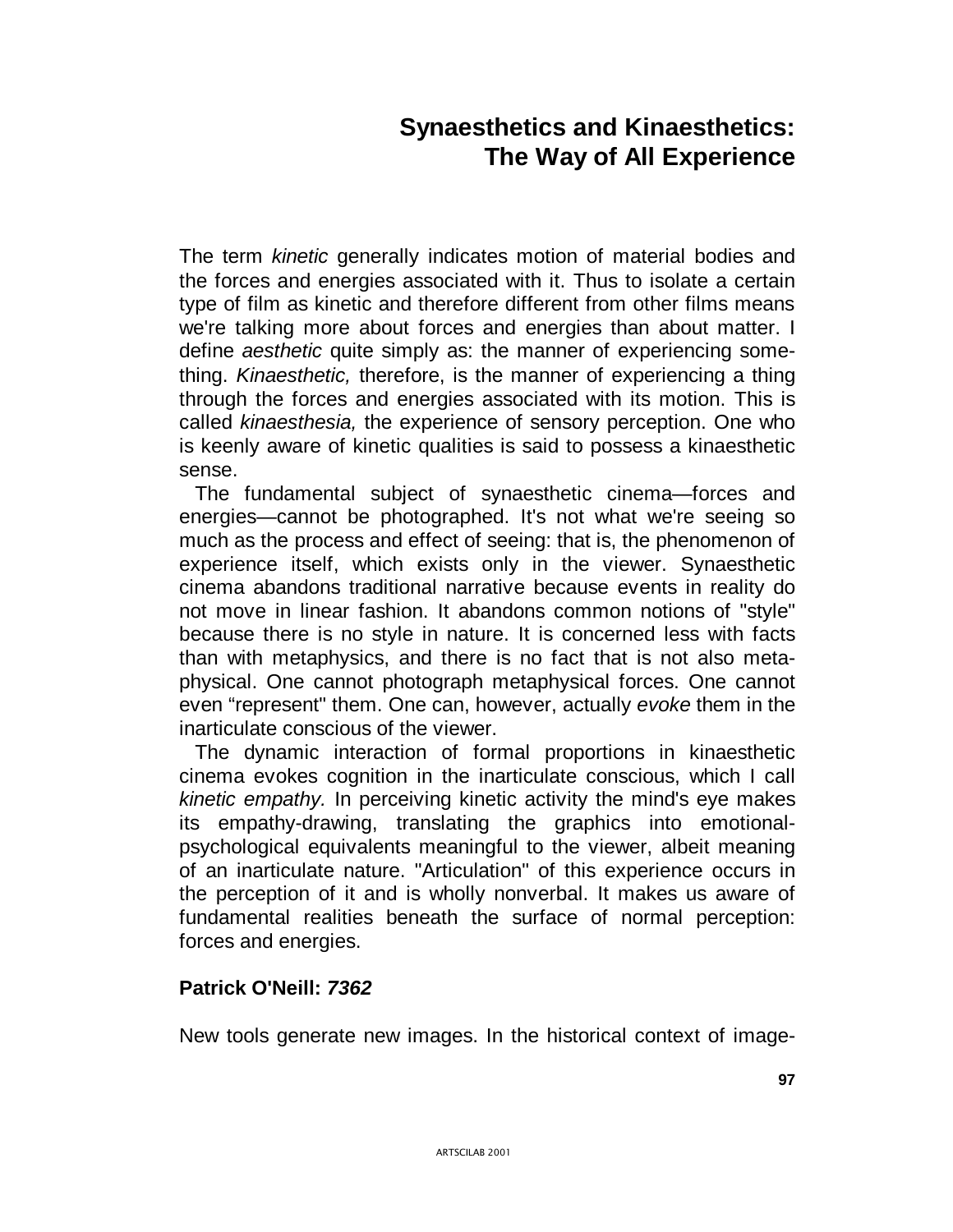# Synaesthetics and Kinaesthetics: The Way of All Experience

The term *kinetic* generally indicates motion of material bodies and the forces and energies associated with it. Thus to isolate a certain type of film as kinetic and therefore different from other films means we're talking more about forces and energies than about matter. I define *aesthetic* quite simply as: the manner of experiencing something. *Kinaesthetic,* therefore, is the manner of experiencing a thing through the forces and energies associated with its motion. This is called *kinaesthesia,* the experience of sensory perception. One who is keenly aware of kinetic qualities is said to possess a kinaesthetic sense.

The fundamental subject of synaesthetic cinema—forces and energies—cannot be photographed. It's not what we're seeing so much as the process and effect of seeing: that is, the phenomenon of experience itself, which exists only in the viewer. Synaesthetic cinema abandons traditional narrative because events in reality do not move in linear fashion. It abandons common notions of "style" because there is no style in nature. It is concerned less with facts than with metaphysics, and there is no fact that is not also metaphysical. One cannot photograph metaphysical forces. One cannot even "represent" them. One can, however, actually *evoke* them in the inarticulate conscious of the viewer.

The dynamic interaction of formal proportions in kinaesthetic cinema evokes cognition in the inarticulate conscious, which I call *kinetic empathy.* In perceiving kinetic activity the mind's eye makes its empathy-drawing, translating the graphics into emotional-psychological equivalents meaningful to the viewer, albeit meaning of an inarticulate nature. "Articulation" of this experience occurs in the perception of it and is wholly nonverbal. It makes us aware of fundamental realities beneath the surface of normal perception: forces and energies.

### Patrick O'Neill: *7362*

New tools generate new images. In the historical context of image-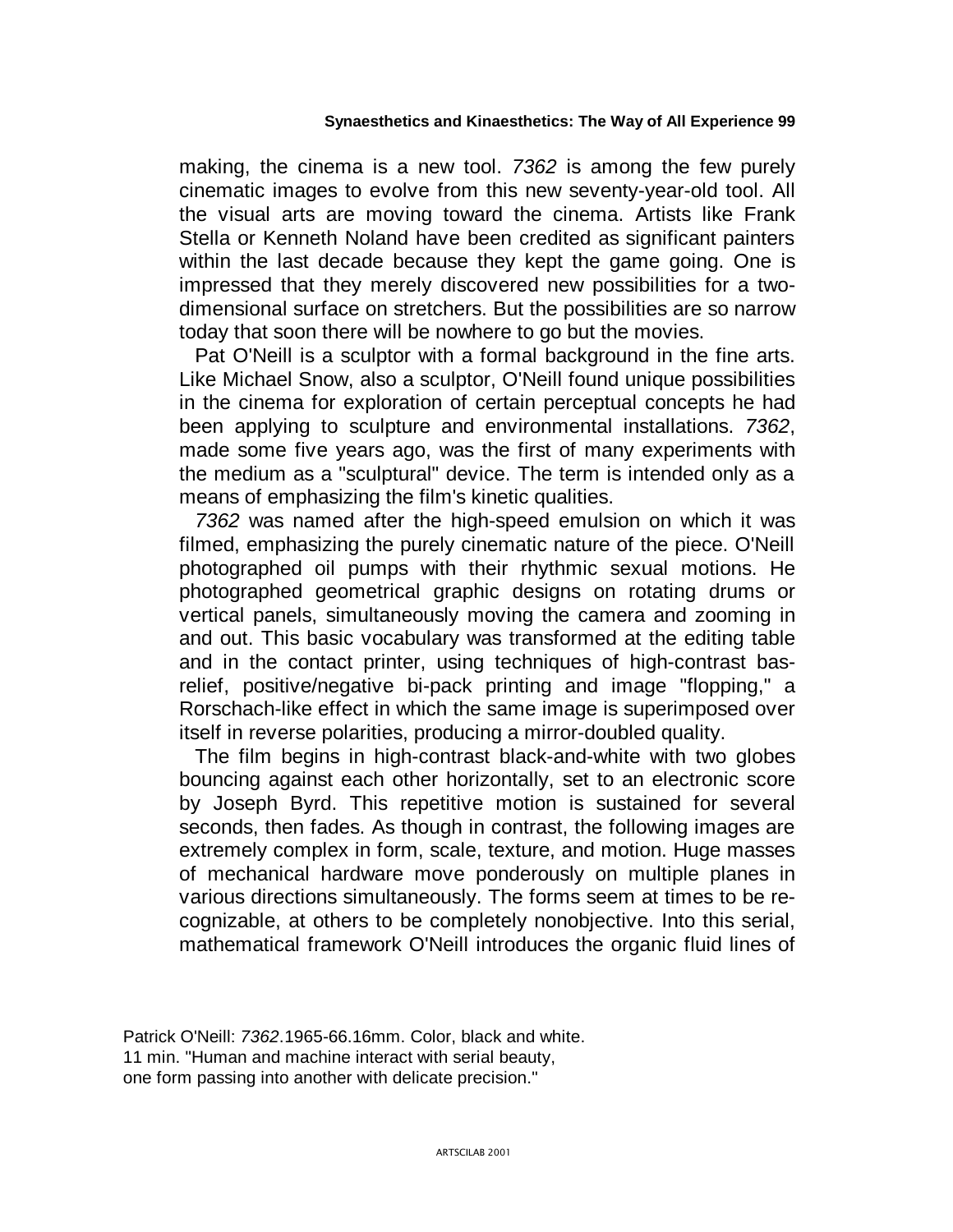making, the cinema is a new tool. *7362* is among the few purely cinematic images to evolve from this new seventy-year-old tool. All the visual arts are moving toward the cinema. Artists like Frank Stella or Kenneth Noland have been credited as significant painters within the last decade because they kept the game going. One is impressed that they merely discovered new possibilities for a two-dimensional surface on stretchers. But the possibilities are so narrow today that soon there will be nowhere to go but the movies.

Pat O'Neill is a sculptor with a formal background in the fine arts. Like Michael Snow, also a sculptor, O'Neill found unique possibilities in the cinema for exploration of certain perceptual concepts he had been applying to sculpture and environmental installations. *7362*, made some five years ago, was the first of many experiments with the medium as a "sculptural" device. The term is intended only as a means of emphasizing the film's kinetic qualities.

*7362* was named after the high-speed emulsion on which it was filmed, emphasizing the purely cinematic nature of the piece. O'Neill photographed oil pumps with their rhythmic sexual motions. He photographed geometrical graphic designs on rotating drums or vertical panels, simultaneously moving the camera and zooming in and out. This basic vocabulary was transformed at the editing table and in the contact printer, using techniques of high-contrast bas-relief, positive/negative bi-pack printing and image "flopping," a Rorschach-like effect in which the same image is superimposed over itself in reverse polarities, producing a mirror-doubled quality.

The film begins in high-contrast black-and-white with two globes bouncing against each other horizontally, set to an electronic score by Joseph Byrd. This repetitive motion is sustained for several seconds, then fades. As though in contrast, the following images are extremely complex in form, scale, texture, and motion. Huge masses of mechanical hardware move ponderously on multiple planes in various directions simultaneously. The forms seem at times to be recognizable, at others to be completely nonobjective. Into this serial, mathematical framework O'Neill introduces the organic fluid lines of

Patrick O'Neill: *7362*.1965-66.16mm. Color, black and white. 11 min. "Human and machine interact with serial beauty, one form passing into another with delicate precision."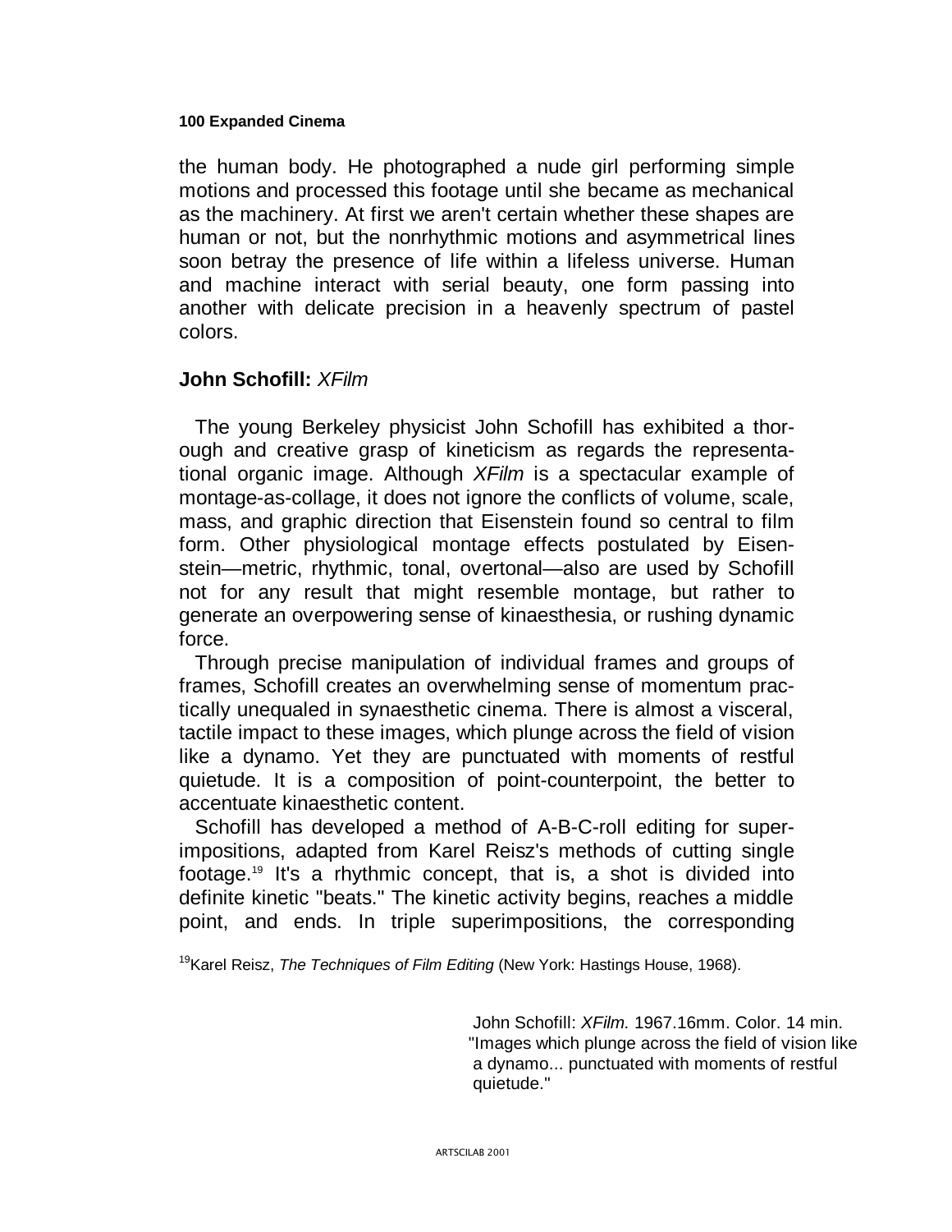the human body. He photographed a nude girl performing simple motions and processed this footage until she became as mechanical as the machinery. At first we aren't certain whether these shapes are human or not, but the nonrhythmic motions and asymmetrical lines soon betray the presence of life within a lifeless universe. Human and machine interact with serial beauty, one form passing into another with delicate precision in a heavenly spectrum of pastel colors.

## John Schofill: *XFilm*

The young Berkeley physicist John Schofill has exhibited a thorough and creative grasp of kineticism as regards the representational organic image. Although *XFilm* is a spectacular example of montage-as-collage, it does not ignore the conflicts of volume, scale, mass, and graphic direction that Eisenstein found so central to film form. Other physiological montage effects postulated by Eisenstein—metric, rhythmic, tonal, overtonal—also are used by Schofill not for any result that might resemble montage, but rather to generate an overpowering sense of kinaesthesia, or rushing dynamic force.

Through precise manipulation of individual frames and groups of frames, Schofill creates an overwhelming sense of momentum practically unequaled in synaesthetic cinema. There is almost a visceral, tactile impact to these images, which plunge across the field of vision like a dynamo. Yet they are punctuated with moments of restful quietude. It is a composition of point-counterpoint, the better to accentuate kinaesthetic content.

Schofill has developed a method of A-B-C-roll editing for superimpositions, adapted from Karel Reisz's methods of cutting single footage.[19] It's a rhythmic concept, that is, a shot is divided into definite kinetic "beats." The kinetic activity begins, reaches a middle point, and ends. In triple superimpositions, the corresponding

[19]Karel Reisz, *The Techniques of Film Editing* (New York: Hastings House, 1968).

John Schofill: *XFilm.* 1967.16mm. Color. 14 min. "Images which plunge across the field of vision like a dynamo... punctuated with moments of restful quietude."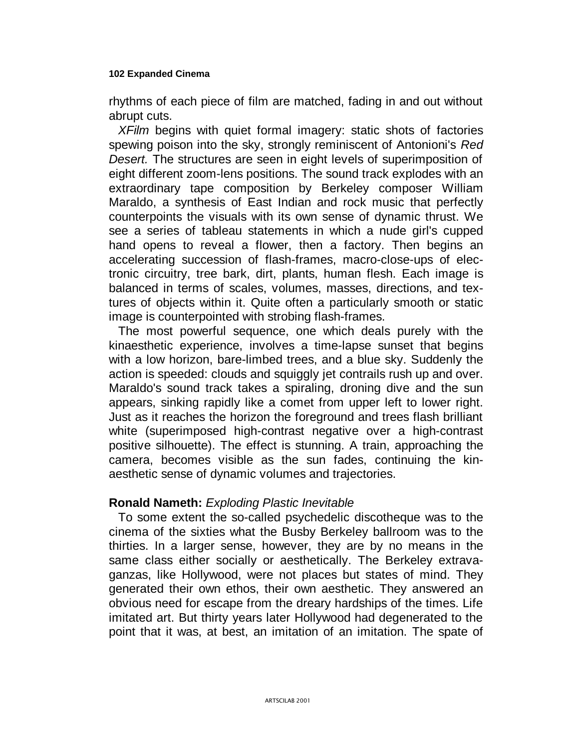rhythms of each piece of film are matched, fading in and out without abrupt cuts.

*XFilm* begins with quiet formal imagery: static shots of factories spewing poison into the sky, strongly reminiscent of Antonioni's *Red Desert.* The structures are seen in eight levels of superimposition of eight different zoom-lens positions. The sound track explodes with an extraordinary tape composition by Berkeley composer William Maraldo, a synthesis of East Indian and rock music that perfectly counterpoints the visuals with its own sense of dynamic thrust. We see a series of tableau statements in which a nude girl's cupped hand opens to reveal a flower, then a factory. Then begins an accelerating succession of flash-frames, macro-close-ups of electronic circuitry, tree bark, dirt, plants, human flesh. Each image is balanced in terms of scales, volumes, masses, directions, and textures of objects within it. Quite often a particularly smooth or static image is counterpointed with strobing flash-frames.

The most powerful sequence, one which deals purely with the kinaesthetic experience, involves a time-lapse sunset that begins with a low horizon, bare-limbed trees, and a blue sky. Suddenly the action is speeded: clouds and squiggly jet contrails rush up and over. Maraldo's sound track takes a spiraling, droning dive and the sun appears, sinking rapidly like a comet from upper left to lower right. Just as it reaches the horizon the foreground and trees flash brilliant white (superimposed high-contrast negative over a high-contrast positive silhouette). The effect is stunning. A train, approaching the camera, becomes visible as the sun fades, continuing the kinaesthetic sense of dynamic volumes and trajectories.

### Ronald Nameth: *Exploding Plastic Inevitable*

To some extent the so-called psychedelic discotheque was to the cinema of the sixties what the Busby Berkeley ballroom was to the thirties. In a larger sense, however, they are by no means in the same class either socially or aesthetically. The Berkeley extravaganzas, like Hollywood, were not places but states of mind. They generated their own ethos, their own aesthetic. They answered an obvious need for escape from the dreary hardships of the times. Life imitated art. But thirty years later Hollywood had degenerated to the point that it was, at best, an imitation of an imitation. The spate of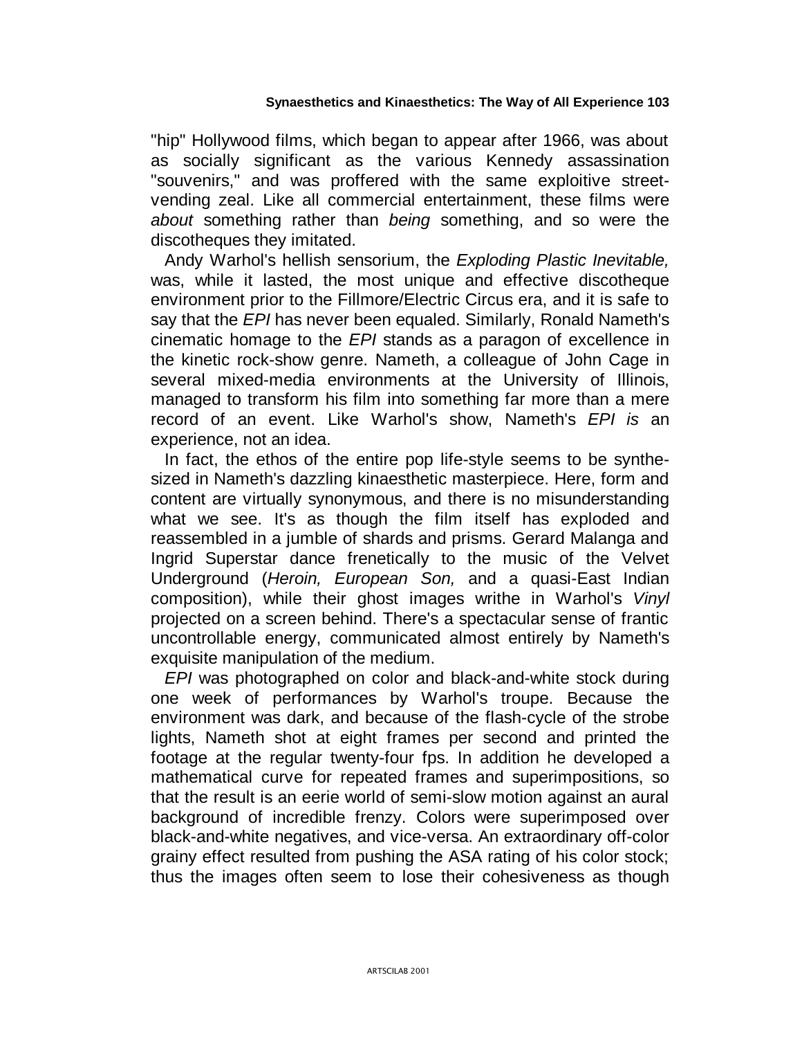"hip" Hollywood films, which began to appear after 1966, was about as socially significant as the various Kennedy assassination "souvenirs," and was proffered with the same exploitive street-vending zeal. Like all commercial entertainment, these films were *about* something rather than *being* something, and so were the discotheques they imitated.

Andy Warhol's hellish sensorium, the *Exploding Plastic Inevitable,* was, while it lasted, the most unique and effective discotheque environment prior to the Fillmore/Electric Circus era, and it is safe to say that the *EPI* has never been equaled. Similarly, Ronald Nameth's cinematic homage to the *EPI* stands as a paragon of excellence in the kinetic rock-show genre. Nameth, a colleague of John Cage in several mixed-media environments at the University of Illinois, managed to transform his film into something far more than a mere record of an event. Like Warhol's show, Nameth's *EPI is* an experience, not an idea.

In fact, the ethos of the entire pop life-style seems to be synthesized in Nameth's dazzling kinaesthetic masterpiece. Here, form and content are virtually synonymous, and there is no misunderstanding what we see. It's as though the film itself has exploded and reassembled in a jumble of shards and prisms. Gerard Malanga and Ingrid Superstar dance frenetically to the music of the Velvet Underground (*Heroin, European Son,* and a quasi-East Indian composition), while their ghost images writhe in Warhol's *Vinyl* projected on a screen behind. There's a spectacular sense of frantic uncontrollable energy, communicated almost entirely by Nameth's exquisite manipulation of the medium.

*EPI* was photographed on color and black-and-white stock during one week of performances by Warhol's troupe. Because the environment was dark, and because of the flash-cycle of the strobe lights, Nameth shot at eight frames per second and printed the footage at the regular twenty-four fps. In addition he developed a mathematical curve for repeated frames and superimpositions, so that the result is an eerie world of semi-slow motion against an aural background of incredible frenzy. Colors were superimposed over black-and-white negatives, and vice-versa. An extraordinary off-color grainy effect resulted from pushing the ASA rating of his color stock; thus the images often seem to lose their cohesiveness as though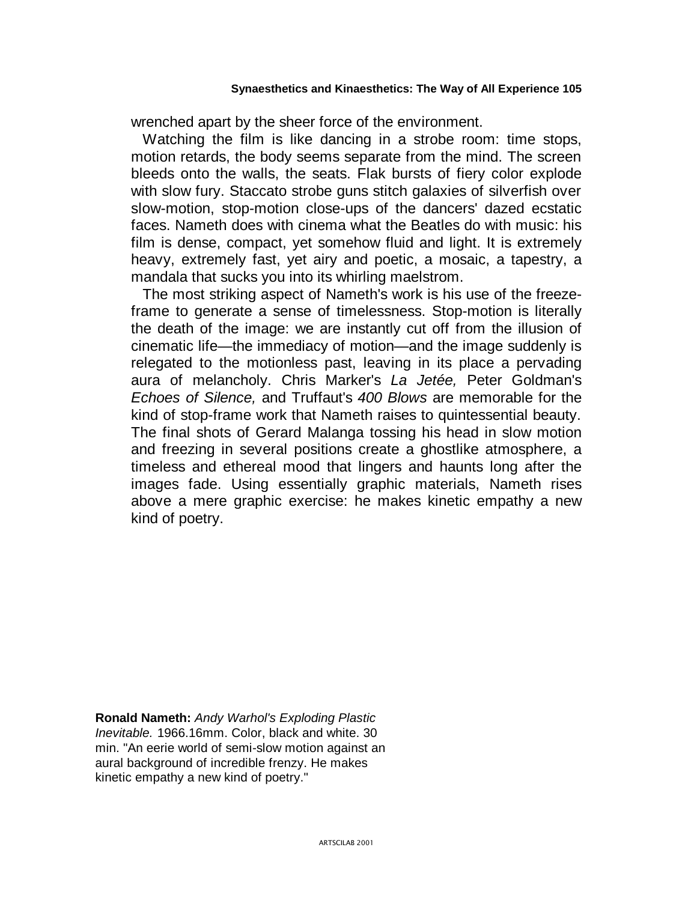wrenched apart by the sheer force of the environment.

Watching the film is like dancing in a strobe room: time stops, motion retards, the body seems separate from the mind. The screen bleeds onto the walls, the seats. Flak bursts of fiery color explode with slow fury. Staccato strobe guns stitch galaxies of silverfish over slow-motion, stop-motion close-ups of the dancers' dazed ecstatic faces. Nameth does with cinema what the Beatles do with music: his film is dense, compact, yet somehow fluid and light. It is extremely heavy, extremely fast, yet airy and poetic, a mosaic, a tapestry, a mandala that sucks you into its whirling maelstrom.

The most striking aspect of Nameth's work is his use of the freeze-frame to generate a sense of timelessness. Stop-motion is literally the death of the image: we are instantly cut off from the illusion of cinematic life—the immediacy of motion—and the image suddenly is relegated to the motionless past, leaving in its place a pervading aura of melancholy. Chris Marker's *La Jetée,* Peter Goldman's *Echoes of Silence,* and Truffaut's *400 Blows* are memorable for the kind of stop-frame work that Nameth raises to quintessential beauty. The final shots of Gerard Malanga tossing his head in slow motion and freezing in several positions create a ghostlike atmosphere, a timeless and ethereal mood that lingers and haunts long after the images fade. Using essentially graphic materials, Nameth rises above a mere graphic exercise: he makes kinetic empathy a new kind of poetry.

**Ronald Nameth:** *Andy Warhol's Exploding Plastic Inevitable.* 1966.16mm. Color, black and white. 30 min. "An eerie world of semi-slow motion against an aural background of incredible frenzy. He makes kinetic empathy a new kind of poetry."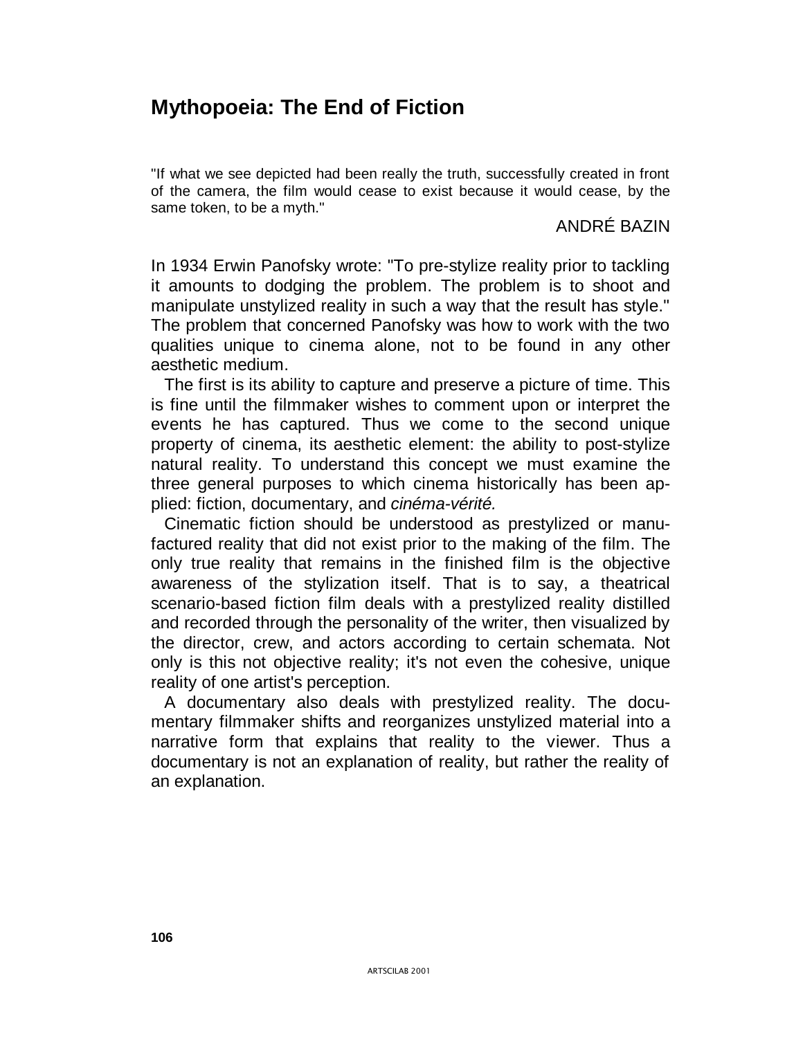# Mythopoeia: The End of Fiction

"If what we see depicted had been really the truth, successfully created in front of the camera, the film would cease to exist because it would cease, by the same token, to be a myth."

ANDRÉ BAZIN

In 1934 Erwin Panofsky wrote: "To pre-stylize reality prior to tackling it amounts to dodging the problem. The problem is to shoot and manipulate unstylized reality in such a way that the result has style." The problem that concerned Panofsky was how to work with the two qualities unique to cinema alone, not to be found in any other aesthetic medium.

The first is its ability to capture and preserve a picture of time. This is fine until the filmmaker wishes to comment upon or interpret the events he has captured. Thus we come to the second unique property of cinema, its aesthetic element: the ability to post-stylize natural reality. To understand this concept we must examine the three general purposes to which cinema historically has been applied: fiction, documentary, and *cinéma-vérité.*

Cinematic fiction should be understood as prestylized or manufactured reality that did not exist prior to the making of the film. The only true reality that remains in the finished film is the objective awareness of the stylization itself. That is to say, a theatrical scenario-based fiction film deals with a prestylized reality distilled and recorded through the personality of the writer, then visualized by the director, crew, and actors according to certain schemata. Not only is this not objective reality; it's not even the cohesive, unique reality of one artist's perception.

A documentary also deals with prestylized reality. The documentary filmmaker shifts and reorganizes unstylized material into a narrative form that explains that reality to the viewer. Thus a documentary is not an explanation of reality, but rather the reality of an explanation.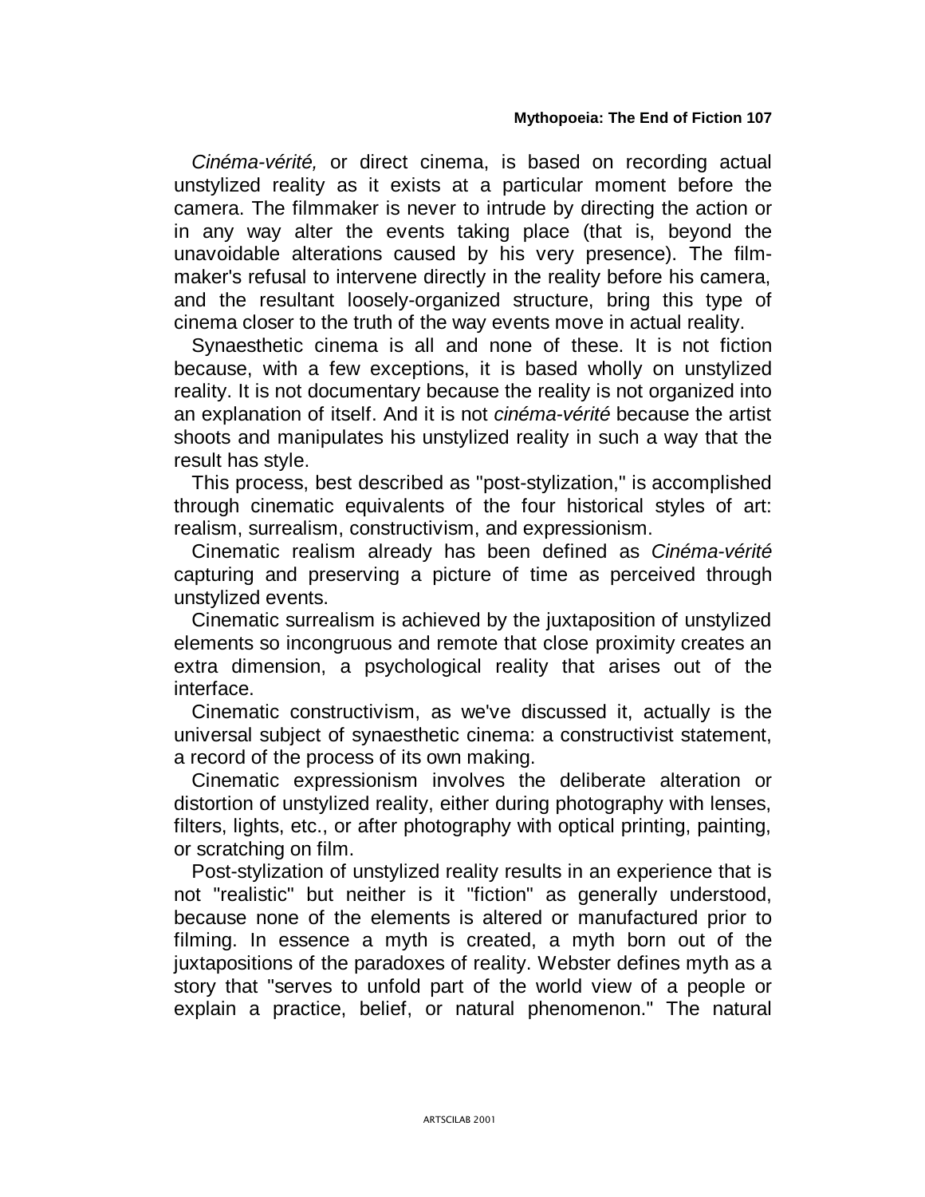*Cinéma-vérité,* or direct cinema, is based on recording actual unstylized reality as it exists at a particular moment before the camera. The filmmaker is never to intrude by directing the action or in any way alter the events taking place (that is, beyond the unavoidable alterations caused by his very presence). The film-maker's refusal to intervene directly in the reality before his camera, and the resultant loosely-organized structure, bring this type of cinema closer to the truth of the way events move in actual reality.

Synaesthetic cinema is all and none of these. It is not fiction because, with a few exceptions, it is based wholly on unstylized reality. It is not documentary because the reality is not organized into an explanation of itself. And it is not *cinéma-vérité* because the artist shoots and manipulates his unstylized reality in such a way that the result has style.

This process, best described as "post-stylization," is accomplished through cinematic equivalents of the four historical styles of art: realism, surrealism, constructivism, and expressionism.

Cinematic realism already has been defined as *Cinéma-vérité* capturing and preserving a picture of time as perceived through unstylized events.

Cinematic surrealism is achieved by the juxtaposition of unstylized elements so incongruous and remote that close proximity creates an extra dimension, a psychological reality that arises out of the interface.

Cinematic constructivism, as we've discussed it, actually is the universal subject of synaesthetic cinema: a constructivist statement, a record of the process of its own making.

Cinematic expressionism involves the deliberate alteration or distortion of unstylized reality, either during photography with lenses, filters, lights, etc., or after photography with optical printing, painting, or scratching on film.

Post-stylization of unstylized reality results in an experience that is not "realistic" but neither is it "fiction" as generally understood, because none of the elements is altered or manufactured prior to filming. In essence a myth is created, a myth born out of the juxtapositions of the paradoxes of reality. Webster defines myth as a story that "serves to unfold part of the world view of a people or explain a practice, belief, or natural phenomenon." The natural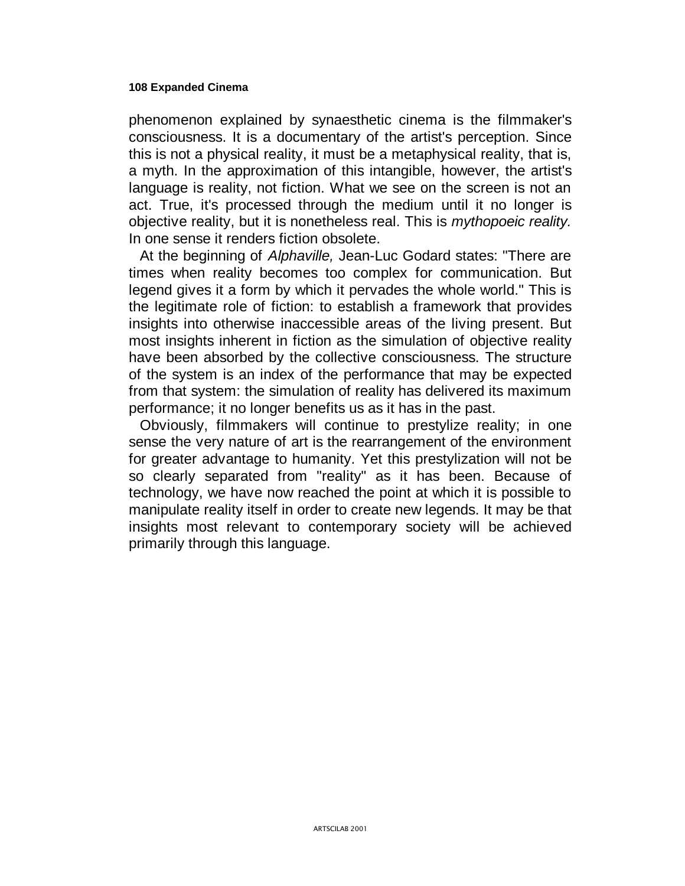phenomenon explained by synaesthetic cinema is the filmmaker's consciousness. It is a documentary of the artist's perception. Since this is not a physical reality, it must be a metaphysical reality, that is, a myth. In the approximation of this intangible, however, the artist's language is reality, not fiction. What we see on the screen is not an act. True, it's processed through the medium until it no longer is objective reality, but it is nonetheless real. This is *mythopoeic reality.* In one sense it renders fiction obsolete.

At the beginning of *Alphaville,* Jean-Luc Godard states: "There are times when reality becomes too complex for communication. But legend gives it a form by which it pervades the whole world." This is the legitimate role of fiction: to establish a framework that provides insights into otherwise inaccessible areas of the living present. But most insights inherent in fiction as the simulation of objective reality have been absorbed by the collective consciousness. The structure of the system is an index of the performance that may be expected from that system: the simulation of reality has delivered its maximum performance; it no longer benefits us as it has in the past.

Obviously, filmmakers will continue to prestylize reality; in one sense the very nature of art is the rearrangement of the environment for greater advantage to humanity. Yet this prestylization will not be so clearly separated from "reality" as it has been. Because of technology, we have now reached the point at which it is possible to manipulate reality itself in order to create new legends. It may be that insights most relevant to contemporary society will be achieved primarily through this language.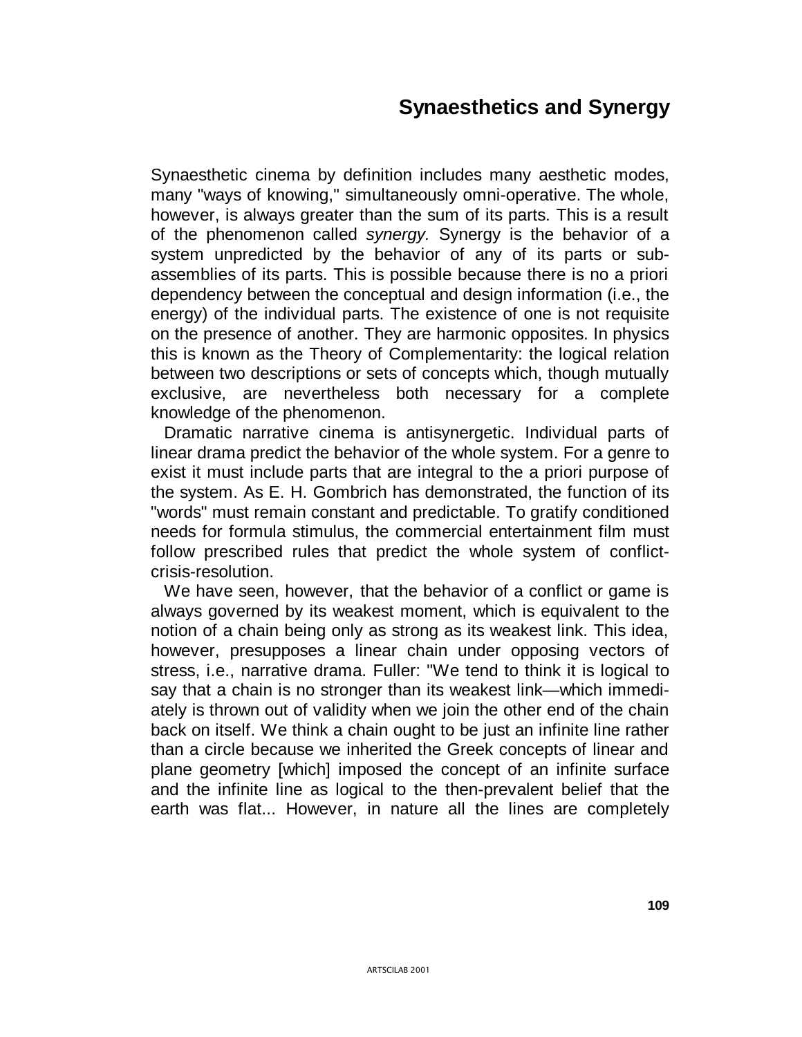# Synaesthetics and Synergy

Synaesthetic cinema by definition includes many aesthetic modes, many "ways of knowing," simultaneously omni-operative. The whole, however, is always greater than the sum of its parts. This is a result of the phenomenon called *synergy.* Synergy is the behavior of a system unpredicted by the behavior of any of its parts or subassemblies of its parts. This is possible because there is no a priori dependency between the conceptual and design information (i.e., the energy) of the individual parts. The existence of one is not requisite on the presence of another. They are harmonic opposites. In physics this is known as the Theory of Complementarity: the logical relation between two descriptions or sets of concepts which, though mutually exclusive, are nevertheless both necessary for a complete knowledge of the phenomenon.

Dramatic narrative cinema is antisynergetic. Individual parts of linear drama predict the behavior of the whole system. For a genre to exist it must include parts that are integral to the a priori purpose of the system. As E. H. Gombrich has demonstrated, the function of its "words" must remain constant and predictable. To gratify conditioned needs for formula stimulus, the commercial entertainment film must follow prescribed rules that predict the whole system of conflict-crisis-resolution.

We have seen, however, that the behavior of a conflict or game is always governed by its weakest moment, which is equivalent to the notion of a chain being only as strong as its weakest link. This idea, however, presupposes a linear chain under opposing vectors of stress, i.e., narrative drama. Fuller: "We tend to think it is logical to say that a chain is no stronger than its weakest link—which immediately is thrown out of validity when we join the other end of the chain back on itself. We think a chain ought to be just an infinite line rather than a circle because we inherited the Greek concepts of linear and plane geometry [which] imposed the concept of an infinite surface and the infinite line as logical to the then-prevalent belief that the earth was flat... However, in nature all the lines are completely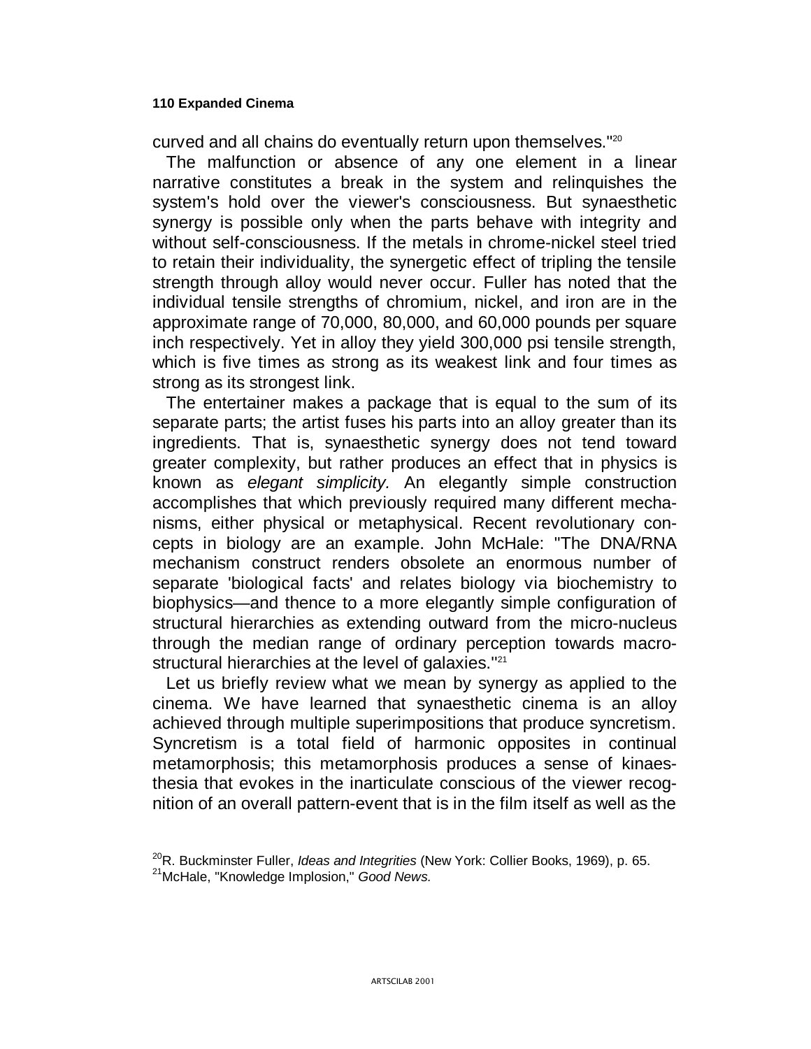curved and all chains do eventually return upon themselves."[20]

The malfunction or absence of any one element in a linear narrative constitutes a break in the system and relinquishes the system's hold over the viewer's consciousness. But synaesthetic synergy is possible only when the parts behave with integrity and without self-consciousness. If the metals in chrome-nickel steel tried to retain their individuality, the synergetic effect of tripling the tensile strength through alloy would never occur. Fuller has noted that the individual tensile strengths of chromium, nickel, and iron are in the approximate range of 70,000, 80,000, and 60,000 pounds per square inch respectively. Yet in alloy they yield 300,000 psi tensile strength, which is five times as strong as its weakest link and four times as strong as its strongest link.

The entertainer makes a package that is equal to the sum of its separate parts; the artist fuses his parts into an alloy greater than its ingredients. That is, synaesthetic synergy does not tend toward greater complexity, but rather produces an effect that in physics is known as *elegant simplicity.* An elegantly simple construction accomplishes that which previously required many different mechanisms, either physical or metaphysical. Recent revolutionary concepts in biology are an example. John McHale: "The DNA/RNA mechanism construct renders obsolete an enormous number of separate 'biological facts' and relates biology via biochemistry to biophysics—and thence to a more elegantly simple configuration of structural hierarchies as extending outward from the micro-nucleus through the median range of ordinary perception towards macro-structural hierarchies at the level of galaxies."[21]

Let us briefly review what we mean by synergy as applied to the cinema. We have learned that synaesthetic cinema is an alloy achieved through multiple superimpositions that produce syncretism. Syncretism is a total field of harmonic opposites in continual metamorphosis; this metamorphosis produces a sense of kinaesthesia that evokes in the inarticulate conscious of the viewer recognition of an overall pattern-event that is in the film itself as well as the

[20] R. Buckminster Fuller, *Ideas and Integrities* (New York: Collier Books, 1969), p. 65.
[21] McHale, "Knowledge Implosion," *Good News.*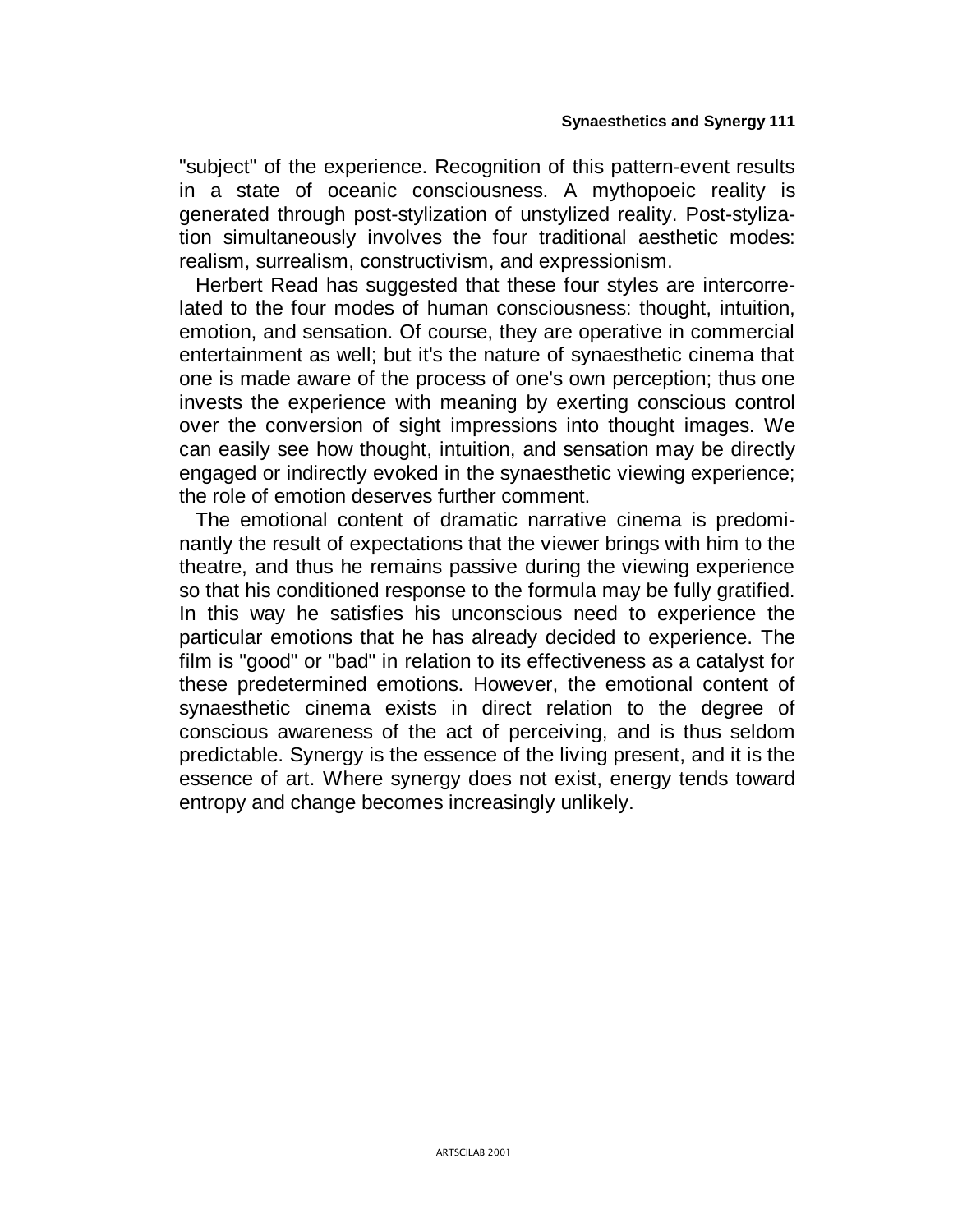"subject" of the experience. Recognition of this pattern-event results in a state of oceanic consciousness. A mythopoeic reality is generated through post-stylization of unstylized reality. Post-stylization simultaneously involves the four traditional aesthetic modes: realism, surrealism, constructivism, and expressionism.

Herbert Read has suggested that these four styles are intercorrelated to the four modes of human consciousness: thought, intuition, emotion, and sensation. Of course, they are operative in commercial entertainment as well; but it's the nature of synaesthetic cinema that one is made aware of the process of one's own perception; thus one invests the experience with meaning by exerting conscious control over the conversion of sight impressions into thought images. We can easily see how thought, intuition, and sensation may be directly engaged or indirectly evoked in the synaesthetic viewing experience; the role of emotion deserves further comment.

The emotional content of dramatic narrative cinema is predominantly the result of expectations that the viewer brings with him to the theatre, and thus he remains passive during the viewing experience so that his conditioned response to the formula may be fully gratified. In this way he satisfies his unconscious need to experience the particular emotions that he has already decided to experience. The film is "good" or "bad" in relation to its effectiveness as a catalyst for these predetermined emotions. However, the emotional content of synaesthetic cinema exists in direct relation to the degree of conscious awareness of the act of perceiving, and is thus seldom predictable. Synergy is the essence of the living present, and it is the essence of art. Where synergy does not exist, energy tends toward entropy and change becomes increasingly unlikely.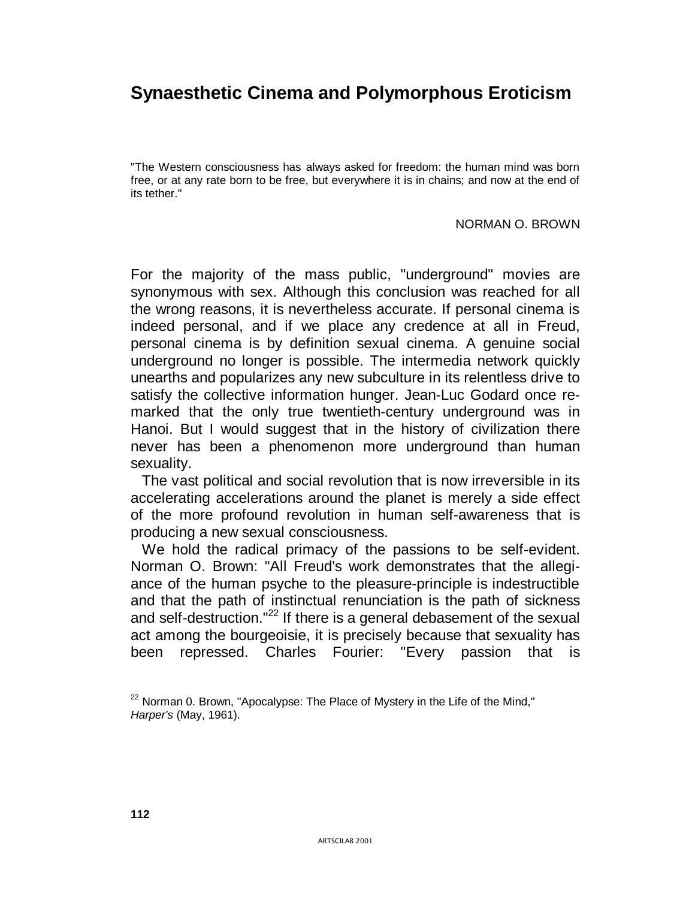## Synaesthetic Cinema and Polymorphous Eroticism

"The Western consciousness has always asked for freedom: the human mind was born free, or at any rate born to be free, but everywhere it is in chains; and now at the end of its tether."

NORMAN O. BROWN

For the majority of the mass public, "underground" movies are synonymous with sex. Although this conclusion was reached for all the wrong reasons, it is nevertheless accurate. If personal cinema is indeed personal, and if we place any credence at all in Freud, personal cinema is by definition sexual cinema. A genuine social underground no longer is possible. The intermedia network quickly unearths and popularizes any new subculture in its relentless drive to satisfy the collective information hunger. Jean-Luc Godard once remarked that the only true twentieth-century underground was in Hanoi. But I would suggest that in the history of civilization there never has been a phenomenon more underground than human sexuality.

The vast political and social revolution that is now irreversible in its accelerating accelerations around the planet is merely a side effect of the more profound revolution in human self-awareness that is producing a new sexual consciousness.

We hold the radical primacy of the passions to be self-evident. Norman O. Brown: "All Freud's work demonstrates that the allegiance of the human psyche to the pleasure-principle is indestructible and that the path of instinctual renunciation is the path of sickness and self-destruction."[22] If there is a general debasement of the sexual act among the bourgeoisie, it is precisely because that sexuality has been repressed. Charles Fourier: "Every passion that is

[22] Norman 0. Brown, "Apocalypse: The Place of Mystery in the Life of the Mind," *Harper's* (May, 1961).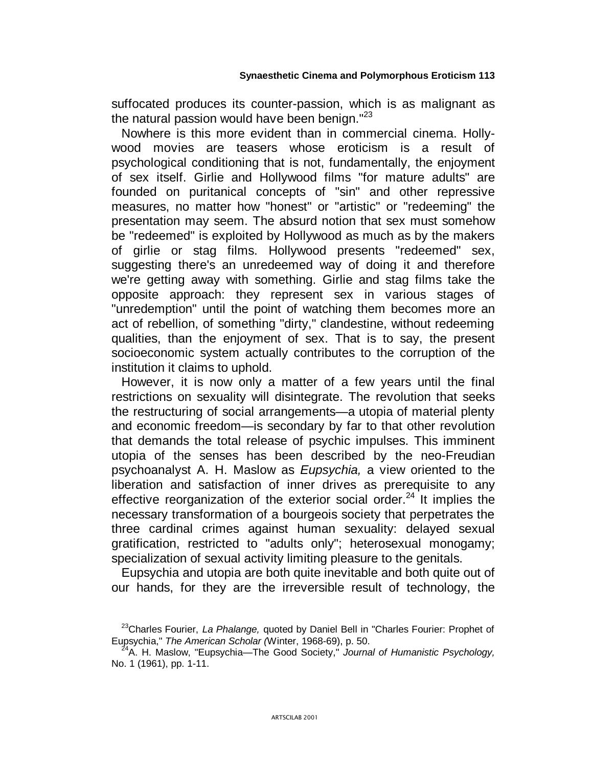suffocated produces its counter-passion, which is as malignant as the natural passion would have been benign."[23]

Nowhere is this more evident than in commercial cinema. Hollywood movies are teasers whose eroticism is a result of psychological conditioning that is not, fundamentally, the enjoyment of sex itself. Girlie and Hollywood films "for mature adults" are founded on puritanical concepts of "sin" and other repressive measures, no matter how "honest" or "artistic" or "redeeming" the presentation may seem. The absurd notion that sex must somehow be "redeemed" is exploited by Hollywood as much as by the makers of girlie or stag films. Hollywood presents "redeemed" sex, suggesting there's an unredeemed way of doing it and therefore we're getting away with something. Girlie and stag films take the opposite approach: they represent sex in various stages of "unredemption" until the point of watching them becomes more an act of rebellion, of something "dirty," clandestine, without redeeming qualities, than the enjoyment of sex. That is to say, the present socioeconomic system actually contributes to the corruption of the institution it claims to uphold.

However, it is now only a matter of a few years until the final restrictions on sexuality will disintegrate. The revolution that seeks the restructuring of social arrangements—a utopia of material plenty and economic freedom—is secondary by far to that other revolution that demands the total release of psychic impulses. This imminent utopia of the senses has been described by the neo-Freudian psychoanalyst A. H. Maslow as *Eupsychia,* a view oriented to the liberation and satisfaction of inner drives as prerequisite to any effective reorganization of the exterior social order.[24] It implies the necessary transformation of a bourgeois society that perpetrates the three cardinal crimes against human sexuality: delayed sexual gratification, restricted to "adults only"; heterosexual monogamy; specialization of sexual activity limiting pleasure to the genitals.

Eupsychia and utopia are both quite inevitable and both quite out of our hands, for they are the irreversible result of technology, the

[23] Charles Fourier, *La Phalange,* quoted by Daniel Bell in "Charles Fourier: Prophet of Eupsychia," *The American Scholar (*Winter, 1968-69), p. 50.

[24] A. H. Maslow, "Eupsychia—The Good Society," *Journal of Humanistic Psychology,* No. 1 (1961), pp. 1-11.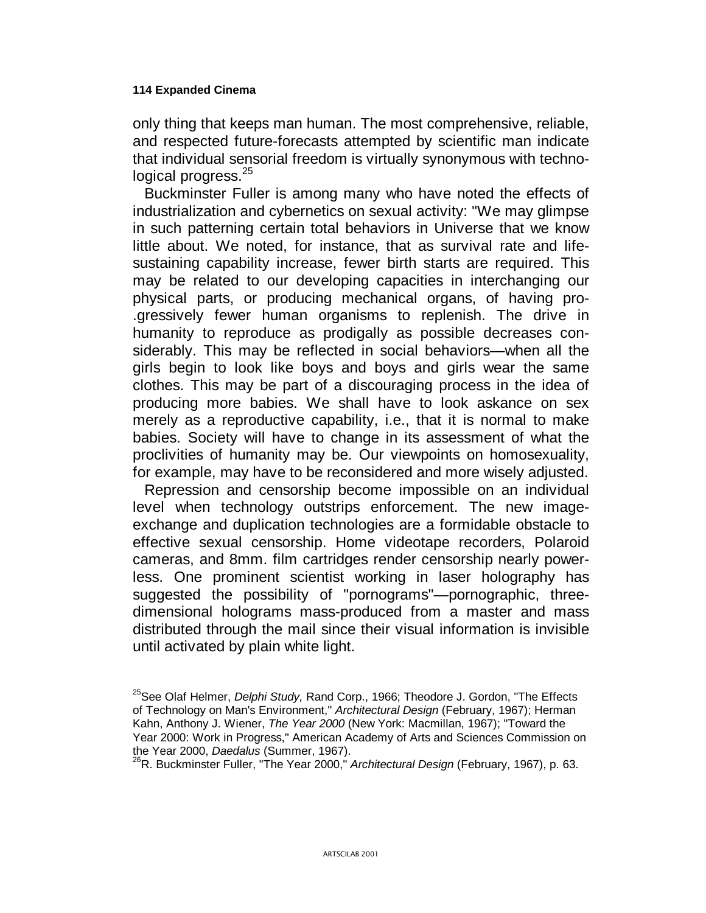only thing that keeps man human. The most comprehensive, reliable, and respected future-forecasts attempted by scientific man indicate that individual sensorial freedom is virtually synonymous with technological progress.[25]

Buckminster Fuller is among many who have noted the effects of industrialization and cybernetics on sexual activity: "We may glimpse in such patterning certain total behaviors in Universe that we know little about. We noted, for instance, that as survival rate and life-sustaining capability increase, fewer birth starts are required. This may be related to our developing capacities in interchanging our physical parts, or producing mechanical organs, of having progressively fewer human organisms to replenish. The drive in humanity to reproduce as prodigally as possible decreases considerably. This may be reflected in social behaviors—when all the girls begin to look like boys and boys and girls wear the same clothes. This may be part of a discouraging process in the idea of producing more babies. We shall have to look askance on sex merely as a reproductive capability, i.e., that it is normal to make babies. Society will have to change in its assessment of what the proclivities of humanity may be. Our viewpoints on homosexuality, for example, may have to be reconsidered and more wisely adjusted.

Repression and censorship become impossible on an individual level when technology outstrips enforcement. The new image-exchange and duplication technologies are a formidable obstacle to effective sexual censorship. Home videotape recorders, Polaroid cameras, and 8mm. film cartridges render censorship nearly powerless. One prominent scientist working in laser holography has suggested the possibility of "pornograms"—pornographic, three-dimensional holograms mass-produced from a master and mass distributed through the mail since their visual information is invisible until activated by plain white light.

[25]See Olaf Helmer, *Delphi Study,* Rand Corp., 1966; Theodore J. Gordon, "The Effects of Technology on Man's Environment," *Architectural Design* (February, 1967); Herman Kahn, Anthony J. Wiener, *The Year 2000* (New York: Macmillan, 1967); "Toward the Year 2000: Work in Progress," American Academy of Arts and Sciences Commission on the Year 2000, *Daedalus* (Summer, 1967).

[26]R. Buckminster Fuller, "The Year 2000," *Architectural Design* (February, 1967), p. 63.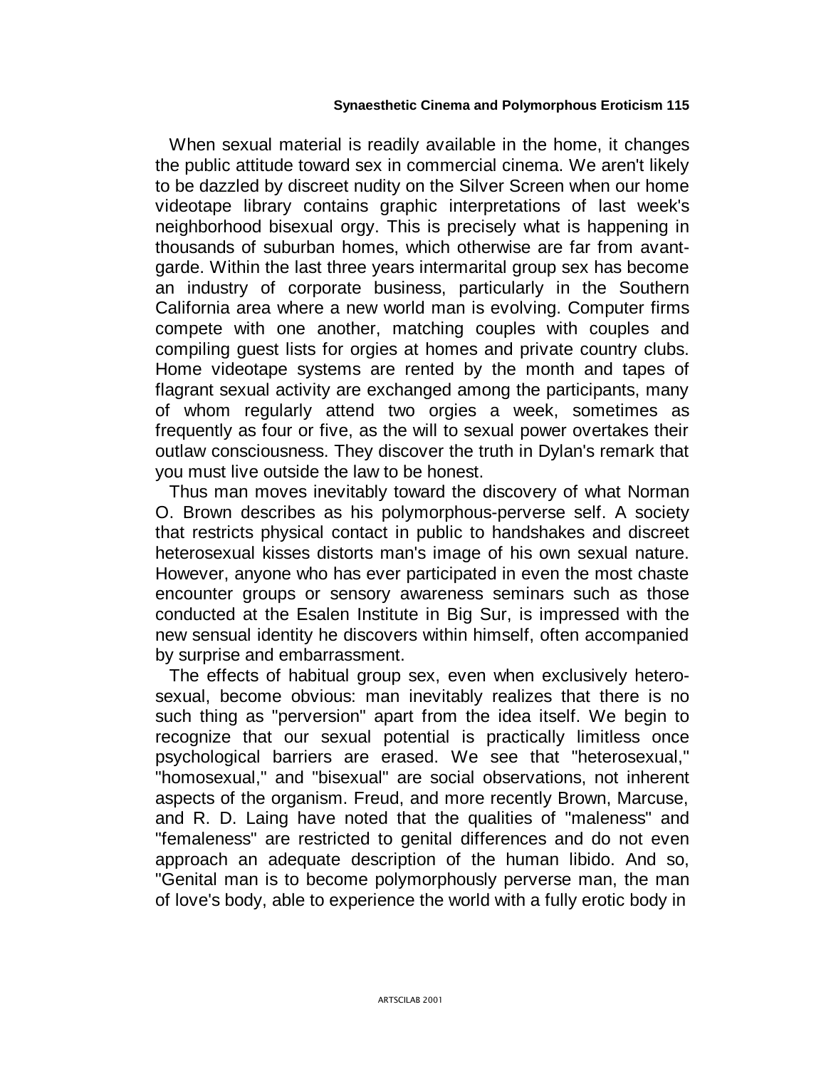When sexual material is readily available in the home, it changes the public attitude toward sex in commercial cinema. We aren't likely to be dazzled by discreet nudity on the Silver Screen when our home videotape library contains graphic interpretations of last week's neighborhood bisexual orgy. This is precisely what is happening in thousands of suburban homes, which otherwise are far from avant-garde. Within the last three years intermarital group sex has become an industry of corporate business, particularly in the Southern California area where a new world man is evolving. Computer firms compete with one another, matching couples with couples and compiling guest lists for orgies at homes and private country clubs. Home videotape systems are rented by the month and tapes of flagrant sexual activity are exchanged among the participants, many of whom regularly attend two orgies a week, sometimes as frequently as four or five, as the will to sexual power overtakes their outlaw consciousness. They discover the truth in Dylan's remark that you must live outside the law to be honest.

Thus man moves inevitably toward the discovery of what Norman O. Brown describes as his polymorphous-perverse self. A society that restricts physical contact in public to handshakes and discreet heterosexual kisses distorts man's image of his own sexual nature. However, anyone who has ever participated in even the most chaste encounter groups or sensory awareness seminars such as those conducted at the Esalen Institute in Big Sur, is impressed with the new sensual identity he discovers within himself, often accompanied by surprise and embarrassment.

The effects of habitual group sex, even when exclusively heterosexual, become obvious: man inevitably realizes that there is no such thing as "perversion" apart from the idea itself. We begin to recognize that our sexual potential is practically limitless once psychological barriers are erased. We see that "heterosexual," "homosexual," and "bisexual" are social observations, not inherent aspects of the organism. Freud, and more recently Brown, Marcuse, and R. D. Laing have noted that the qualities of "maleness" and "femaleness" are restricted to genital differences and do not even approach an adequate description of the human libido. And so, "Genital man is to become polymorphously perverse man, the man of love's body, able to experience the world with a fully erotic body in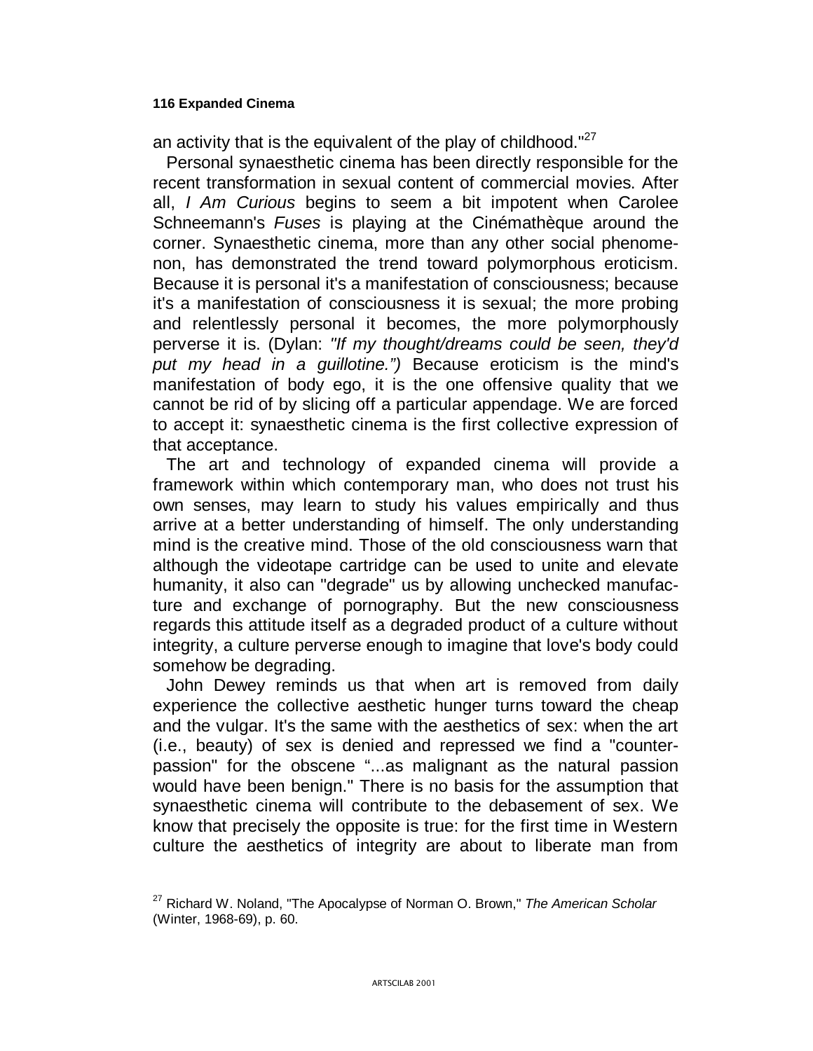an activity that is the equivalent of the play of childhood."[27]

Personal synaesthetic cinema has been directly responsible for the recent transformation in sexual content of commercial movies. After all, *I Am Curious* begins to seem a bit impotent when Carolee Schneemann's *Fuses* is playing at the Cinémathèque around the corner. Synaesthetic cinema, more than any other social phenomenon, has demonstrated the trend toward polymorphous eroticism. Because it is personal it's a manifestation of consciousness; because it's a manifestation of consciousness it is sexual; the more probing and relentlessly personal it becomes, the more polymorphously perverse it is. (Dylan: *"If my thought/dreams could be seen, they'd put my head in a guillotine.")* Because eroticism is the mind's manifestation of body ego, it is the one offensive quality that we cannot be rid of by slicing off a particular appendage. We are forced to accept it: synaesthetic cinema is the first collective expression of that acceptance.

The art and technology of expanded cinema will provide a framework within which contemporary man, who does not trust his own senses, may learn to study his values empirically and thus arrive at a better understanding of himself. The only understanding mind is the creative mind. Those of the old consciousness warn that although the videotape cartridge can be used to unite and elevate humanity, it also can "degrade" us by allowing unchecked manufacture and exchange of pornography. But the new consciousness regards this attitude itself as a degraded product of a culture without integrity, a culture perverse enough to imagine that love's body could somehow be degrading.

John Dewey reminds us that when art is removed from daily experience the collective aesthetic hunger turns toward the cheap and the vulgar. It's the same with the aesthetics of sex: when the art (i.e., beauty) of sex is denied and repressed we find a "counter-passion" for the obscene "...as malignant as the natural passion would have been benign." There is no basis for the assumption that synaesthetic cinema will contribute to the debasement of sex. We know that precisely the opposite is true: for the first time in Western culture the aesthetics of integrity are about to liberate man from

[27] Richard W. Noland, "The Apocalypse of Norman O. Brown," *The American Scholar* (Winter, 1968-69), p. 60.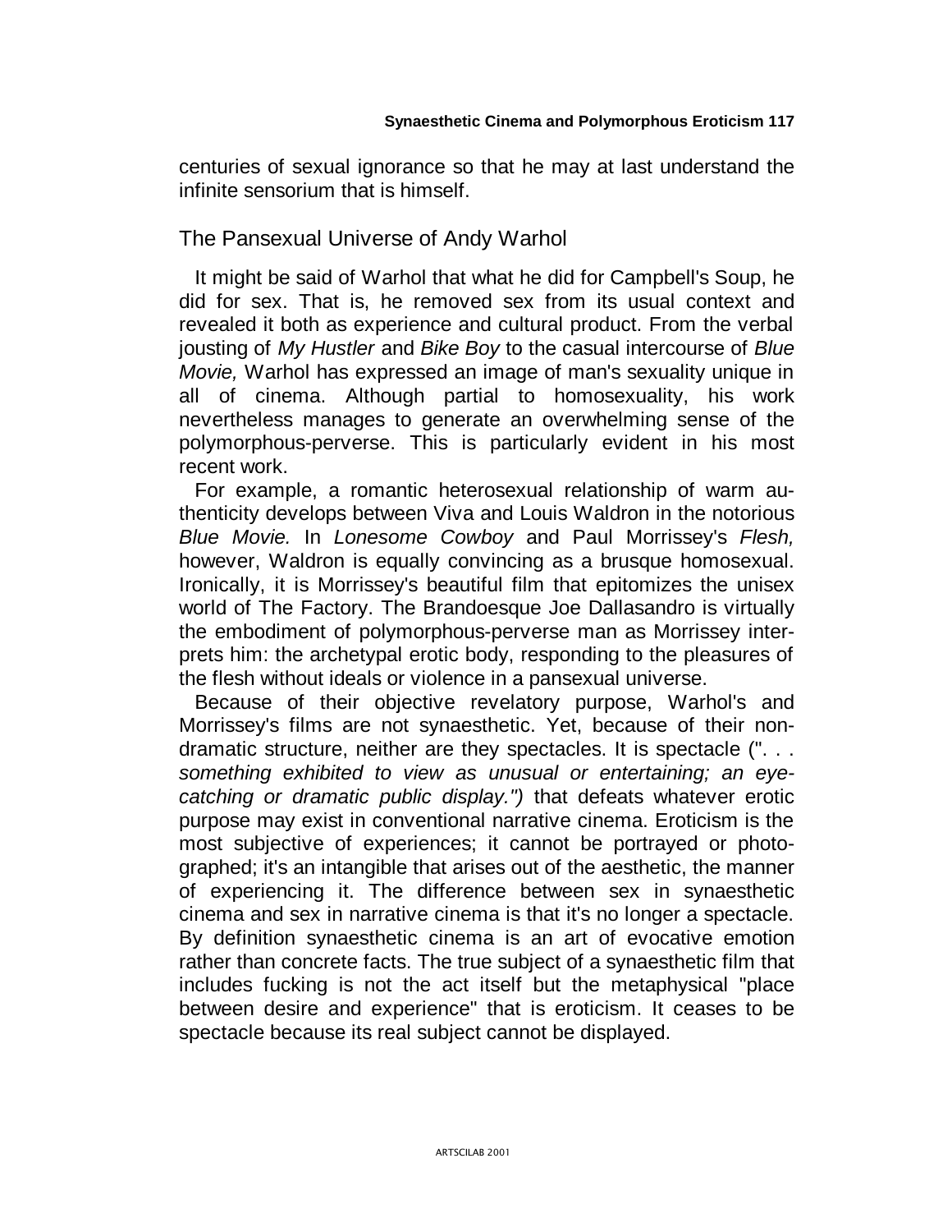centuries of sexual ignorance so that he may at last understand the infinite sensorium that is himself.

## The Pansexual Universe of Andy Warhol

It might be said of Warhol that what he did for Campbell's Soup, he did for sex. That is, he removed sex from its usual context and revealed it both as experience and cultural product. From the verbal jousting of *My Hustler* and *Bike Boy* to the casual intercourse of *Blue Movie,* Warhol has expressed an image of man's sexuality unique in all of cinema. Although partial to homosexuality, his work nevertheless manages to generate an overwhelming sense of the polymorphous-perverse. This is particularly evident in his most recent work.

For example, a romantic heterosexual relationship of warm authenticity develops between Viva and Louis Waldron in the notorious *Blue Movie.* In *Lonesome Cowboy* and Paul Morrissey's *Flesh,* however, Waldron is equally convincing as a brusque homosexual. Ironically, it is Morrissey's beautiful film that epitomizes the unisex world of The Factory. The Brandoesque Joe Dallasandro is virtually the embodiment of polymorphous-perverse man as Morrissey interprets him: the archetypal erotic body, responding to the pleasures of the flesh without ideals or violence in a pansexual universe.

Because of their objective revelatory purpose, Warhol's and Morrissey's films are not synaesthetic. Yet, because of their non-dramatic structure, neither are they spectacles. It is spectacle (". . . *something exhibited to view as unusual or entertaining; an eye-catching or dramatic public display.")* that defeats whatever erotic purpose may exist in conventional narrative cinema. Eroticism is the most subjective of experiences; it cannot be portrayed or photographed; it's an intangible that arises out of the aesthetic, the manner of experiencing it. The difference between sex in synaesthetic cinema and sex in narrative cinema is that it's no longer a spectacle. By definition synaesthetic cinema is an art of evocative emotion rather than concrete facts. The true subject of a synaesthetic film that includes fucking is not the act itself but the metaphysical "place between desire and experience" that is eroticism. It ceases to be spectacle because its real subject cannot be displayed.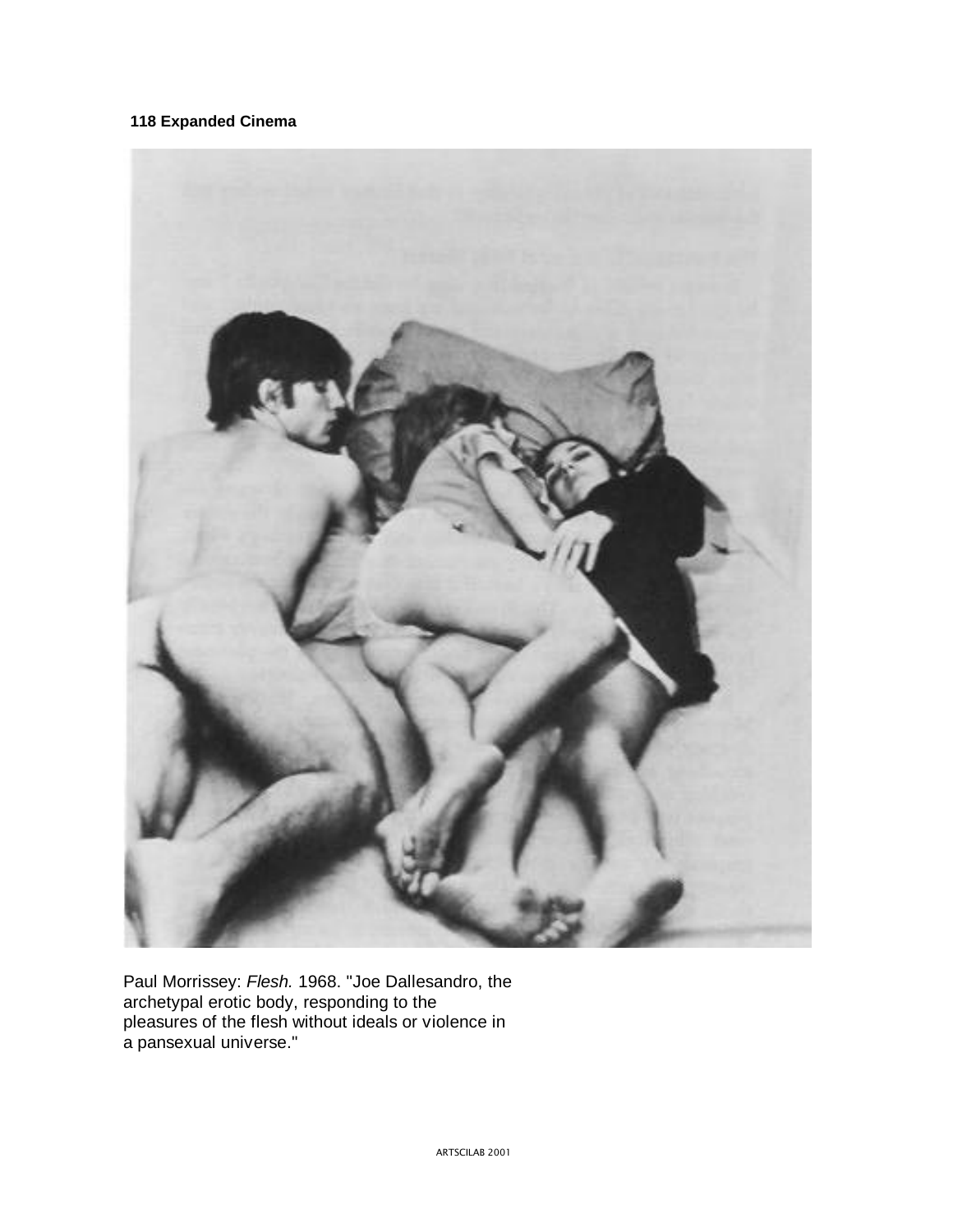Paul Morrissey: *Flesh.* 1968. "Joe Dallesandro, the archetypal erotic body, responding to the pleasures of the flesh without ideals or violence in a pansexual universe."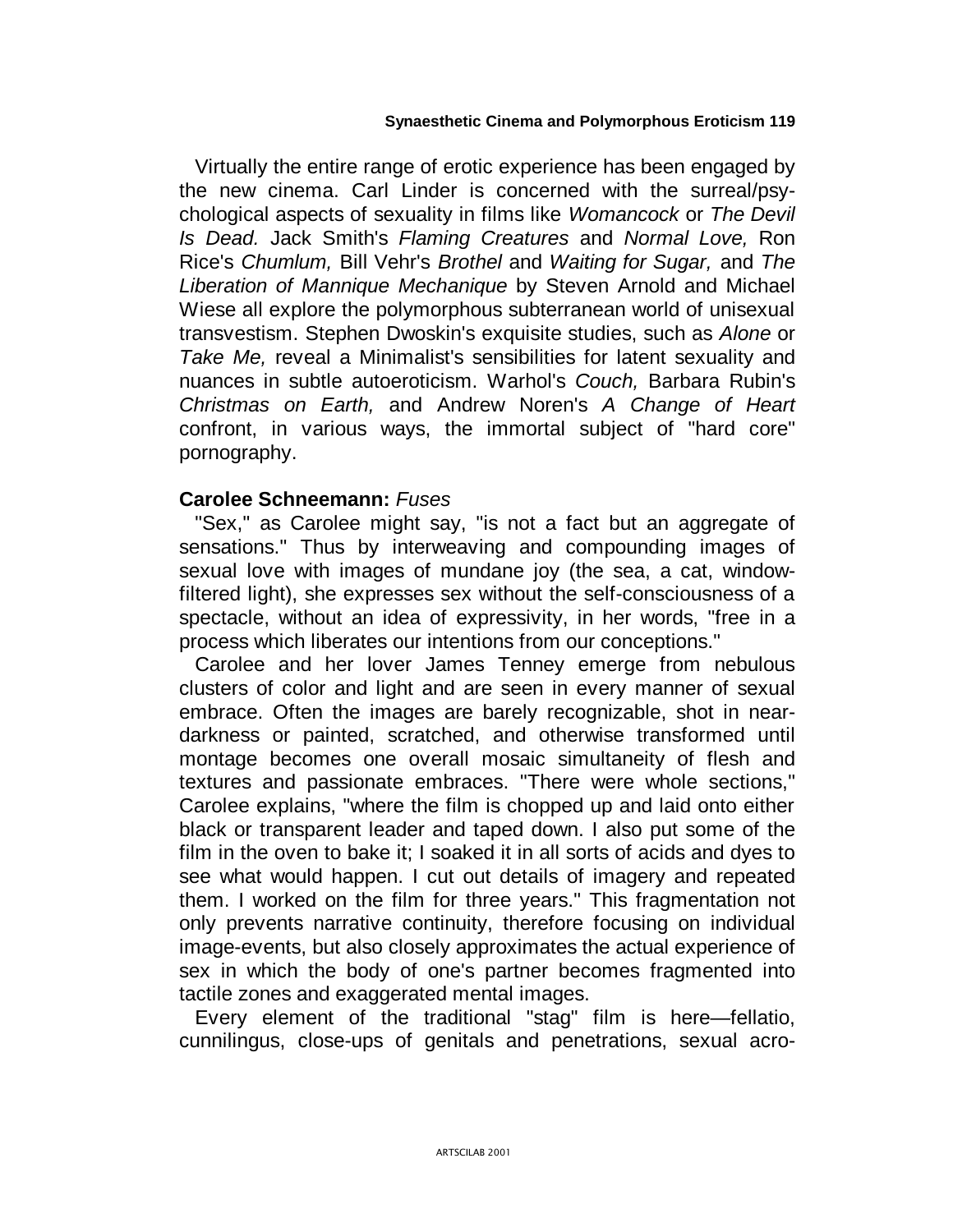Virtually the entire range of erotic experience has been engaged by the new cinema. Carl Linder is concerned with the surreal/psychological aspects of sexuality in films like *Womancock* or *The Devil Is Dead.* Jack Smith's *Flaming Creatures* and *Normal Love,* Ron Rice's *Chumlum,* Bill Vehr's *Brothel* and *Waiting for Sugar,* and *The Liberation of Mannique Mechanique* by Steven Arnold and Michael Wiese all explore the polymorphous subterranean world of unisexual transvestism. Stephen Dwoskin's exquisite studies, such as *Alone* or *Take Me,* reveal a Minimalist's sensibilities for latent sexuality and nuances in subtle autoeroticism. Warhol's *Couch,* Barbara Rubin's *Christmas on Earth,* and Andrew Noren's *A Change of Heart* confront, in various ways, the immortal subject of "hard core" pornography.

### **Carolee Schneemann:** *Fuses*

"Sex," as Carolee might say, "is not a fact but an aggregate of sensations." Thus by interweaving and compounding images of sexual love with images of mundane joy (the sea, a cat, window-filtered light), she expresses sex without the self-consciousness of a spectacle, without an idea of expressivity, in her words, "free in a process which liberates our intentions from our conceptions."

Carolee and her lover James Tenney emerge from nebulous clusters of color and light and are seen in every manner of sexual embrace. Often the images are barely recognizable, shot in near-darkness or painted, scratched, and otherwise transformed until montage becomes one overall mosaic simultaneity of flesh and textures and passionate embraces. "There were whole sections," Carolee explains, "where the film is chopped up and laid onto either black or transparent leader and taped down. I also put some of the film in the oven to bake it; I soaked it in all sorts of acids and dyes to see what would happen. I cut out details of imagery and repeated them. I worked on the film for three years." This fragmentation not only prevents narrative continuity, therefore focusing on individual image-events, but also closely approximates the actual experience of sex in which the body of one's partner becomes fragmented into tactile zones and exaggerated mental images.

Every element of the traditional "stag" film is here—fellatio, cunnilingus, close-ups of genitals and penetrations, sexual acro-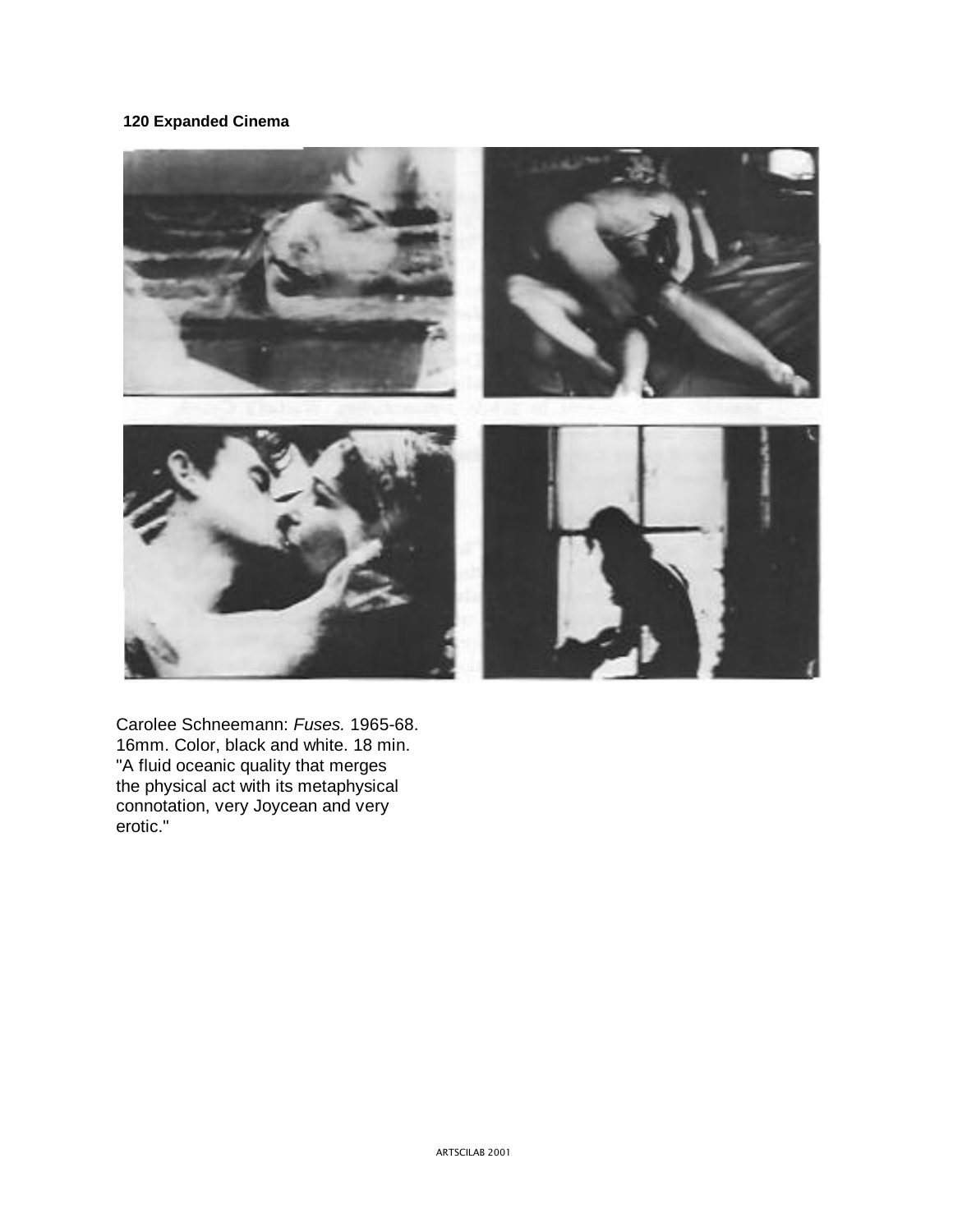Carolee Schneemann: *Fuses.* 1965-68. 16mm. Color, black and white. 18 min. "A fluid oceanic quality that merges the physical act with its metaphysical connotation, very Joycean and very erotic."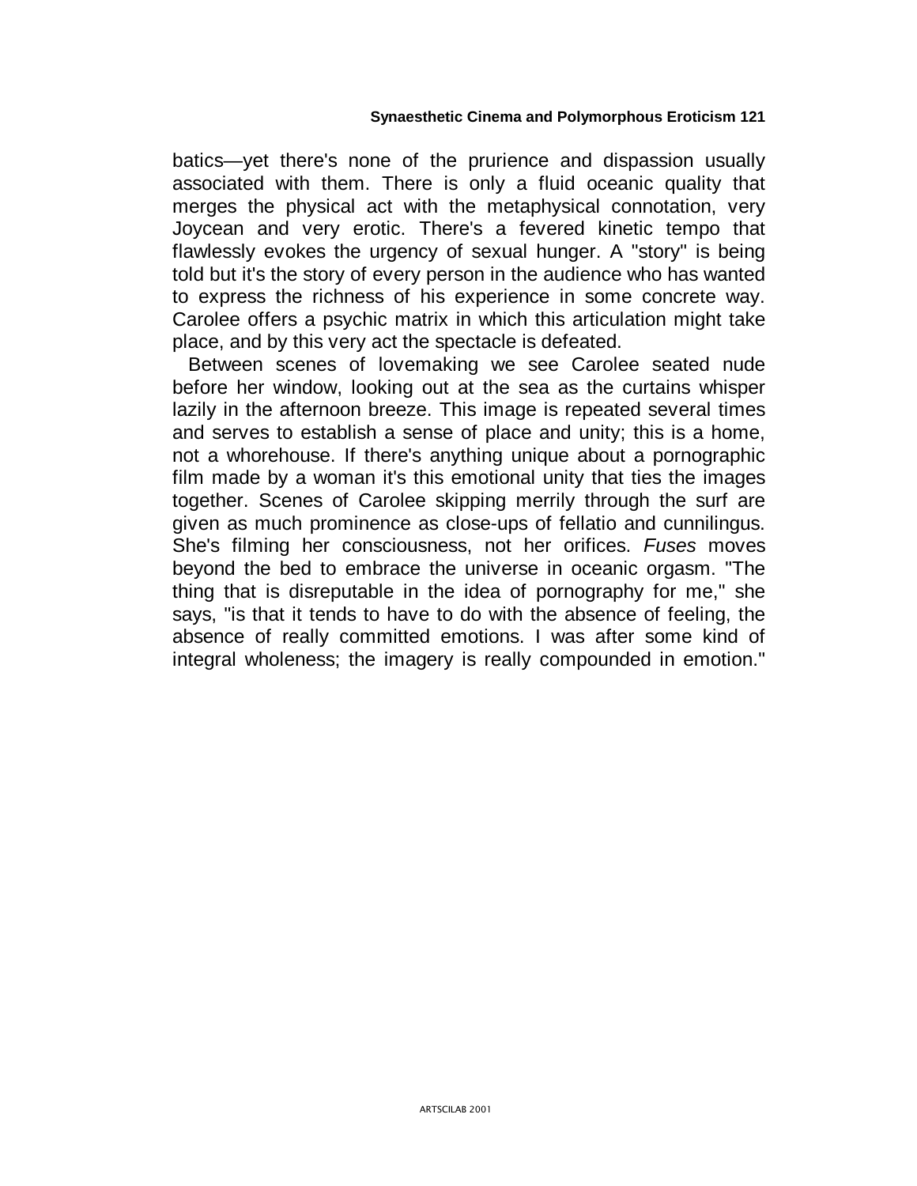batics—yet there's none of the prurience and dispassion usually associated with them. There is only a fluid oceanic quality that merges the physical act with the metaphysical connotation, very Joycean and very erotic. There's a fevered kinetic tempo that flawlessly evokes the urgency of sexual hunger. A "story" is being told but it's the story of every person in the audience who has wanted to express the richness of his experience in some concrete way. Carolee offers a psychic matrix in which this articulation might take place, and by this very act the spectacle is defeated.

Between scenes of lovemaking we see Carolee seated nude before her window, looking out at the sea as the curtains whisper lazily in the afternoon breeze. This image is repeated several times and serves to establish a sense of place and unity; this is a home, not a whorehouse. If there's anything unique about a pornographic film made by a woman it's this emotional unity that ties the images together. Scenes of Carolee skipping merrily through the surf are given as much prominence as close-ups of fellatio and cunnilingus. She's filming her consciousness, not her orifices. *Fuses* moves beyond the bed to embrace the universe in oceanic orgasm. "The thing that is disreputable in the idea of pornography for me," she says, "is that it tends to have to do with the absence of feeling, the absence of really committed emotions. I was after some kind of integral wholeness; the imagery is really compounded in emotion."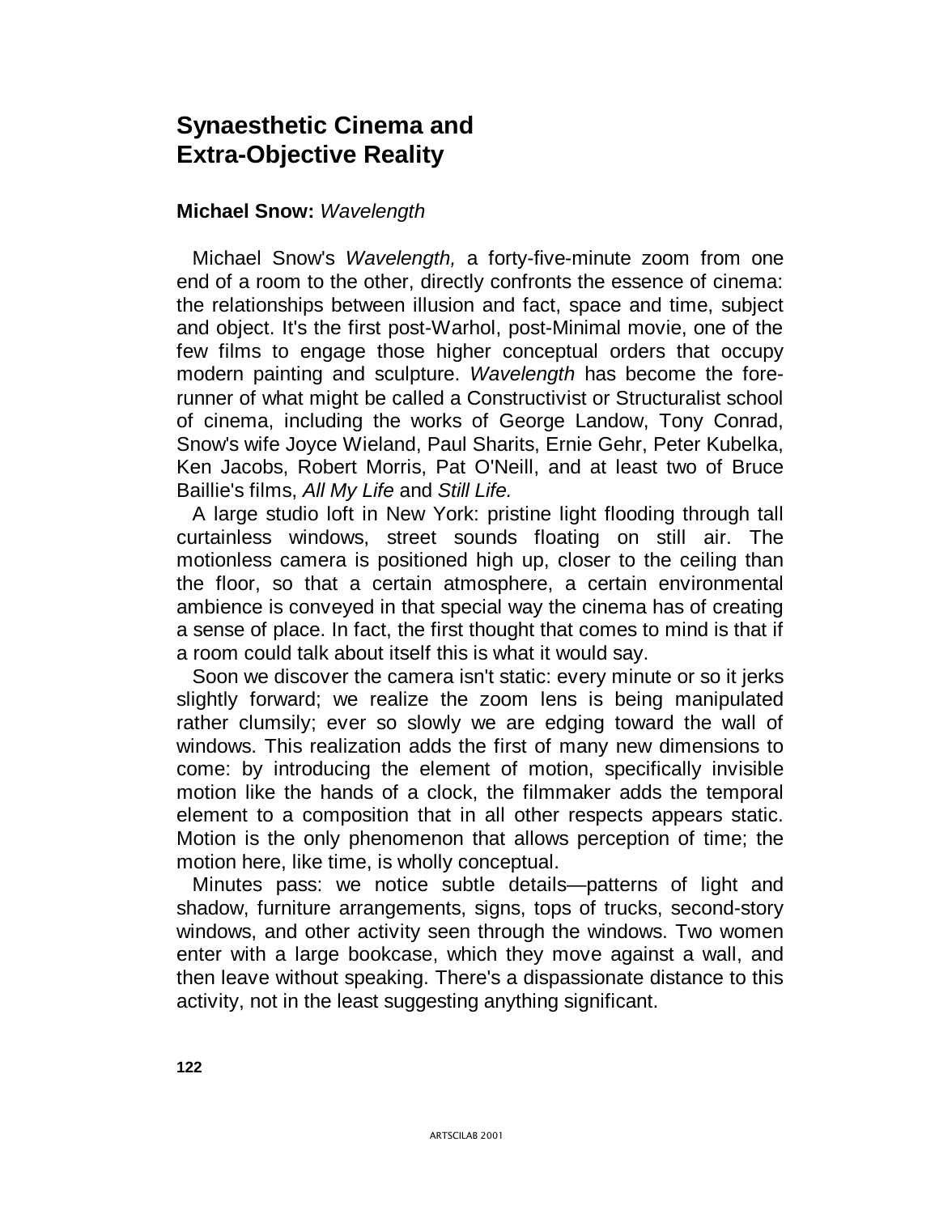# Synaesthetic Cinema and Extra-Objective Reality

### **Michael Snow:** *Wavelength*

Michael Snow's *Wavelength,* a forty-five-minute zoom from one end of a room to the other, directly confronts the essence of cinema: the relationships between illusion and fact, space and time, subject and object. It's the first post-Warhol, post-Minimal movie, one of the few films to engage those higher conceptual orders that occupy modern painting and sculpture. *Wavelength* has become the forerunner of what might be called a Constructivist or Structuralist school of cinema, including the works of George Landow, Tony Conrad, Snow's wife Joyce Wieland, Paul Sharits, Ernie Gehr, Peter Kubelka, Ken Jacobs, Robert Morris, Pat O'Neill, and at least two of Bruce Baillie's films, *All My Life* and *Still Life.*

A large studio loft in New York: pristine light flooding through tall curtainless windows, street sounds floating on still air. The motionless camera is positioned high up, closer to the ceiling than the floor, so that a certain atmosphere, a certain environmental ambience is conveyed in that special way the cinema has of creating a sense of place. In fact, the first thought that comes to mind is that if a room could talk about itself this is what it would say.

Soon we discover the camera isn't static: every minute or so it jerks slightly forward; we realize the zoom lens is being manipulated rather clumsily; ever so slowly we are edging toward the wall of windows. This realization adds the first of many new dimensions to come: by introducing the element of motion, specifically invisible motion like the hands of a clock, the filmmaker adds the temporal element to a composition that in all other respects appears static. Motion is the only phenomenon that allows perception of time; the motion here, like time, is wholly conceptual.

Minutes pass: we notice subtle details—patterns of light and shadow, furniture arrangements, signs, tops of trucks, second-story windows, and other activity seen through the windows. Two women enter with a large bookcase, which they move against a wall, and then leave without speaking. There's a dispassionate distance to this activity, not in the least suggesting anything significant.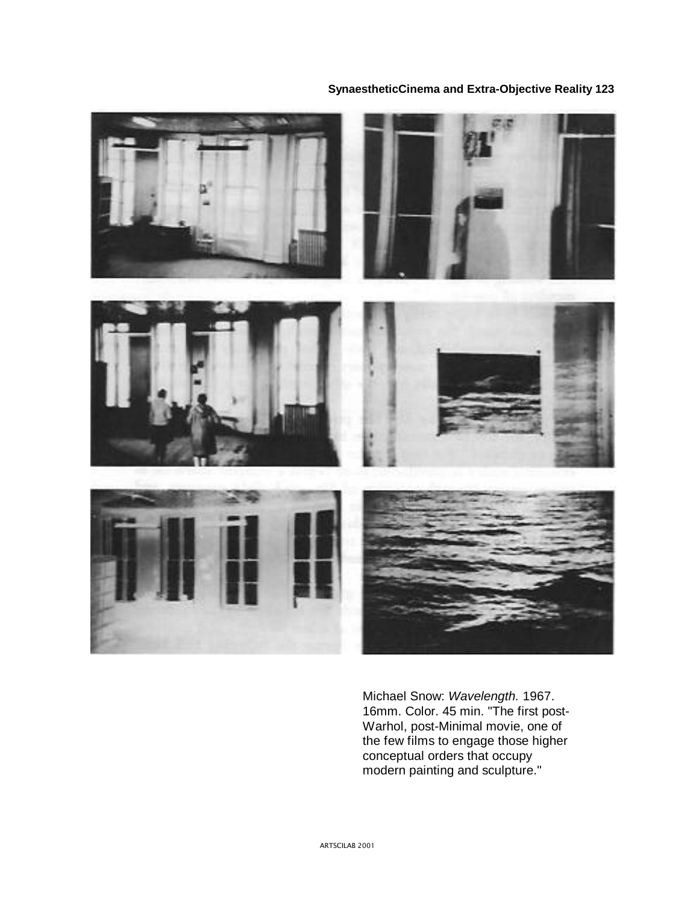Michael Snow: *Wavelength.* 1967. 16mm. Color. 45 min. "The first post-Warhol, post-Minimal movie, one of the few films to engage those higher conceptual orders that occupy modern painting and sculpture."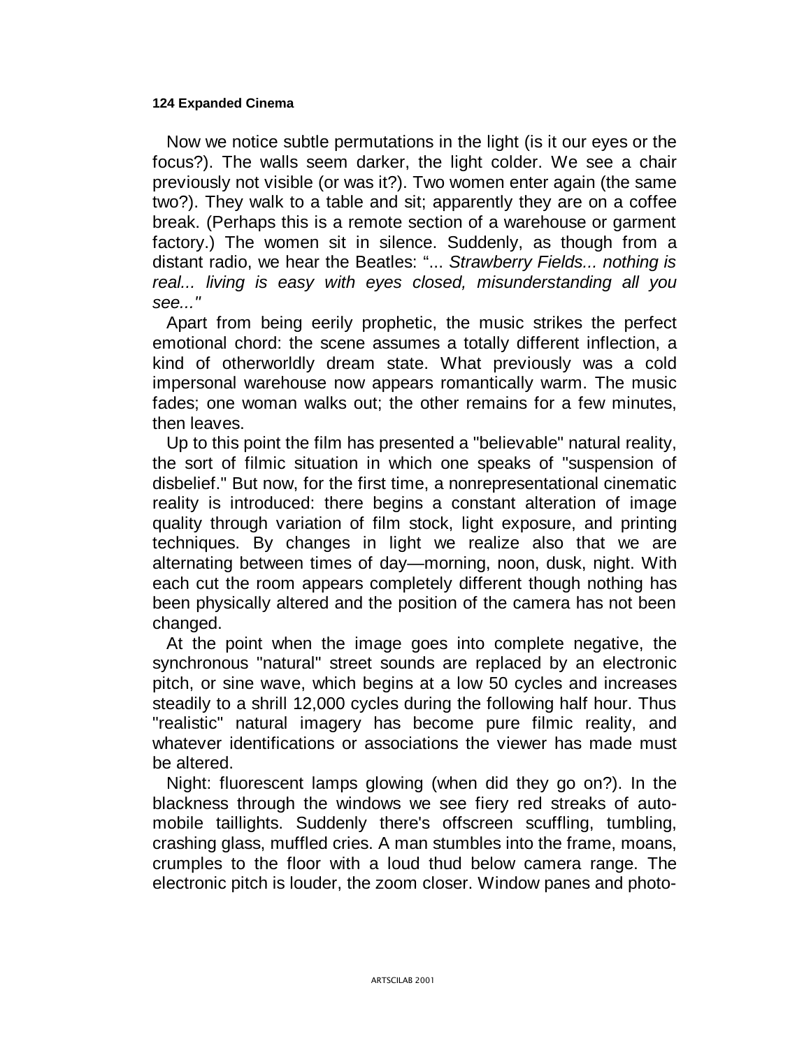Now we notice subtle permutations in the light (is it our eyes or the focus?). The walls seem darker, the light colder. We see a chair previously not visible (or was it?). Two women enter again (the same two?). They walk to a table and sit; apparently they are on a coffee break. (Perhaps this is a remote section of a warehouse or garment factory.) The women sit in silence. Suddenly, as though from a distant radio, we hear the Beatles: "... *Strawberry Fields... nothing is real... living is easy with eyes closed, misunderstanding all you see..."*

Apart from being eerily prophetic, the music strikes the perfect emotional chord: the scene assumes a totally different inflection, a kind of otherworldly dream state. What previously was a cold impersonal warehouse now appears romantically warm. The music fades; one woman walks out; the other remains for a few minutes, then leaves.

Up to this point the film has presented a "believable" natural reality, the sort of filmic situation in which one speaks of "suspension of disbelief." But now, for the first time, a nonrepresentational cinematic reality is introduced: there begins a constant alteration of image quality through variation of film stock, light exposure, and printing techniques. By changes in light we realize also that we are alternating between times of day—morning, noon, dusk, night. With each cut the room appears completely different though nothing has been physically altered and the position of the camera has not been changed.

At the point when the image goes into complete negative, the synchronous "natural" street sounds are replaced by an electronic pitch, or sine wave, which begins at a low 50 cycles and increases steadily to a shrill 12,000 cycles during the following half hour. Thus "realistic" natural imagery has become pure filmic reality, and whatever identifications or associations the viewer has made must be altered.

Night: fluorescent lamps glowing (when did they go on?). In the blackness through the windows we see fiery red streaks of automobile taillights. Suddenly there's offscreen scuffling, tumbling, crashing glass, muffled cries. A man stumbles into the frame, moans, crumples to the floor with a loud thud below camera range. The electronic pitch is louder, the zoom closer. Window panes and photo-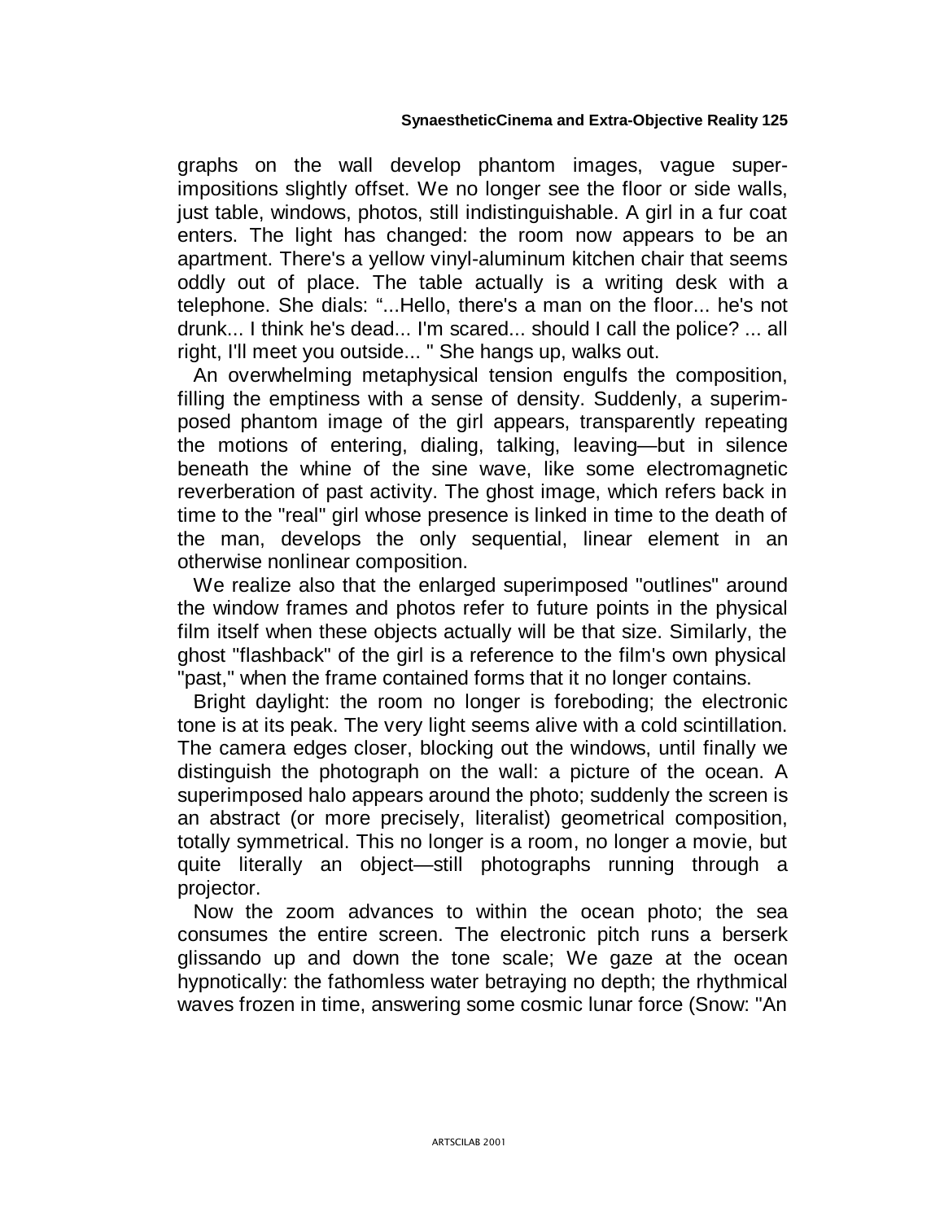graphs on the wall develop phantom images, vague superimpositions slightly offset. We no longer see the floor or side walls, just table, windows, photos, still indistinguishable. A girl in a fur coat enters. The light has changed: the room now appears to be an apartment. There's a yellow vinyl-aluminum kitchen chair that seems oddly out of place. The table actually is a writing desk with a telephone. She dials: "...Hello, there's a man on the floor... he's not drunk... I think he's dead... I'm scared... should I call the police? ... all right, I'll meet you outside... " She hangs up, walks out.

An overwhelming metaphysical tension engulfs the composition, filling the emptiness with a sense of density. Suddenly, a superimposed phantom image of the girl appears, transparently repeating the motions of entering, dialing, talking, leaving—but in silence beneath the whine of the sine wave, like some electromagnetic reverberation of past activity. The ghost image, which refers back in time to the "real" girl whose presence is linked in time to the death of the man, develops the only sequential, linear element in an otherwise nonlinear composition.

We realize also that the enlarged superimposed "outlines" around the window frames and photos refer to future points in the physical film itself when these objects actually will be that size. Similarly, the ghost "flashback" of the girl is a reference to the film's own physical "past," when the frame contained forms that it no longer contains.

Bright daylight: the room no longer is foreboding; the electronic tone is at its peak. The very light seems alive with a cold scintillation. The camera edges closer, blocking out the windows, until finally we distinguish the photograph on the wall: a picture of the ocean. A superimposed halo appears around the photo; suddenly the screen is an abstract (or more precisely, literalist) geometrical composition, totally symmetrical. This no longer is a room, no longer a movie, but quite literally an object—still photographs running through a projector.

Now the zoom advances to within the ocean photo; the sea consumes the entire screen. The electronic pitch runs a berserk glissando up and down the tone scale; We gaze at the ocean hypnotically: the fathomless water betraying no depth; the rhythmical waves frozen in time, answering some cosmic lunar force (Snow: "An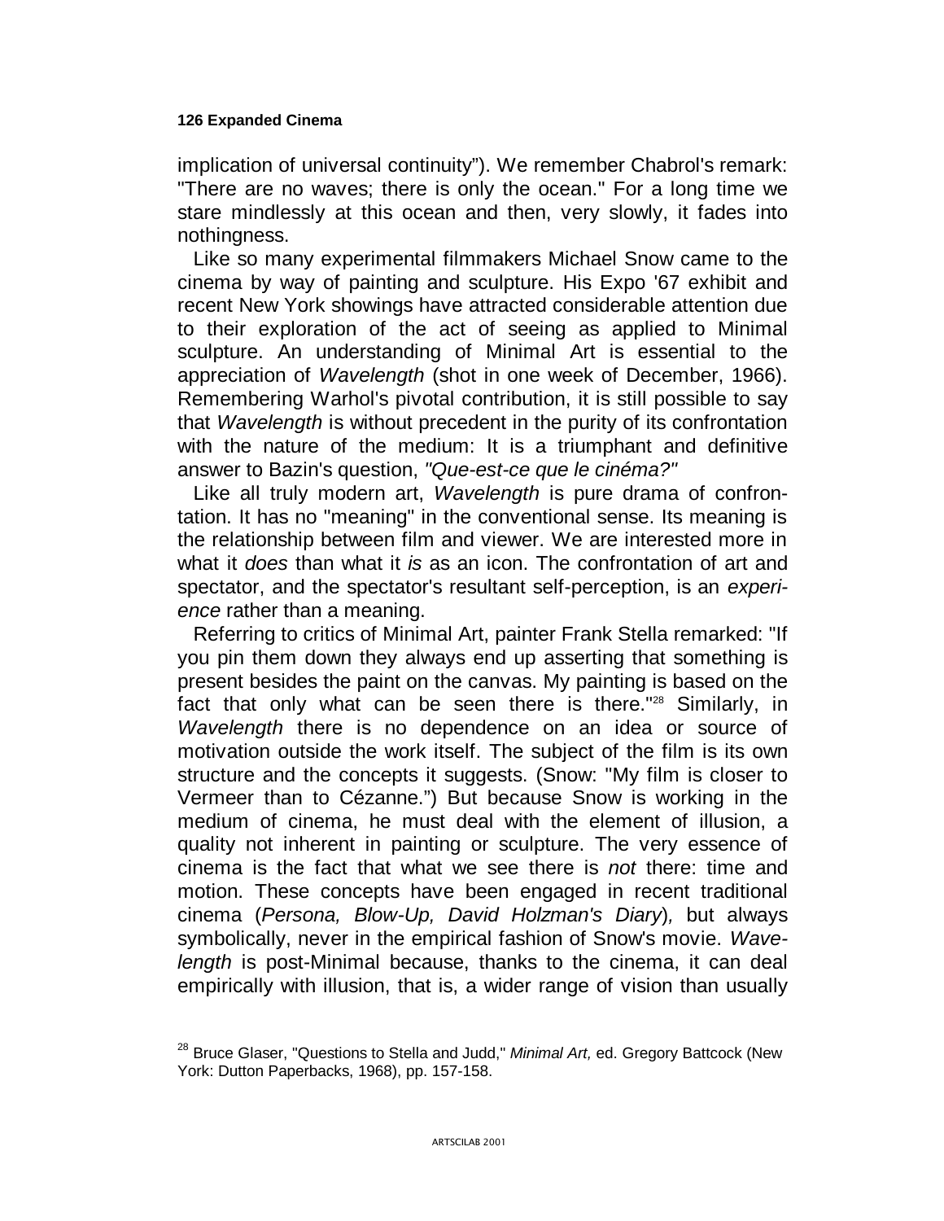implication of universal continuity"). We remember Chabrol's remark: "There are no waves; there is only the ocean." For a long time we stare mindlessly at this ocean and then, very slowly, it fades into nothingness.

Like so many experimental filmmakers Michael Snow came to the cinema by way of painting and sculpture. His Expo '67 exhibit and recent New York showings have attracted considerable attention due to their exploration of the act of seeing as applied to Minimal sculpture. An understanding of Minimal Art is essential to the appreciation of *Wavelength* (shot in one week of December, 1966). Remembering Warhol's pivotal contribution, it is still possible to say that *Wavelength* is without precedent in the purity of its confrontation with the nature of the medium: It is a triumphant and definitive answer to Bazin's question, *"Que-est-ce que le cinéma?"*

Like all truly modern art, *Wavelength* is pure drama of confrontation. It has no "meaning" in the conventional sense. Its meaning is the relationship between film and viewer. We are interested more in what it *does* than what it *is* as an icon. The confrontation of art and spectator, and the spectator's resultant self-perception, is an *experience* rather than a meaning.

Referring to critics of Minimal Art, painter Frank Stella remarked: "If you pin them down they always end up asserting that something is present besides the paint on the canvas. My painting is based on the fact that only what can be seen there is there."[28] Similarly, in *Wavelength* there is no dependence on an idea or source of motivation outside the work itself. The subject of the film is its own structure and the concepts it suggests. (Snow: "My film is closer to Vermeer than to Cézanne.") But because Snow is working in the medium of cinema, he must deal with the element of illusion, a quality not inherent in painting or sculpture. The very essence of cinema is the fact that what we see there is *not* there: time and motion. These concepts have been engaged in recent traditional cinema (*Persona, Blow-Up, David Holzman's Diary*), but always symbolically, never in the empirical fashion of Snow's movie. *Wavelength* is post-Minimal because, thanks to the cinema, it can deal empirically with illusion, that is, a wider range of vision than usually

[28] Bruce Glaser, "Questions to Stella and Judd," *Minimal Art,* ed. Gregory Battcock (New York: Dutton Paperbacks, 1968), pp. 157-158.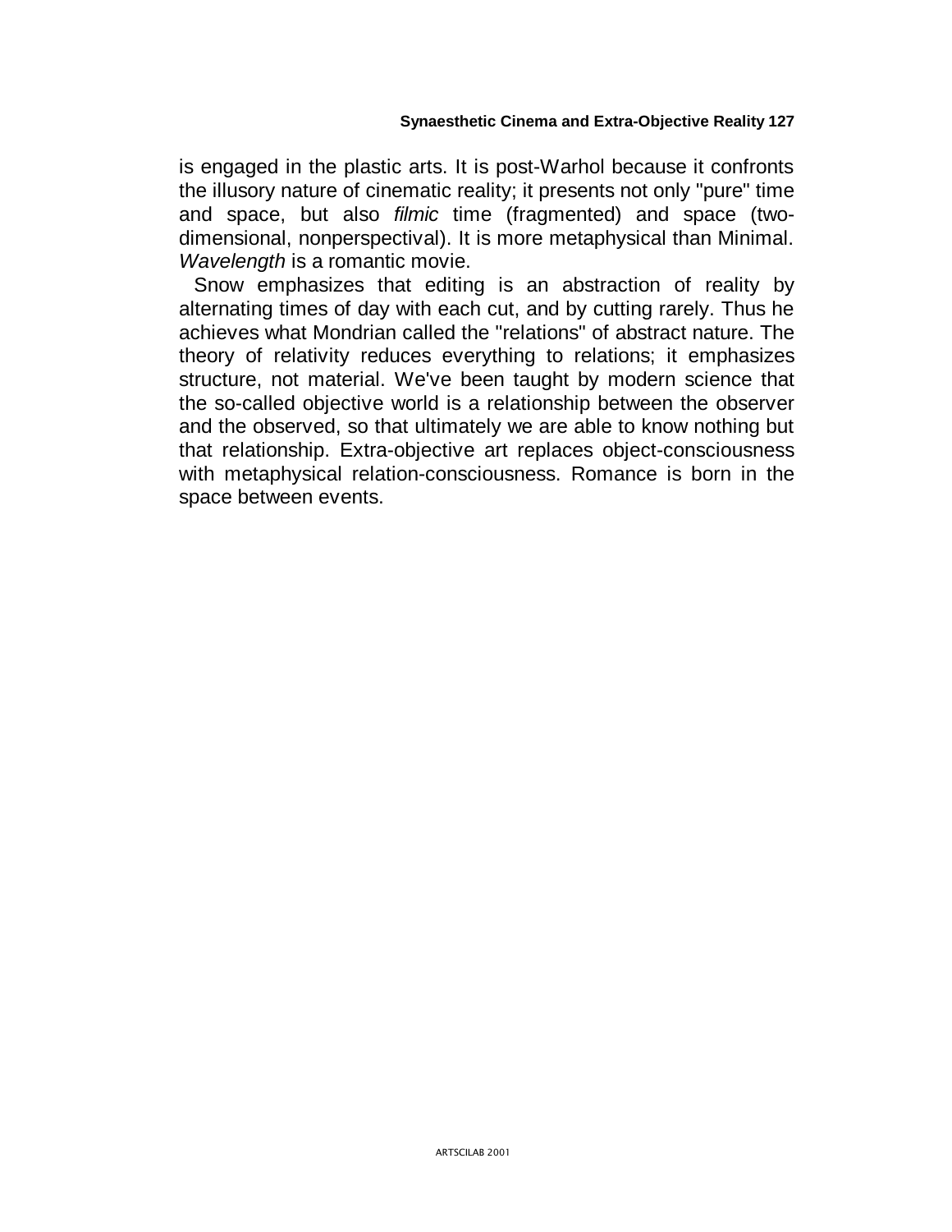is engaged in the plastic arts. It is post-Warhol because it confronts the illusory nature of cinematic reality; it presents not only "pure" time and space, but also *filmic* time (fragmented) and space (two-dimensional, nonperspectival). It is more metaphysical than Minimal. *Wavelength* is a romantic movie.

Snow emphasizes that editing is an abstraction of reality by alternating times of day with each cut, and by cutting rarely. Thus he achieves what Mondrian called the "relations" of abstract nature. The theory of relativity reduces everything to relations; it emphasizes structure, not material. We've been taught by modern science that the so-called objective world is a relationship between the observer and the observed, so that ultimately we are able to know nothing but that relationship. Extra-objective art replaces object-consciousness with metaphysical relation-consciousness. Romance is born in the space between events.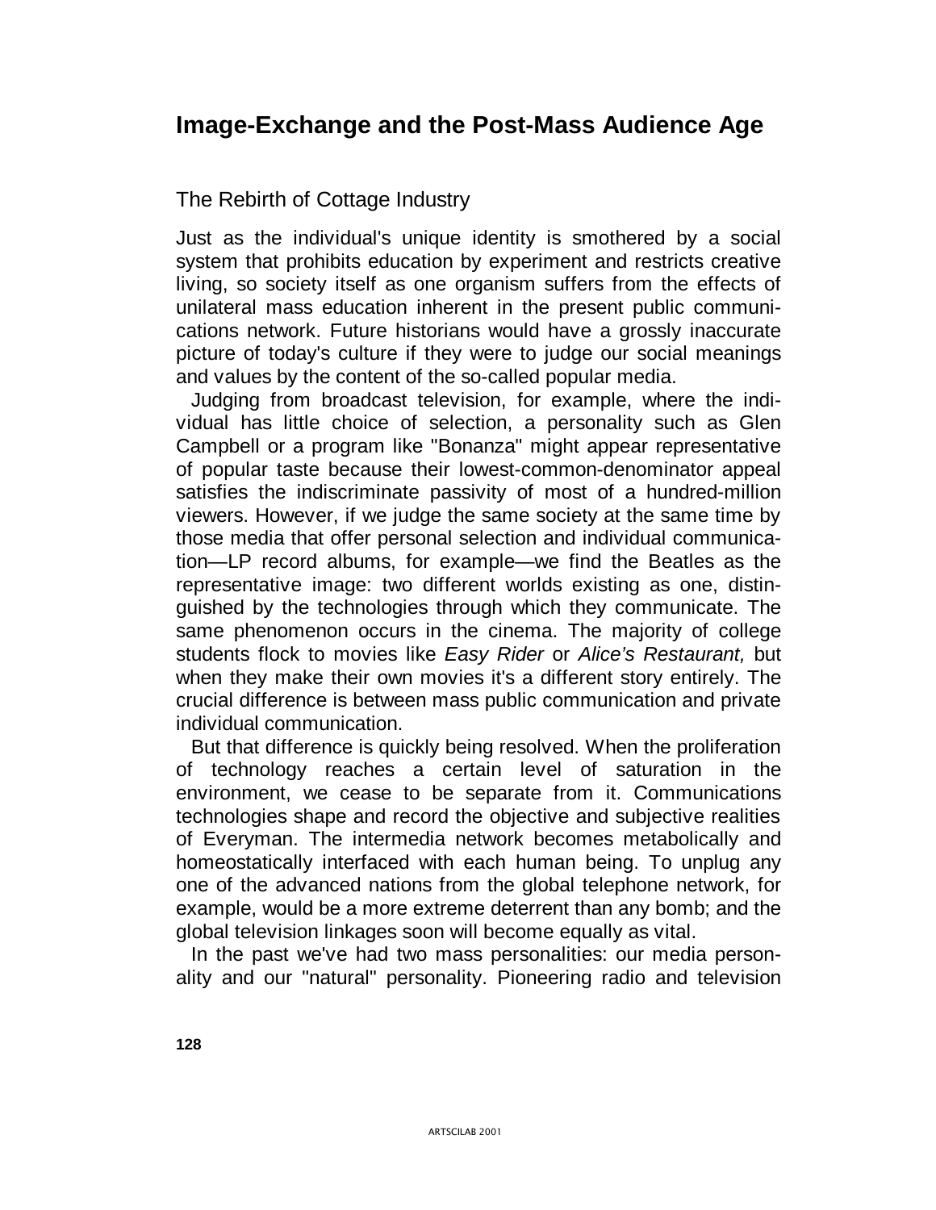## Image-Exchange and the Post-Mass Audience Age

### The Rebirth of Cottage Industry

Just as the individual's unique identity is smothered by a social system that prohibits education by experiment and restricts creative living, so society itself as one organism suffers from the effects of unilateral mass education inherent in the present public communications network. Future historians would have a grossly inaccurate picture of today's culture if they were to judge our social meanings and values by the content of the so-called popular media.

Judging from broadcast television, for example, where the individual has little choice of selection, a personality such as Glen Campbell or a program like "Bonanza" might appear representative of popular taste because their lowest-common-denominator appeal satisfies the indiscriminate passivity of most of a hundred-million viewers. However, if we judge the same society at the same time by those media that offer personal selection and individual communication—LP record albums, for example—we find the Beatles as the representative image: two different worlds existing as one, distinguished by the technologies through which they communicate. The same phenomenon occurs in the cinema. The majority of college students flock to movies like *Easy Rider* or *Alice's Restaurant,* but when they make their own movies it's a different story entirely. The crucial difference is between mass public communication and private individual communication.

But that difference is quickly being resolved. When the proliferation of technology reaches a certain level of saturation in the environment, we cease to be separate from it. Communications technologies shape and record the objective and subjective realities of Everyman. The intermedia network becomes metabolically and homeostatically interfaced with each human being. To unplug any one of the advanced nations from the global telephone network, for example, would be a more extreme deterrent than any bomb; and the global television linkages soon will become equally as vital.

In the past we've had two mass personalities: our media personality and our "natural" personality. Pioneering radio and television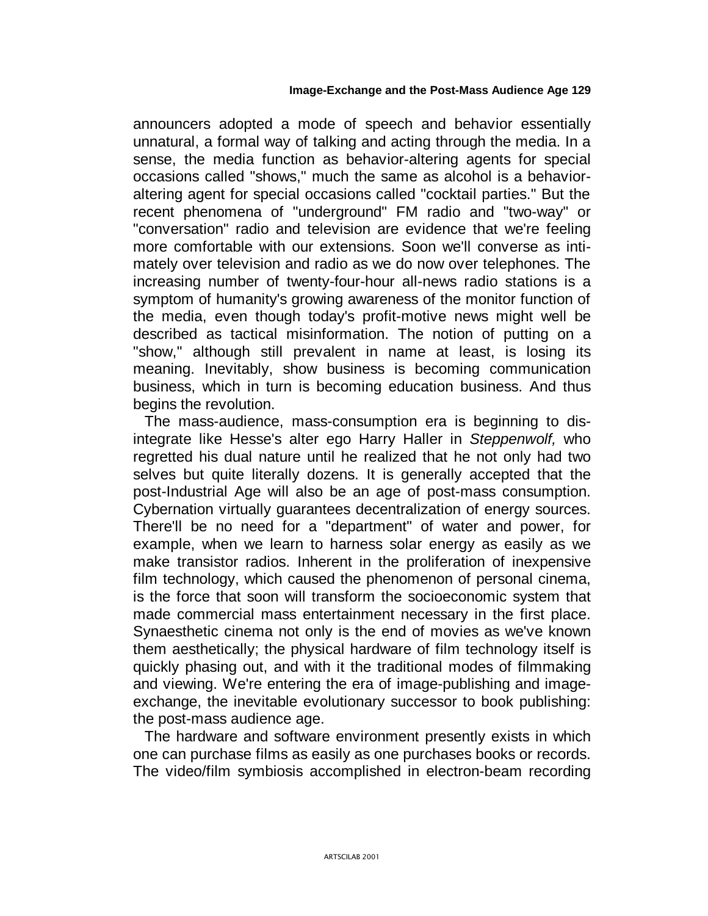announcers adopted a mode of speech and behavior essentially unnatural, a formal way of talking and acting through the media. In a sense, the media function as behavior-altering agents for special occasions called "shows," much the same as alcohol is a behavior-altering agent for special occasions called "cocktail parties." But the recent phenomena of "underground" FM radio and "two-way" or "conversation" radio and television are evidence that we're feeling more comfortable with our extensions. Soon we'll converse as intimately over television and radio as we do now over telephones. The increasing number of twenty-four-hour all-news radio stations is a symptom of humanity's growing awareness of the monitor function of the media, even though today's profit-motive news might well be described as tactical misinformation. The notion of putting on a "show," although still prevalent in name at least, is losing its meaning. Inevitably, show business is becoming communication business, which in turn is becoming education business. And thus begins the revolution.

The mass-audience, mass-consumption era is beginning to disintegrate like Hesse's alter ego Harry Haller in *Steppenwolf,* who regretted his dual nature until he realized that he not only had two selves but quite literally dozens. It is generally accepted that the post-Industrial Age will also be an age of post-mass consumption. Cybernation virtually guarantees decentralization of energy sources. There'll be no need for a "department" of water and power, for example, when we learn to harness solar energy as easily as we make transistor radios. Inherent in the proliferation of inexpensive film technology, which caused the phenomenon of personal cinema, is the force that soon will transform the socioeconomic system that made commercial mass entertainment necessary in the first place. Synaesthetic cinema not only is the end of movies as we've known them aesthetically; the physical hardware of film technology itself is quickly phasing out, and with it the traditional modes of filmmaking and viewing. We're entering the era of image-publishing and image-exchange, the inevitable evolutionary successor to book publishing: the post-mass audience age.

The hardware and software environment presently exists in which one can purchase films as easily as one purchases books or records. The video/film symbiosis accomplished in electron-beam recording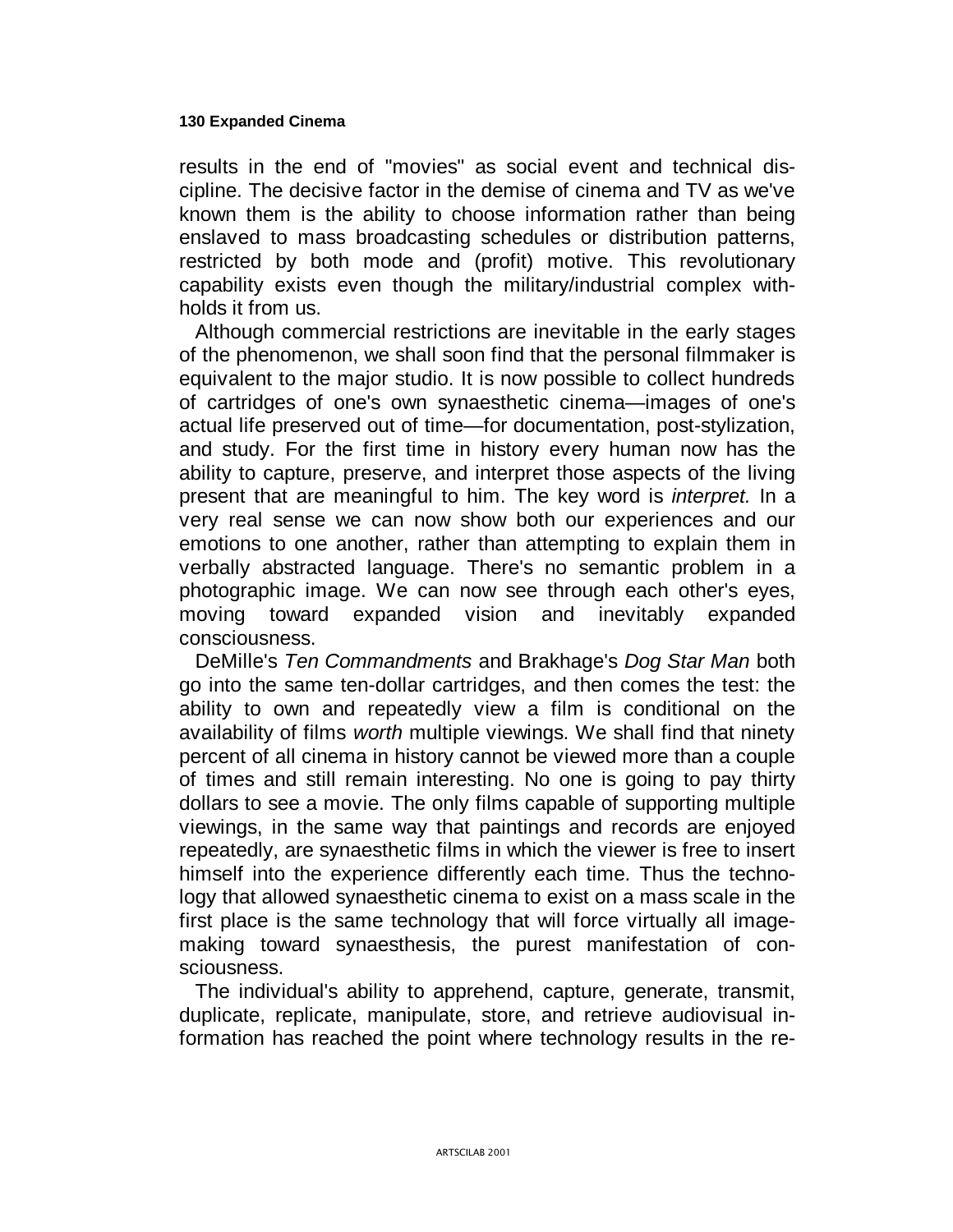results in the end of "movies" as social event and technical discipline. The decisive factor in the demise of cinema and TV as we've known them is the ability to choose information rather than being enslaved to mass broadcasting schedules or distribution patterns, restricted by both mode and (profit) motive. This revolutionary capability exists even though the military/industrial complex withholds it from us.

Although commercial restrictions are inevitable in the early stages of the phenomenon, we shall soon find that the personal filmmaker is equivalent to the major studio. It is now possible to collect hundreds of cartridges of one's own synaesthetic cinema—images of one's actual life preserved out of time—for documentation, post-stylization, and study. For the first time in history every human now has the ability to capture, preserve, and interpret those aspects of the living present that are meaningful to him. The key word is *interpret.* In a very real sense we can now show both our experiences and our emotions to one another, rather than attempting to explain them in verbally abstracted language. There's no semantic problem in a photographic image. We can now see through each other's eyes, moving toward expanded vision and inevitably expanded consciousness.

DeMille's *Ten Commandments* and Brakhage's *Dog Star Man* both go into the same ten-dollar cartridges, and then comes the test: the ability to own and repeatedly view a film is conditional on the availability of films *worth* multiple viewings. We shall find that ninety percent of all cinema in history cannot be viewed more than a couple of times and still remain interesting. No one is going to pay thirty dollars to see a movie. The only films capable of supporting multiple viewings, in the same way that paintings and records are enjoyed repeatedly, are synaesthetic films in which the viewer is free to insert himself into the experience differently each time. Thus the technology that allowed synaesthetic cinema to exist on a mass scale in the first place is the same technology that will force virtually all image-making toward synaesthesis, the purest manifestation of consciousness.

The individual's ability to apprehend, capture, generate, transmit, duplicate, replicate, manipulate, store, and retrieve audiovisual information has reached the point where technology results in the re-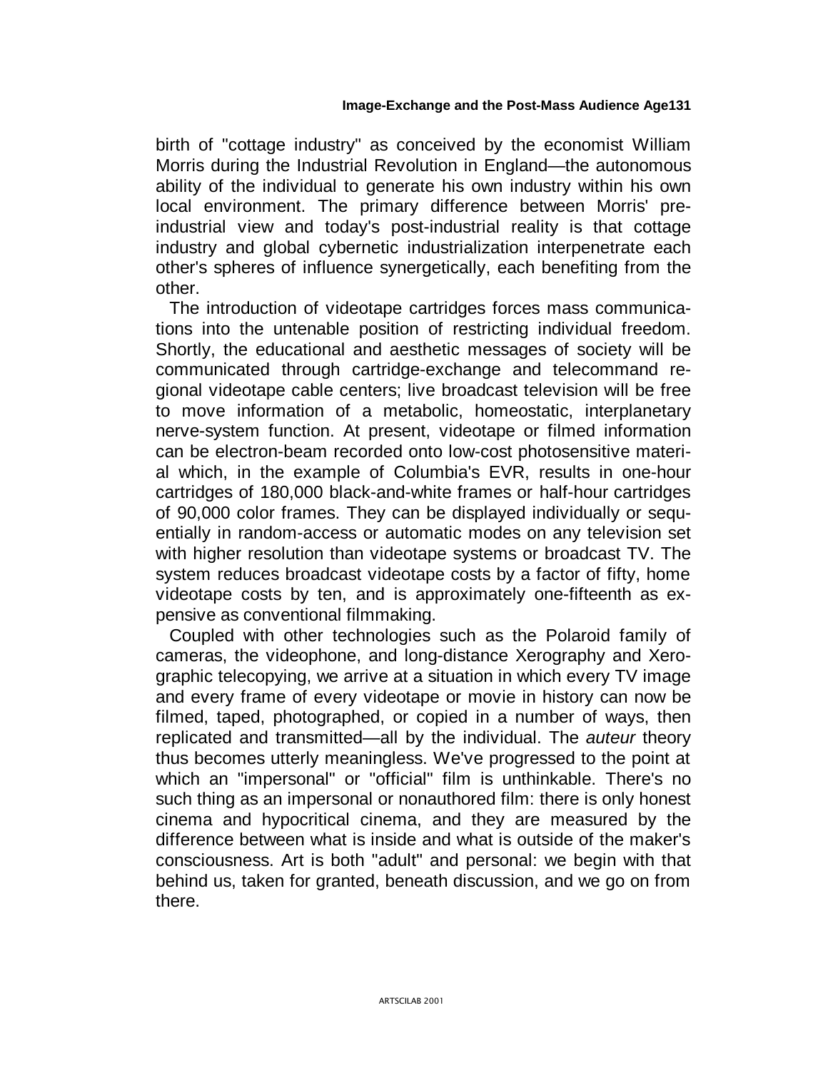birth of "cottage industry" as conceived by the economist William Morris during the Industrial Revolution in England—the autonomous ability of the individual to generate his own industry within his own local environment. The primary difference between Morris' pre-industrial view and today's post-industrial reality is that cottage industry and global cybernetic industrialization interpenetrate each other's spheres of influence synergetically, each benefiting from the other.

The introduction of videotape cartridges forces mass communications into the untenable position of restricting individual freedom. Shortly, the educational and aesthetic messages of society will be communicated through cartridge-exchange and telecommand regional videotape cable centers; live broadcast television will be free to move information of a metabolic, homeostatic, interplanetary nerve-system function. At present, videotape or filmed information can be electron-beam recorded onto low-cost photosensitive material which, in the example of Columbia's EVR, results in one-hour cartridges of 180,000 black-and-white frames or half-hour cartridges of 90,000 color frames. They can be displayed individually or sequentially in random-access or automatic modes on any television set with higher resolution than videotape systems or broadcast TV. The system reduces broadcast videotape costs by a factor of fifty, home videotape costs by ten, and is approximately one-fifteenth as expensive as conventional filmmaking.

Coupled with other technologies such as the Polaroid family of cameras, the videophone, and long-distance Xerography and Xerographic telecopying, we arrive at a situation in which every TV image and every frame of every videotape or movie in history can now be filmed, taped, photographed, or copied in a number of ways, then replicated and transmitted—all by the individual. The *auteur* theory thus becomes utterly meaningless. We've progressed to the point at which an "impersonal" or "official" film is unthinkable. There's no such thing as an impersonal or nonauthored film: there is only honest cinema and hypocritical cinema, and they are measured by the difference between what is inside and what is outside of the maker's consciousness. Art is both "adult" and personal: we begin with that behind us, taken for granted, beneath discussion, and we go on from there.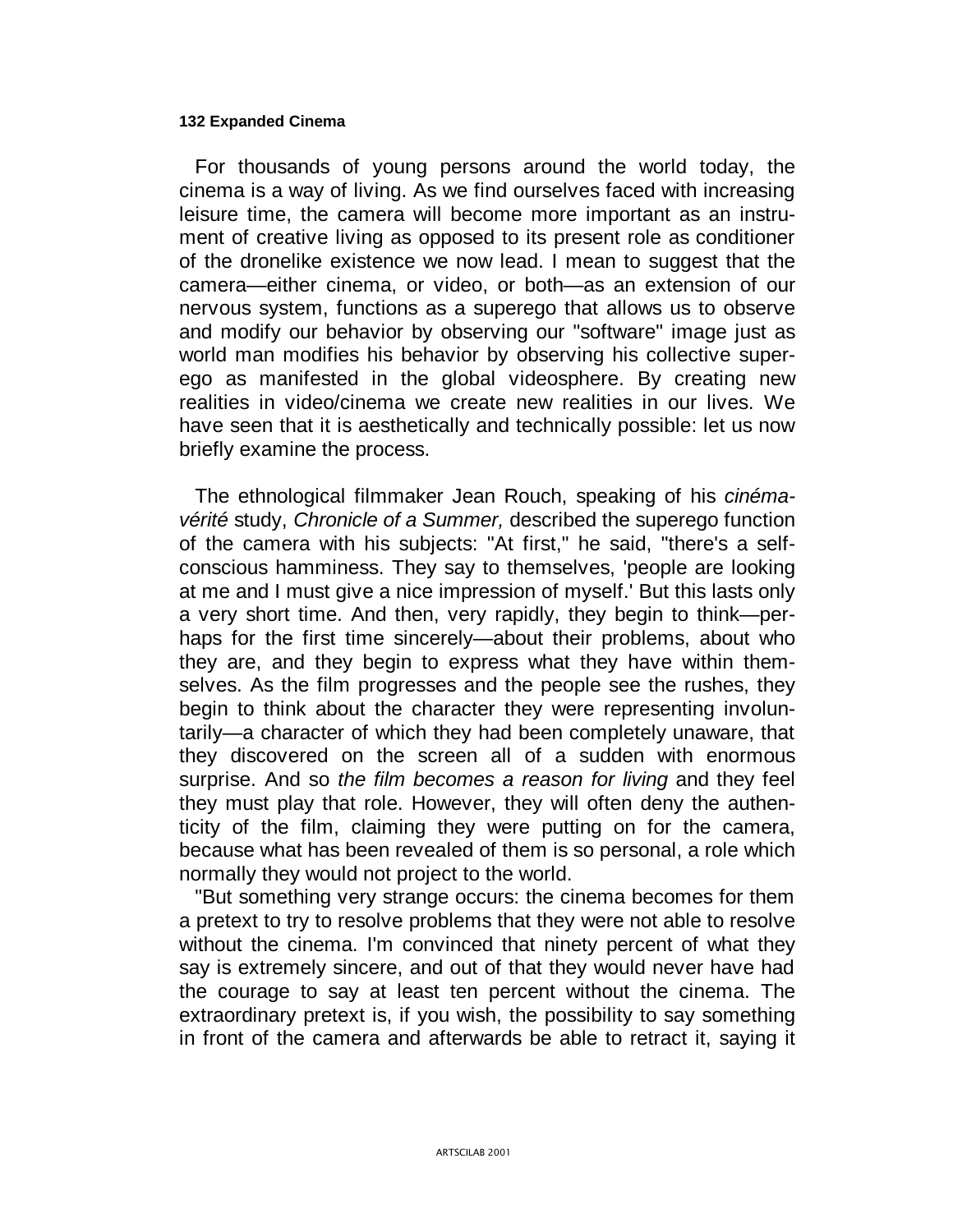For thousands of young persons around the world today, the cinema is a way of living. As we find ourselves faced with increasing leisure time, the camera will become more important as an instrument of creative living as opposed to its present role as conditioner of the dronelike existence we now lead. I mean to suggest that the camera—either cinema, or video, or both—as an extension of our nervous system, functions as a superego that allows us to observe and modify our behavior by observing our "software" image just as world man modifies his behavior by observing his collective superego as manifested in the global videosphere. By creating new realities in video/cinema we create new realities in our lives. We have seen that it is aesthetically and technically possible: let us now briefly examine the process.

The ethnological filmmaker Jean Rouch, speaking of his *cinéma-vérité* study, *Chronicle of a Summer,* described the superego function of the camera with his subjects: "At first," he said, "there's a self-conscious hamminess. They say to themselves, 'people are looking at me and I must give a nice impression of myself.' But this lasts only a very short time. And then, very rapidly, they begin to think—perhaps for the first time sincerely—about their problems, about who they are, and they begin to express what they have within themselves. As the film progresses and the people see the rushes, they begin to think about the character they were representing involuntarily—a character of which they had been completely unaware, that they discovered on the screen all of a sudden with enormous surprise. And so *the film becomes a reason for living* and they feel they must play that role. However, they will often deny the authenticity of the film, claiming they were putting on for the camera, because what has been revealed of them is so personal, a role which normally they would not project to the world.

"But something very strange occurs: the cinema becomes for them a pretext to try to resolve problems that they were not able to resolve without the cinema. I'm convinced that ninety percent of what they say is extremely sincere, and out of that they would never have had the courage to say at least ten percent without the cinema. The extraordinary pretext is, if you wish, the possibility to say something in front of the camera and afterwards be able to retract it, saying it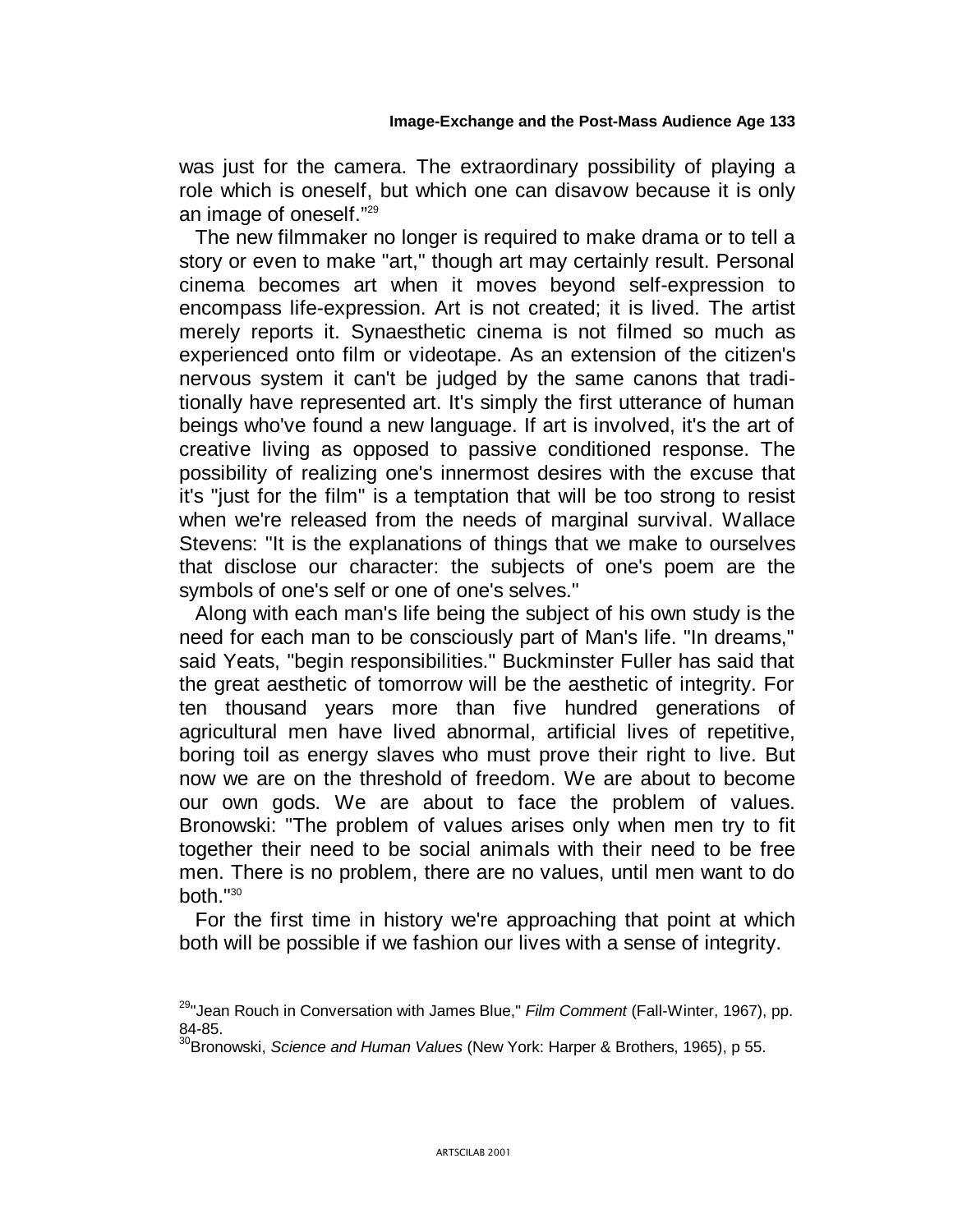was just for the camera. The extraordinary possibility of playing a role which is oneself, but which one can disavow because it is only an image of oneself."[29]

The new filmmaker no longer is required to make drama or to tell a story or even to make "art," though art may certainly result. Personal cinema becomes art when it moves beyond self-expression to encompass life-expression. Art is not created; it is lived. The artist merely reports it. Synaesthetic cinema is not filmed so much as experienced onto film or videotape. As an extension of the citizen's nervous system it can't be judged by the same canons that traditionally have represented art. It's simply the first utterance of human beings who've found a new language. If art is involved, it's the art of creative living as opposed to passive conditioned response. The possibility of realizing one's innermost desires with the excuse that it's "just for the film" is a temptation that will be too strong to resist when we're released from the needs of marginal survival. Wallace Stevens: "It is the explanations of things that we make to ourselves that disclose our character: the subjects of one's poem are the symbols of one's self or one of one's selves."

Along with each man's life being the subject of his own study is the need for each man to be consciously part of Man's life. "In dreams," said Yeats, "begin responsibilities." Buckminster Fuller has said that the great aesthetic of tomorrow will be the aesthetic of integrity. For ten thousand years more than five hundred generations of agricultural men have lived abnormal, artificial lives of repetitive, boring toil as energy slaves who must prove their right to live. But now we are on the threshold of freedom. We are about to become our own gods. We are about to face the problem of values. Bronowski: "The problem of values arises only when men try to fit together their need to be social animals with their need to be free men. There is no problem, there are no values, until men want to do both."[30]

For the first time in history we're approaching that point at which both will be possible if we fashion our lives with a sense of integrity.

[29] "Jean Rouch in Conversation with James Blue," *Film Comment* (Fall-Winter, 1967), pp. 84-85.

[30] Bronowski, *Science and Human Values* (New York: Harper & Brothers, 1965), p 55.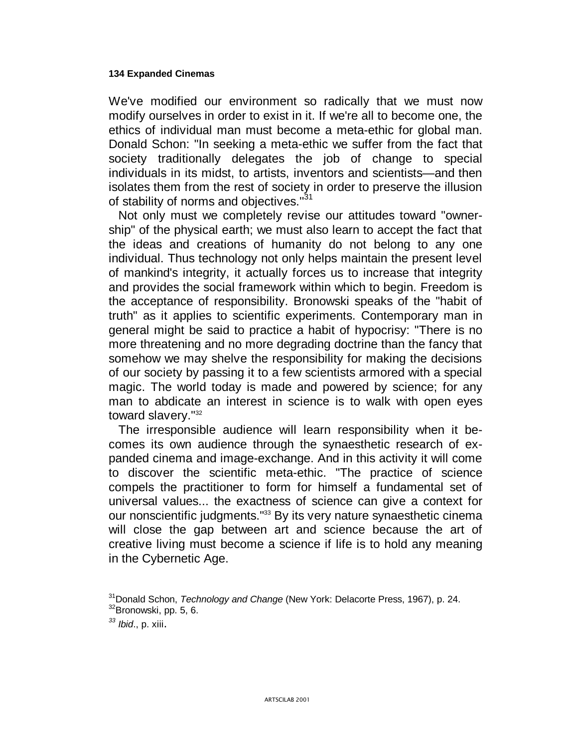We've modified our environment so radically that we must now modify ourselves in order to exist in it. If we're all to become one, the ethics of individual man must become a meta-ethic for global man. Donald Schon: "In seeking a meta-ethic we suffer from the fact that society traditionally delegates the job of change to special individuals in its midst, to artists, inventors and scientists—and then isolates them from the rest of society in order to preserve the illusion of stability of norms and objectives."[31]

Not only must we completely revise our attitudes toward "ownership" of the physical earth; we must also learn to accept the fact that the ideas and creations of humanity do not belong to any one individual. Thus technology not only helps maintain the present level of mankind's integrity, it actually forces us to increase that integrity and provides the social framework within which to begin. Freedom is the acceptance of responsibility. Bronowski speaks of the "habit of truth" as it applies to scientific experiments. Contemporary man in general might be said to practice a habit of hypocrisy: "There is no more threatening and no more degrading doctrine than the fancy that somehow we may shelve the responsibility for making the decisions of our society by passing it to a few scientists armored with a special magic. The world today is made and powered by science; for any man to abdicate an interest in science is to walk with open eyes toward slavery."[32]

The irresponsible audience will learn responsibility when it becomes its own audience through the synaesthetic research of expanded cinema and image-exchange. And in this activity it will come to discover the scientific meta-ethic. "The practice of science compels the practitioner to form for himself a fundamental set of universal values... the exactness of science can give a context for our nonscientific judgments."[33] By its very nature synaesthetic cinema will close the gap between art and science because the art of creative living must become a science if life is to hold any meaning in the Cybernetic Age.

[31]Donald Schon, *Technology and Change* (New York: Delacorte Press, 1967), p. 24.
[32]Bronowski, pp. 5, 6.
[33] *Ibid*., p. xiii.